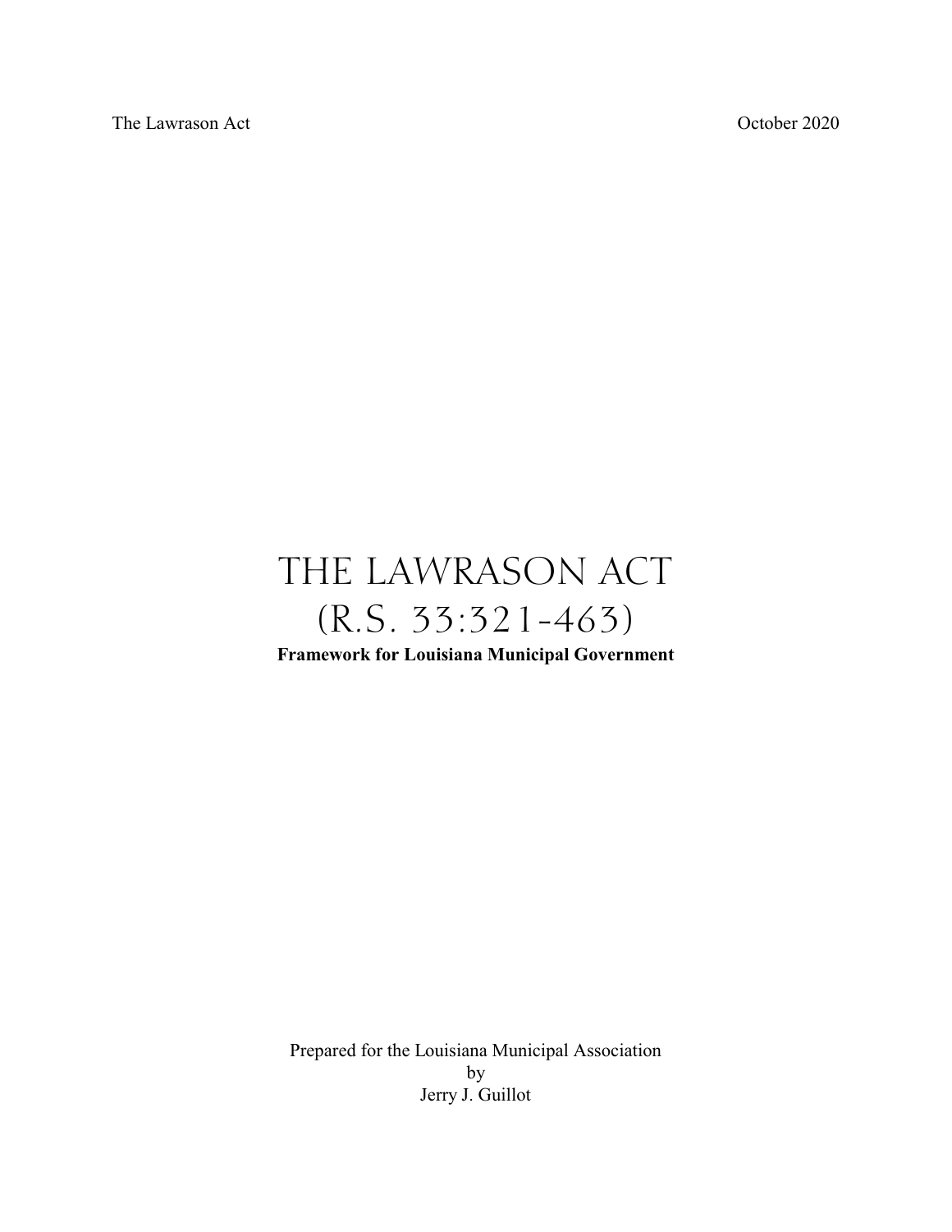# THE LAWRASON ACT (R.S. 33:321-463)

**Framework for Louisiana Municipal Government**

Prepared for the Louisiana Municipal Association
by
Jerry J. Guillot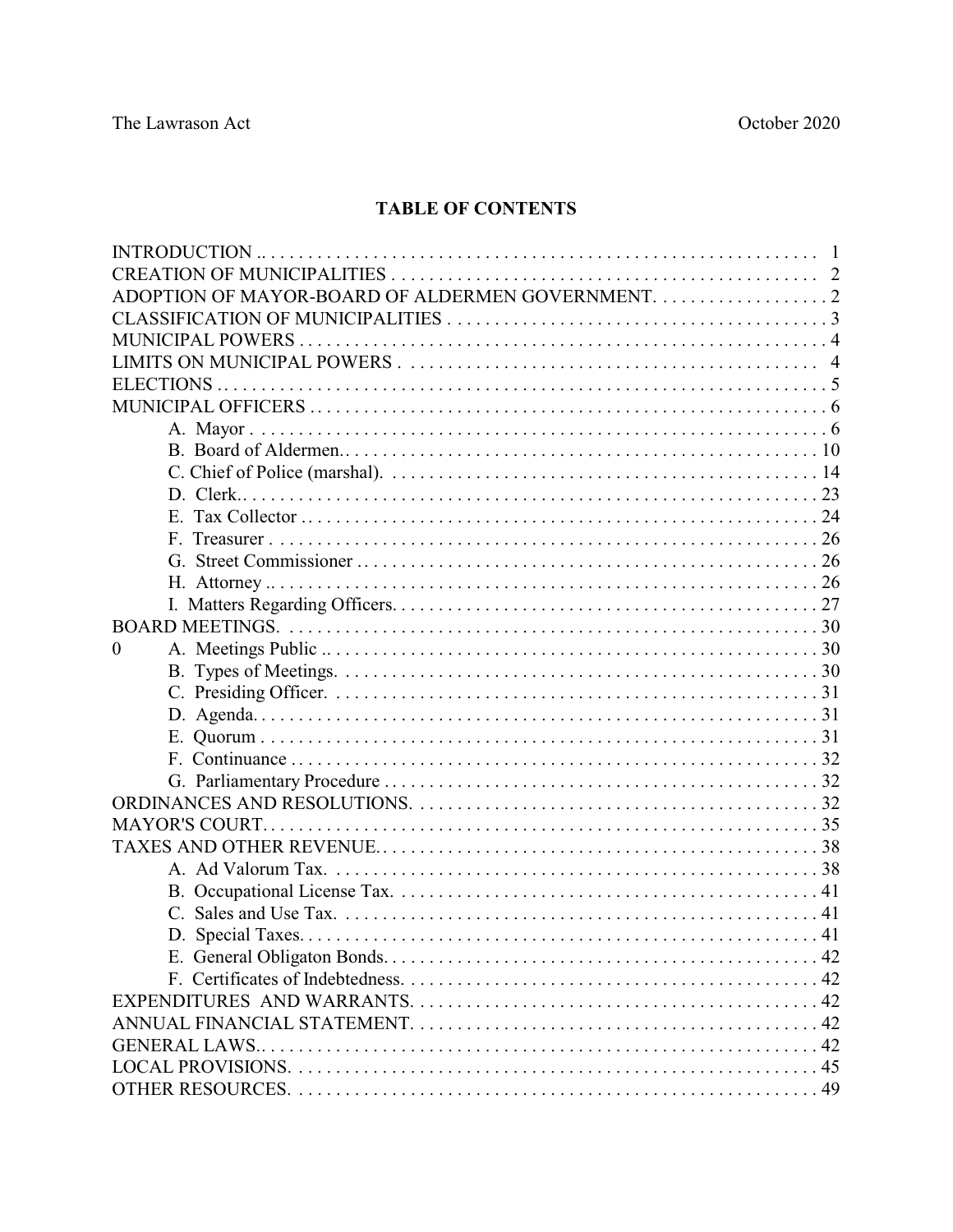# TABLE OF CONTENTS

| | |
|---|---|
| INTRODUCTION | 1 |
| CREATION OF MUNICIPALITIES | 2 |
| ADOPTION OF MAYOR-BOARD OF ALDERMEN GOVERNMENT | 2 |
| CLASSIFICATION OF MUNICIPALITIES | 3 |
| MUNICIPAL POWERS | 4 |
| LIMITS ON MUNICIPAL POWERS | 4 |
| ELECTIONS | 5 |
| MUNICIPAL OFFICERS | 6 |
| A. Mayor | 6 |
| B. Board of Aldermen | 10 |
| C. Chief of Police (marshal) | 14 |
| D. Clerk | 23 |
| E. Tax Collector | 24 |
| F. Treasurer | 26 |
| G. Street Commissioner | 26 |
| H. Attorney | 26 |
| I. Matters Regarding Officers | 27 |
| BOARD MEETINGS | 30 |
| 0 A. Meetings Public | 30 |
| B. Types of Meetings | 30 |
| C. Presiding Officer | 31 |
| D. Agenda | 31 |
| E. Quorum | 31 |
| F. Continuance | 32 |
| G. Parliamentary Procedure | 32 |
| ORDINANCES AND RESOLUTIONS | 32 |
| MAYOR'S COURT | 35 |
| TAXES AND OTHER REVENUE | 38 |
| A. Ad Valorum Tax | 38 |
| B. Occupational License Tax | 41 |
| C. Sales and Use Tax | 41 |
| D. Special Taxes | 41 |
| E. General Obligaton Bonds | 42 |
| F. Certificates of Indebtedness | 42 |
| EXPENDITURES AND WARRANTS | 42 |
| ANNUAL FINANCIAL STATEMENT | 42 |
| GENERAL LAWS | 42 |
| LOCAL PROVISIONS | 45 |
| OTHER RESOURCES | 49 |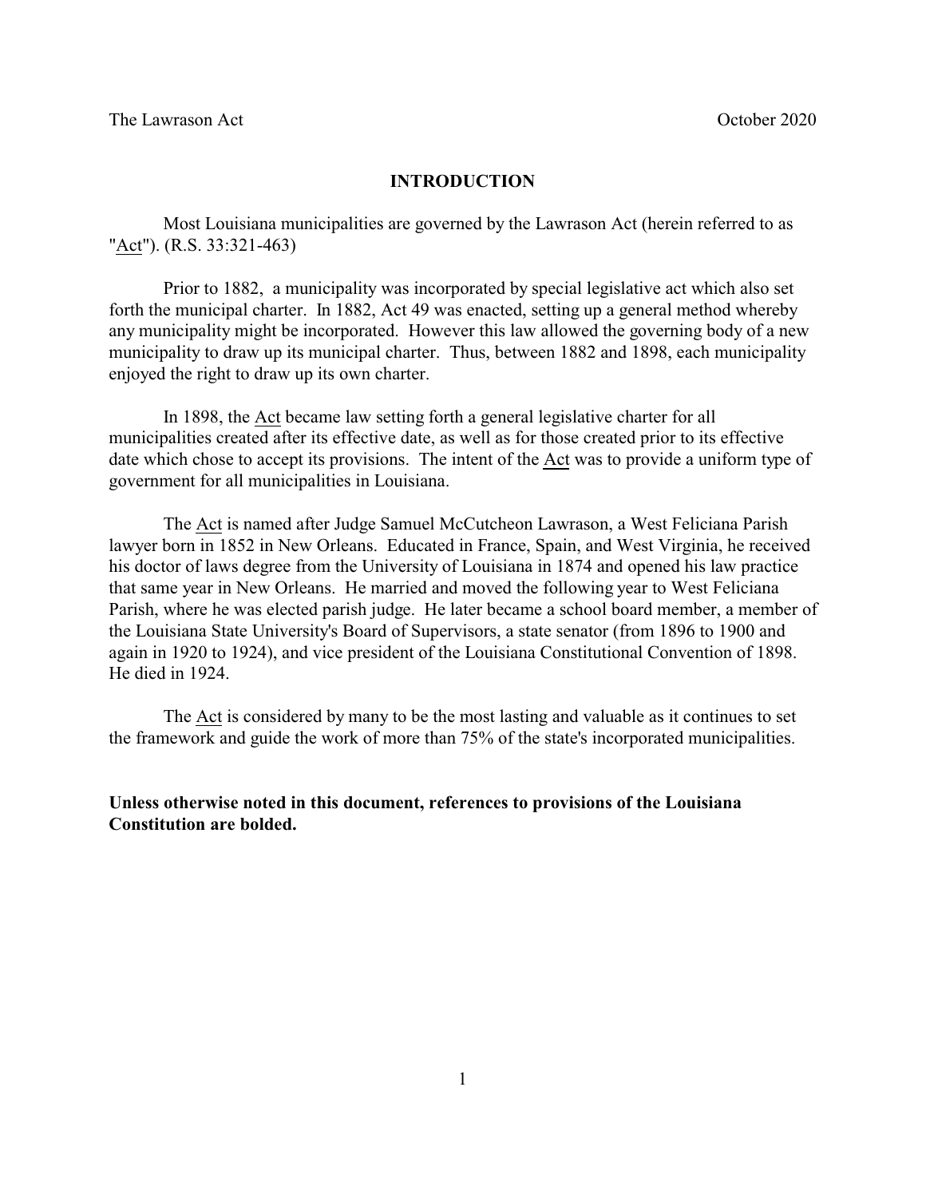## INTRODUCTION

Most Louisiana municipalities are governed by the Lawrason Act (herein referred to as "Act"). (R.S. 33:321-463)

Prior to 1882, a municipality was incorporated by special legislative act which also set forth the municipal charter. In 1882, Act 49 was enacted, setting up a general method whereby any municipality might be incorporated. However this law allowed the governing body of a new municipality to draw up its municipal charter. Thus, between 1882 and 1898, each municipality enjoyed the right to draw up its own charter.

In 1898, the Act became law setting forth a general legislative charter for all municipalities created after its effective date, as well as for those created prior to its effective date which chose to accept its provisions. The intent of the Act was to provide a uniform type of government for all municipalities in Louisiana.

The Act is named after Judge Samuel McCutcheon Lawrason, a West Feliciana Parish lawyer born in 1852 in New Orleans. Educated in France, Spain, and West Virginia, he received his doctor of laws degree from the University of Louisiana in 1874 and opened his law practice that same year in New Orleans. He married and moved the following year to West Feliciana Parish, where he was elected parish judge. He later became a school board member, a member of the Louisiana State University's Board of Supervisors, a state senator (from 1896 to 1900 and again in 1920 to 1924), and vice president of the Louisiana Constitutional Convention of 1898. He died in 1924.

The Act is considered by many to be the most lasting and valuable as it continues to set the framework and guide the work of more than 75% of the state's incorporated municipalities.

**Unless otherwise noted in this document, references to provisions of the Louisiana Constitution are bolded.**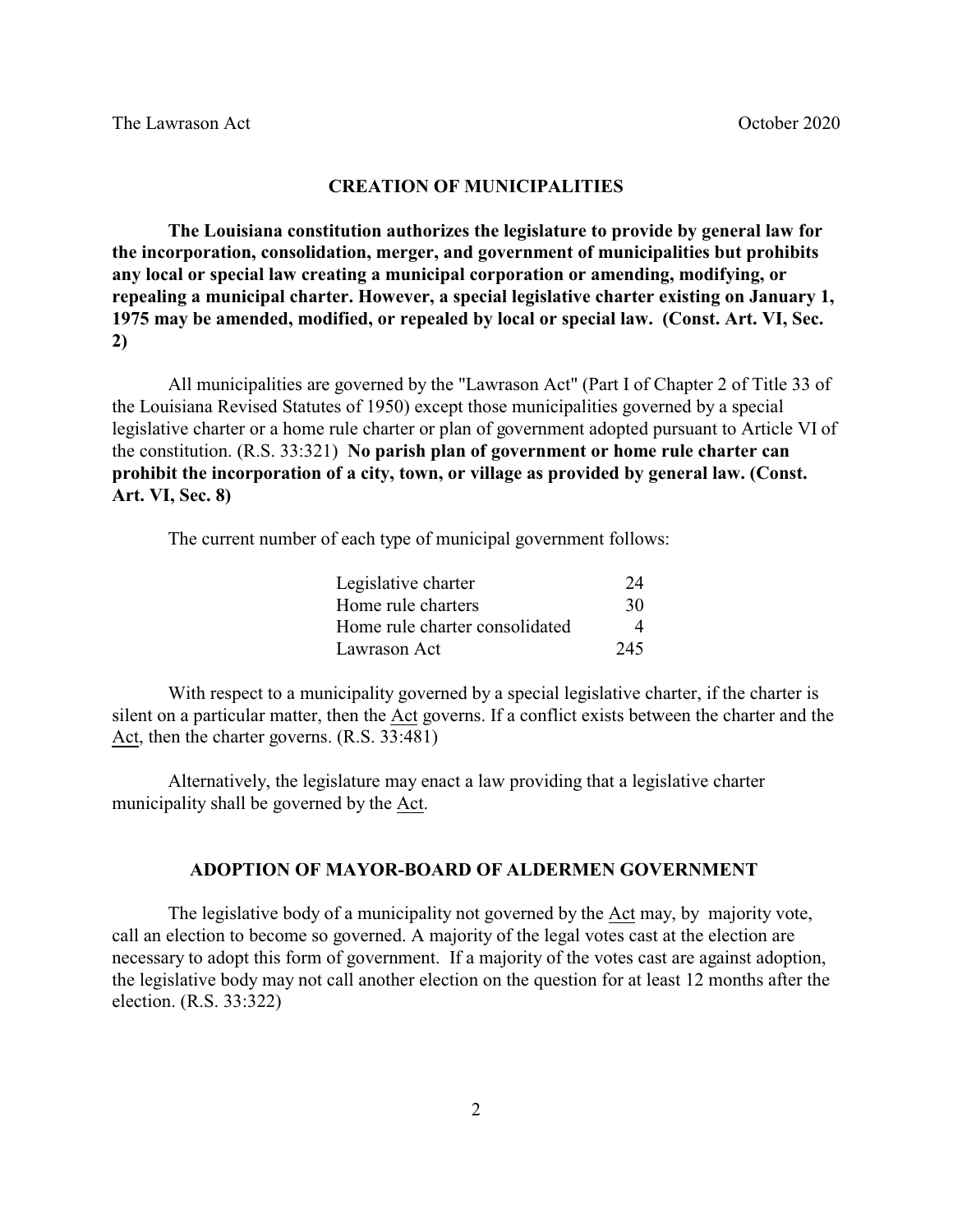## CREATION OF MUNICIPALITIES

**The Louisiana constitution authorizes the legislature to provide by general law for the incorporation, consolidation, merger, and government of municipalities but prohibits any local or special law creating a municipal corporation or amending, modifying, or repealing a municipal charter. However, a special legislative charter existing on January 1, 1975 may be amended, modified, or repealed by local or special law. (Const. Art. VI, Sec. 2)**

All municipalities are governed by the "Lawrason Act" (Part I of Chapter 2 of Title 33 of the Louisiana Revised Statutes of 1950) except those municipalities governed by a special legislative charter or a home rule charter or plan of government adopted pursuant to Article VI of the constitution. (R.S. 33:321) **No parish plan of government or home rule charter can prohibit the incorporation of a city, town, or village as provided by general law. (Const. Art. VI, Sec. 8)**

The current number of each type of municipal government follows:

| Type | Number |
|---|---|
| Legislative charter | 24 |
| Home rule charters | 30 |
| Home rule charter consolidated | 4 |
| Lawrason Act | 245 |

With respect to a municipality governed by a special legislative charter, if the charter is silent on a particular matter, then the Act governs. If a conflict exists between the charter and the Act, then the charter governs. (R.S. 33:481)

Alternatively, the legislature may enact a law providing that a legislative charter municipality shall be governed by the Act.

## ADOPTION OF MAYOR-BOARD OF ALDERMEN GOVERNMENT

The legislative body of a municipality not governed by the Act may, by majority vote, call an election to become so governed. A majority of the legal votes cast at the election are necessary to adopt this form of government. If a majority of the votes cast are against adoption, the legislative body may not call another election on the question for at least 12 months after the election. (R.S. 33:322)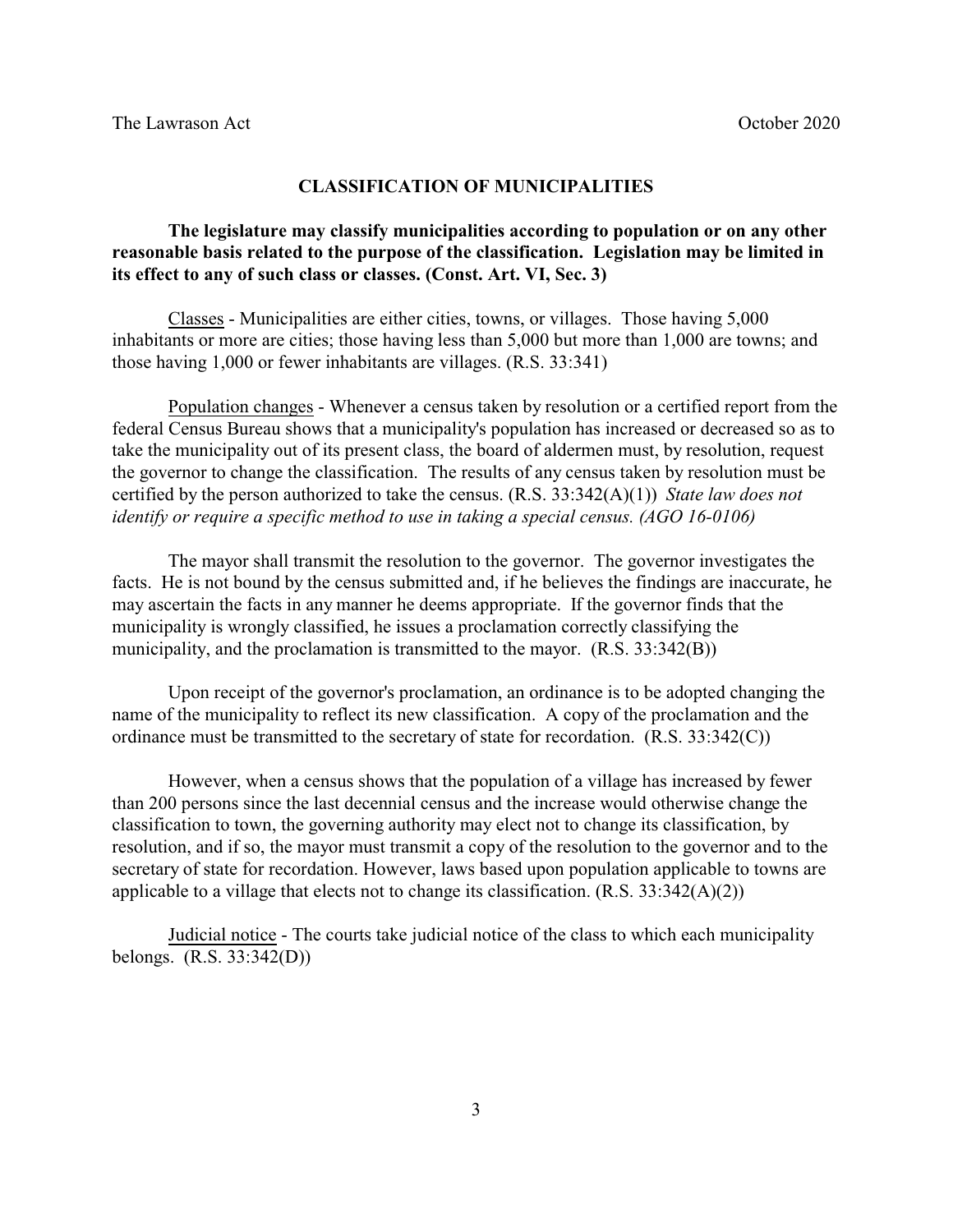## CLASSIFICATION OF MUNICIPALITIES

**The legislature may classify municipalities according to population or on any other reasonable basis related to the purpose of the classification. Legislation may be limited in its effect to any of such class or classes. (Const. Art. VI, Sec. 3)**

Classes - Municipalities are either cities, towns, or villages. Those having 5,000 inhabitants or more are cities; those having less than 5,000 but more than 1,000 are towns; and those having 1,000 or fewer inhabitants are villages. (R.S. 33:341)

Population changes - Whenever a census taken by resolution or a certified report from the federal Census Bureau shows that a municipality's population has increased or decreased so as to take the municipality out of its present class, the board of aldermen must, by resolution, request the governor to change the classification. The results of any census taken by resolution must be certified by the person authorized to take the census. (R.S. 33:342(A)(1)) *State law does not identify or require a specific method to use in taking a special census. (AGO 16-0106)*

The mayor shall transmit the resolution to the governor. The governor investigates the facts. He is not bound by the census submitted and, if he believes the findings are inaccurate, he may ascertain the facts in any manner he deems appropriate. If the governor finds that the municipality is wrongly classified, he issues a proclamation correctly classifying the municipality, and the proclamation is transmitted to the mayor. (R.S. 33:342(B))

Upon receipt of the governor's proclamation, an ordinance is to be adopted changing the name of the municipality to reflect its new classification. A copy of the proclamation and the ordinance must be transmitted to the secretary of state for recordation. (R.S. 33:342(C))

However, when a census shows that the population of a village has increased by fewer than 200 persons since the last decennial census and the increase would otherwise change the classification to town, the governing authority may elect not to change its classification, by resolution, and if so, the mayor must transmit a copy of the resolution to the governor and to the secretary of state for recordation. However, laws based upon population applicable to towns are applicable to a village that elects not to change its classification. (R.S. 33:342(A)(2))

Judicial notice - The courts take judicial notice of the class to which each municipality belongs. (R.S. 33:342(D))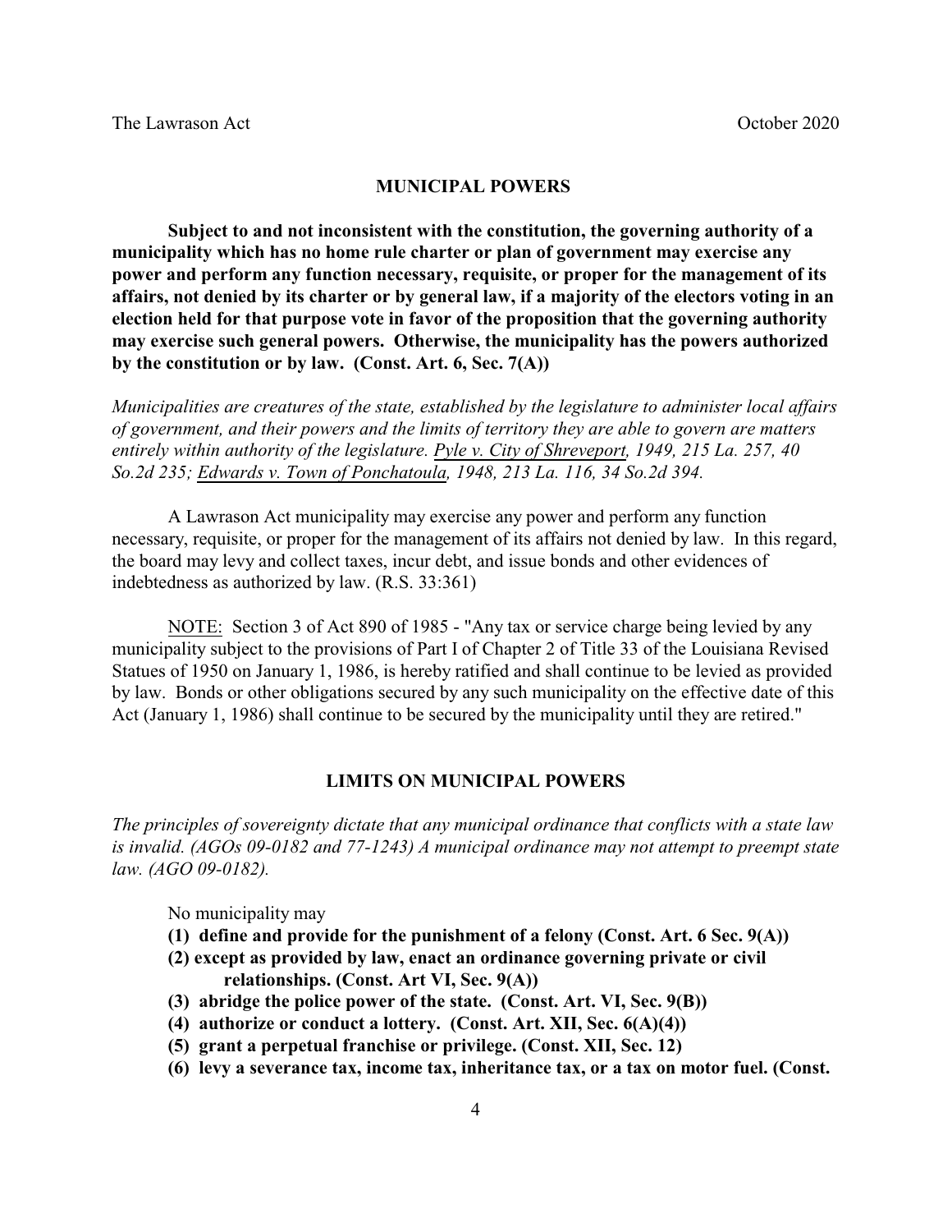## MUNICIPAL POWERS

**Subject to and not inconsistent with the constitution, the governing authority of a municipality which has no home rule charter or plan of government may exercise any power and perform any function necessary, requisite, or proper for the management of its affairs, not denied by its charter or by general law, if a majority of the electors voting in an election held for that purpose vote in favor of the proposition that the governing authority may exercise such general powers. Otherwise, the municipality has the powers authorized by the constitution or by law. (Const. Art. 6, Sec. 7(A))**

*Municipalities are creatures of the state, established by the legislature to administer local affairs of government, and their powers and the limits of territory they are able to govern are matters entirely within authority of the legislature. Pyle v. City of Shreveport, 1949, 215 La. 257, 40 So.2d 235; Edwards v. Town of Ponchatoula, 1948, 213 La. 116, 34 So.2d 394.*

A Lawrason Act municipality may exercise any power and perform any function necessary, requisite, or proper for the management of its affairs not denied by law. In this regard, the board may levy and collect taxes, incur debt, and issue bonds and other evidences of indebtedness as authorized by law. (R.S. 33:361)

NOTE: Section 3 of Act 890 of 1985 - "Any tax or service charge being levied by any municipality subject to the provisions of Part I of Chapter 2 of Title 33 of the Louisiana Revised Statues of 1950 on January 1, 1986, is hereby ratified and shall continue to be levied as provided by law. Bonds or other obligations secured by any such municipality on the effective date of this Act (January 1, 1986) shall continue to be secured by the municipality until they are retired."

## LIMITS ON MUNICIPAL POWERS

*The principles of sovereignty dictate that any municipal ordinance that conflicts with a state law is invalid. (AGOs 09-0182 and 77-1243) A municipal ordinance may not attempt to preempt state law. (AGO 09-0182).*

No municipality may

**(1) define and provide for the punishment of a felony (Const. Art. 6 Sec. 9(A))**

**(2) except as provided by law, enact an ordinance governing private or civil relationships. (Const. Art VI, Sec. 9(A))**

**(3) abridge the police power of the state. (Const. Art. VI, Sec. 9(B))**

**(4) authorize or conduct a lottery. (Const. Art. XII, Sec. 6(A)(4))**

**(5) grant a perpetual franchise or privilege. (Const. XII, Sec. 12)**

**(6) levy a severance tax, income tax, inheritance tax, or a tax on motor fuel. (Const.**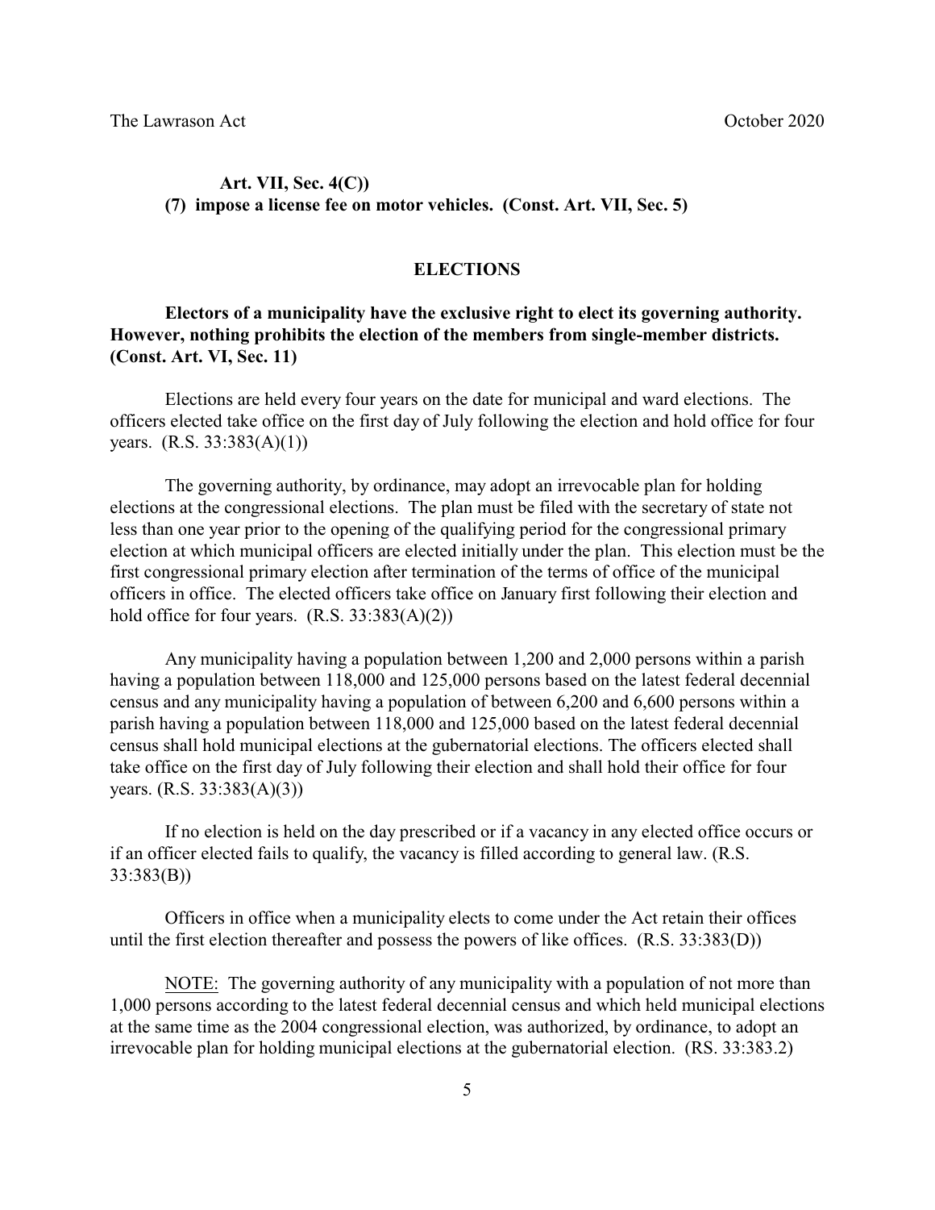**Art. VII, Sec. 4(C))**
**(7) impose a license fee on motor vehicles. (Const. Art. VII, Sec. 5)**

## ELECTIONS

**Electors of a municipality have the exclusive right to elect its governing authority. However, nothing prohibits the election of the members from single-member districts. (Const. Art. VI, Sec. 11)**

Elections are held every four years on the date for municipal and ward elections. The officers elected take office on the first day of July following the election and hold office for four years. (R.S. 33:383(A)(1))

The governing authority, by ordinance, may adopt an irrevocable plan for holding elections at the congressional elections. The plan must be filed with the secretary of state not less than one year prior to the opening of the qualifying period for the congressional primary election at which municipal officers are elected initially under the plan. This election must be the first congressional primary election after termination of the terms of office of the municipal officers in office. The elected officers take office on January first following their election and hold office for four years. (R.S. 33:383(A)(2))

Any municipality having a population between 1,200 and 2,000 persons within a parish having a population between 118,000 and 125,000 persons based on the latest federal decennial census and any municipality having a population of between 6,200 and 6,600 persons within a parish having a population between 118,000 and 125,000 based on the latest federal decennial census shall hold municipal elections at the gubernatorial elections. The officers elected shall take office on the first day of July following their election and shall hold their office for four years. (R.S. 33:383(A)(3))

If no election is held on the day prescribed or if a vacancy in any elected office occurs or if an officer elected fails to qualify, the vacancy is filled according to general law. (R.S. 33:383(B))

Officers in office when a municipality elects to come under the Act retain their offices until the first election thereafter and possess the powers of like offices. (R.S. 33:383(D))

<u>NOTE:</u> The governing authority of any municipality with a population of not more than 1,000 persons according to the latest federal decennial census and which held municipal elections at the same time as the 2004 congressional election, was authorized, by ordinance, to adopt an irrevocable plan for holding municipal elections at the gubernatorial election. (RS. 33:383.2)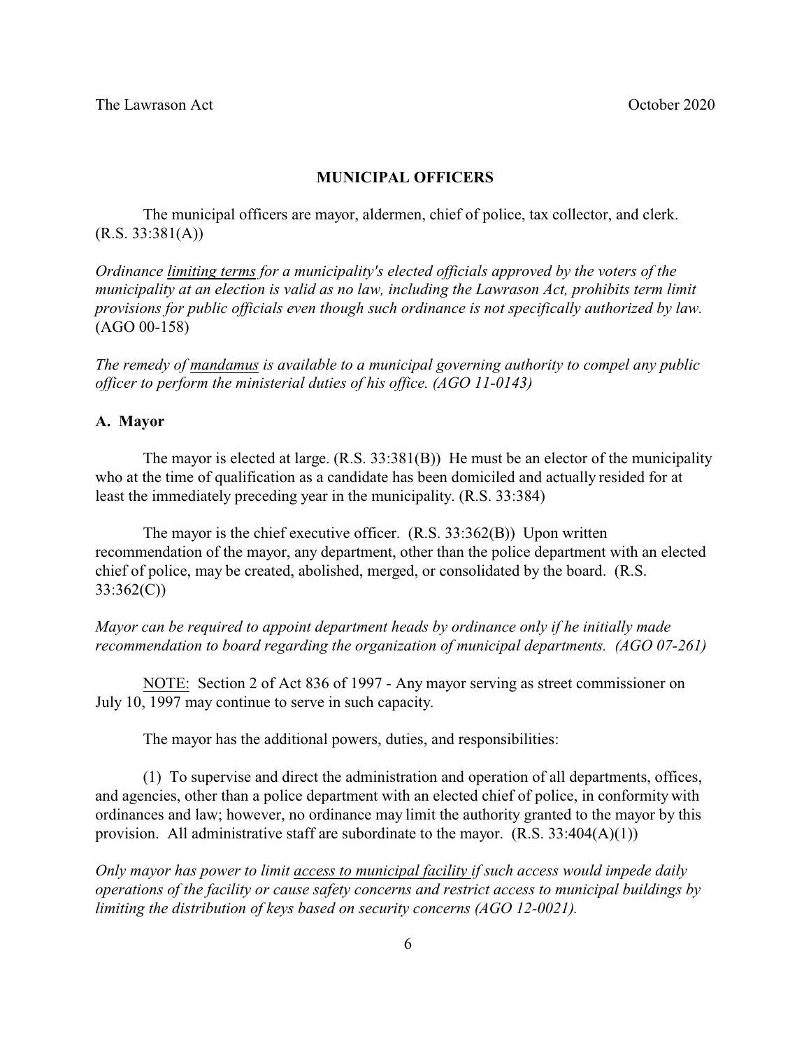## MUNICIPAL OFFICERS

The municipal officers are mayor, aldermen, chief of police, tax collector, and clerk. (R.S. 33:381(A))

*Ordinance limiting terms for a municipality's elected officials approved by the voters of the municipality at an election is valid as no law, including the Lawrason Act, prohibits term limit provisions for public officials even though such ordinance is not specifically authorized by law.* (AGO 00-158)

*The remedy of mandamus is available to a municipal governing authority to compel any public officer to perform the ministerial duties of his office. (AGO 11-0143)*

### A. Mayor

The mayor is elected at large. (R.S. 33:381(B)) He must be an elector of the municipality who at the time of qualification as a candidate has been domiciled and actually resided for at least the immediately preceding year in the municipality. (R.S. 33:384)

The mayor is the chief executive officer. (R.S. 33:362(B)) Upon written recommendation of the mayor, any department, other than the police department with an elected chief of police, may be created, abolished, merged, or consolidated by the board. (R.S. 33:362(C))

*Mayor can be required to appoint department heads by ordinance only if he initially made recommendation to board regarding the organization of municipal departments. (AGO 07-261)*

NOTE: Section 2 of Act 836 of 1997 - Any mayor serving as street commissioner on July 10, 1997 may continue to serve in such capacity.

The mayor has the additional powers, duties, and responsibilities:

(1) To supervise and direct the administration and operation of all departments, offices, and agencies, other than a police department with an elected chief of police, in conformity with ordinances and law; however, no ordinance may limit the authority granted to the mayor by this provision. All administrative staff are subordinate to the mayor. (R.S. 33:404(A)(1))

*Only mayor has power to limit access to municipal facility if such access would impede daily operations of the facility or cause safety concerns and restrict access to municipal buildings by limiting the distribution of keys based on security concerns (AGO 12-0021).*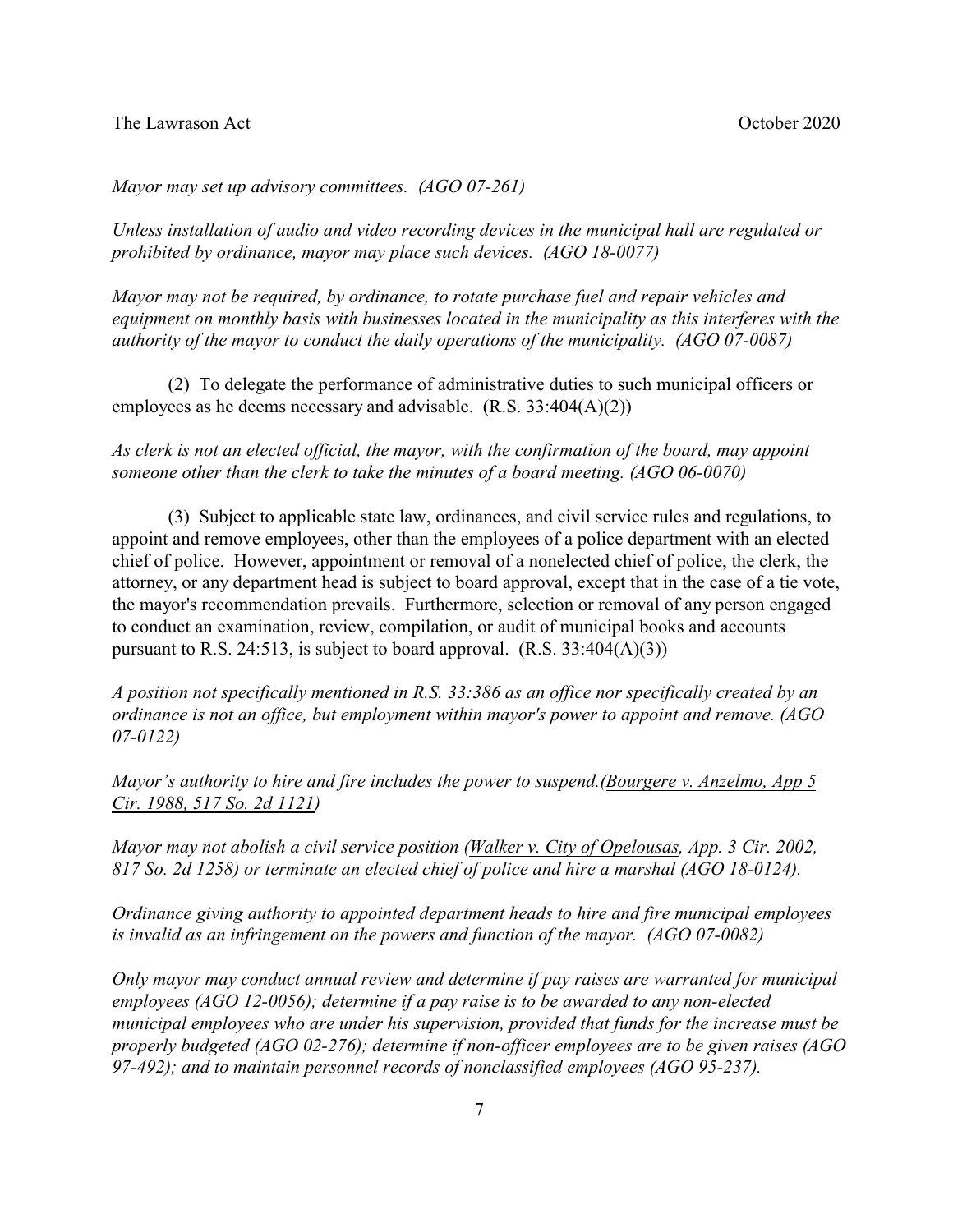*Mayor may set up advisory committees. (AGO 07-261)*

*Unless installation of audio and video recording devices in the municipal hall are regulated or prohibited by ordinance, mayor may place such devices. (AGO 18-0077)*

*Mayor may not be required, by ordinance, to rotate purchase fuel and repair vehicles and equipment on monthly basis with businesses located in the municipality as this interferes with the authority of the mayor to conduct the daily operations of the municipality. (AGO 07-0087)*

(2) To delegate the performance of administrative duties to such municipal officers or employees as he deems necessary and advisable. (R.S. 33:404(A)(2))

*As clerk is not an elected official, the mayor, with the confirmation of the board, may appoint someone other than the clerk to take the minutes of a board meeting. (AGO 06-0070)*

(3) Subject to applicable state law, ordinances, and civil service rules and regulations, to appoint and remove employees, other than the employees of a police department with an elected chief of police. However, appointment or removal of a nonelected chief of police, the clerk, the attorney, or any department head is subject to board approval, except that in the case of a tie vote, the mayor's recommendation prevails. Furthermore, selection or removal of any person engaged to conduct an examination, review, compilation, or audit of municipal books and accounts pursuant to R.S. 24:513, is subject to board approval. (R.S. 33:404(A)(3))

*A position not specifically mentioned in R.S. 33:386 as an office nor specifically created by an ordinance is not an office, but employment within mayor's power to appoint and remove. (AGO 07-0122)*

*Mayor's authority to hire and fire includes the power to suspend.(Bourgere v. Anzelmo, App 5 Cir. 1988, 517 So. 2d 1121)*

*Mayor may not abolish a civil service position (Walker v. City of Opelousas, App. 3 Cir. 2002, 817 So. 2d 1258) or terminate an elected chief of police and hire a marshal (AGO 18-0124).*

*Ordinance giving authority to appointed department heads to hire and fire municipal employees is invalid as an infringement on the powers and function of the mayor. (AGO 07-0082)*

*Only mayor may conduct annual review and determine if pay raises are warranted for municipal employees (AGO 12-0056); determine if a pay raise is to be awarded to any non-elected municipal employees who are under his supervision, provided that funds for the increase must be properly budgeted (AGO 02-276); determine if non-officer employees are to be given raises (AGO 97-492); and to maintain personnel records of nonclassified employees (AGO 95-237).*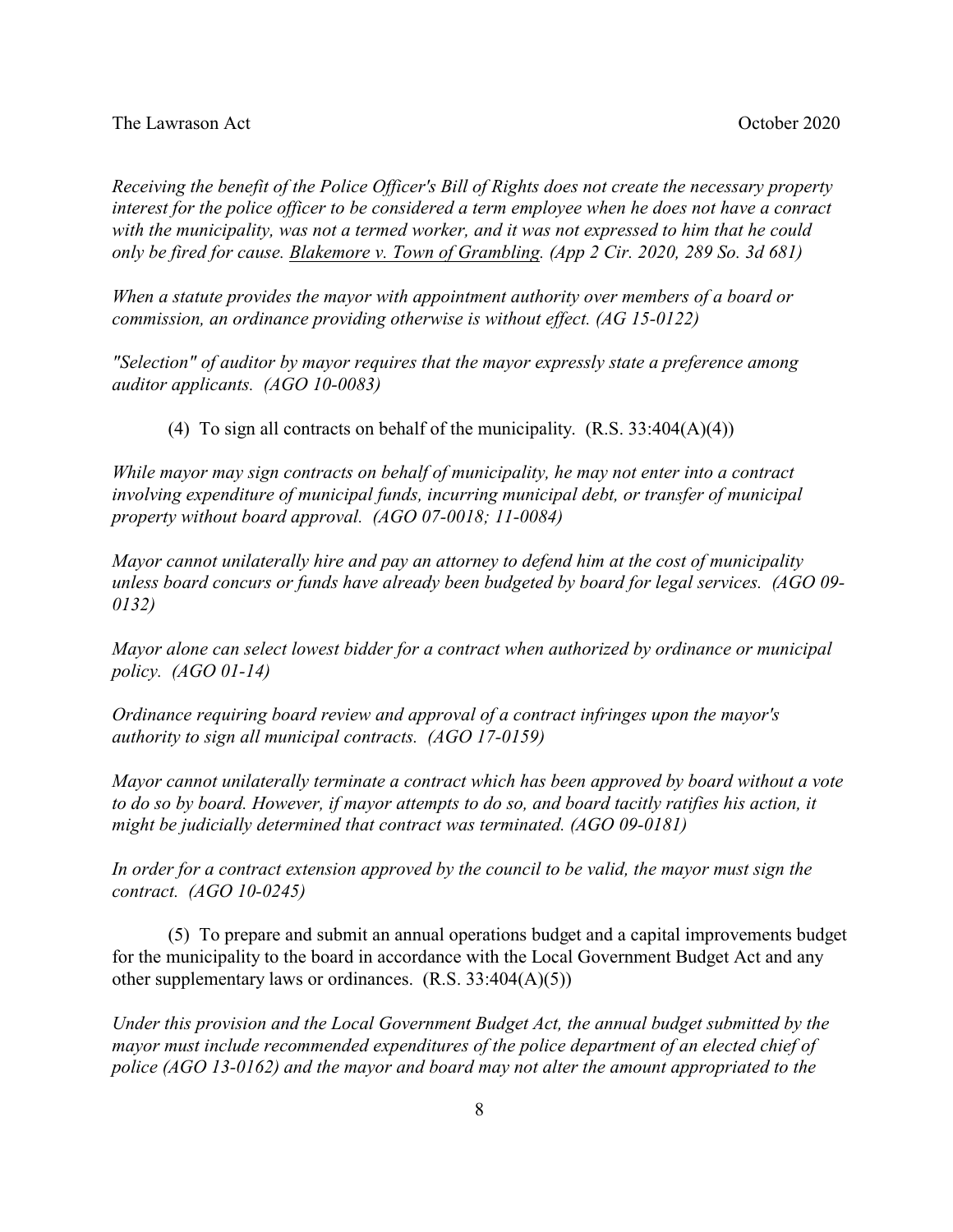*Receiving the benefit of the Police Officer's Bill of Rights does not create the necessary property interest for the police officer to be considered a term employee when he does not have a conract with the municipality, was not a termed worker, and it was not expressed to him that he could only be fired for cause.* *Blakemore v. Town of Grambling. (App 2 Cir. 2020, 289 So. 3d 681)*

*When a statute provides the mayor with appointment authority over members of a board or commission, an ordinance providing otherwise is without effect. (AG 15-0122)*

*"Selection" of auditor by mayor requires that the mayor expressly state a preference among auditor applicants. (AGO 10-0083)*

(4) To sign all contracts on behalf of the municipality. (R.S. 33:404(A)(4))

*While mayor may sign contracts on behalf of municipality, he may not enter into a contract involving expenditure of municipal funds, incurring municipal debt, or transfer of municipal property without board approval. (AGO 07-0018; 11-0084)*

*Mayor cannot unilaterally hire and pay an attorney to defend him at the cost of municipality unless board concurs or funds have already been budgeted by board for legal services. (AGO 09-0132)*

*Mayor alone can select lowest bidder for a contract when authorized by ordinance or municipal policy. (AGO 01-14)*

*Ordinance requiring board review and approval of a contract infringes upon the mayor's authority to sign all municipal contracts. (AGO 17-0159)*

*Mayor cannot unilaterally terminate a contract which has been approved by board without a vote to do so by board. However, if mayor attempts to do so, and board tacitly ratifies his action, it might be judicially determined that contract was terminated. (AGO 09-0181)*

*In order for a contract extension approved by the council to be valid, the mayor must sign the contract. (AGO 10-0245)*

(5) To prepare and submit an annual operations budget and a capital improvements budget for the municipality to the board in accordance with the Local Government Budget Act and any other supplementary laws or ordinances. (R.S. 33:404(A)(5))

*Under this provision and the Local Government Budget Act, the annual budget submitted by the mayor must include recommended expenditures of the police department of an elected chief of police (AGO 13-0162) and the mayor and board may not alter the amount appropriated to the*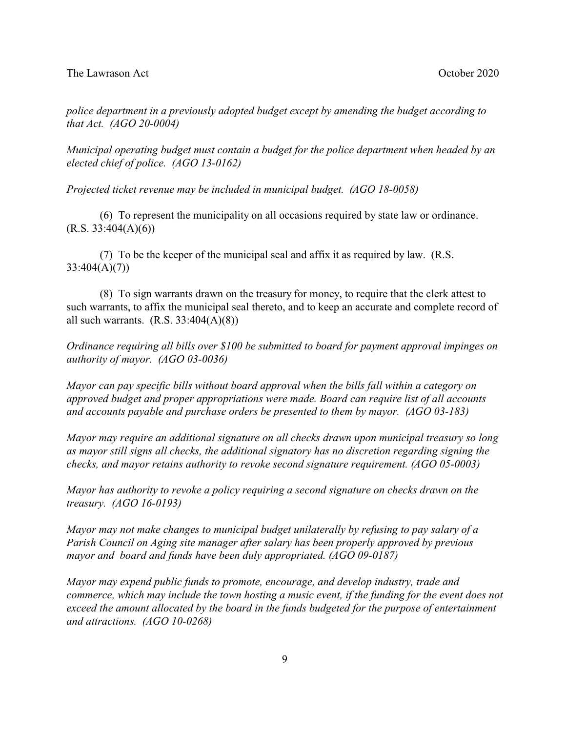*police department in a previously adopted budget except by amending the budget according to that Act. (AGO 20-0004)*

*Municipal operating budget must contain a budget for the police department when headed by an elected chief of police. (AGO 13-0162)*

*Projected ticket revenue may be included in municipal budget. (AGO 18-0058)*

(6) To represent the municipality on all occasions required by state law or ordinance. (R.S. 33:404(A)(6))

(7) To be the keeper of the municipal seal and affix it as required by law. (R.S. 33:404(A)(7))

(8) To sign warrants drawn on the treasury for money, to require that the clerk attest to such warrants, to affix the municipal seal thereto, and to keep an accurate and complete record of all such warrants. (R.S. 33:404(A)(8))

*Ordinance requiring all bills over $100 be submitted to board for payment approval impinges on authority of mayor. (AGO 03-0036)*

*Mayor can pay specific bills without board approval when the bills fall within a category on approved budget and proper appropriations were made. Board can require list of all accounts and accounts payable and purchase orders be presented to them by mayor. (AGO 03-183)*

*Mayor may require an additional signature on all checks drawn upon municipal treasury so long as mayor still signs all checks, the additional signatory has no discretion regarding signing the checks, and mayor retains authority to revoke second signature requirement. (AGO 05-0003)*

*Mayor has authority to revoke a policy requiring a second signature on checks drawn on the treasury. (AGO 16-0193)*

*Mayor may not make changes to municipal budget unilaterally by refusing to pay salary of a Parish Council on Aging site manager after salary has been properly approved by previous mayor and board and funds have been duly appropriated. (AGO 09-0187)*

*Mayor may expend public funds to promote, encourage, and develop industry, trade and commerce, which may include the town hosting a music event, if the funding for the event does not exceed the amount allocated by the board in the funds budgeted for the purpose of entertainment and attractions. (AGO 10-0268)*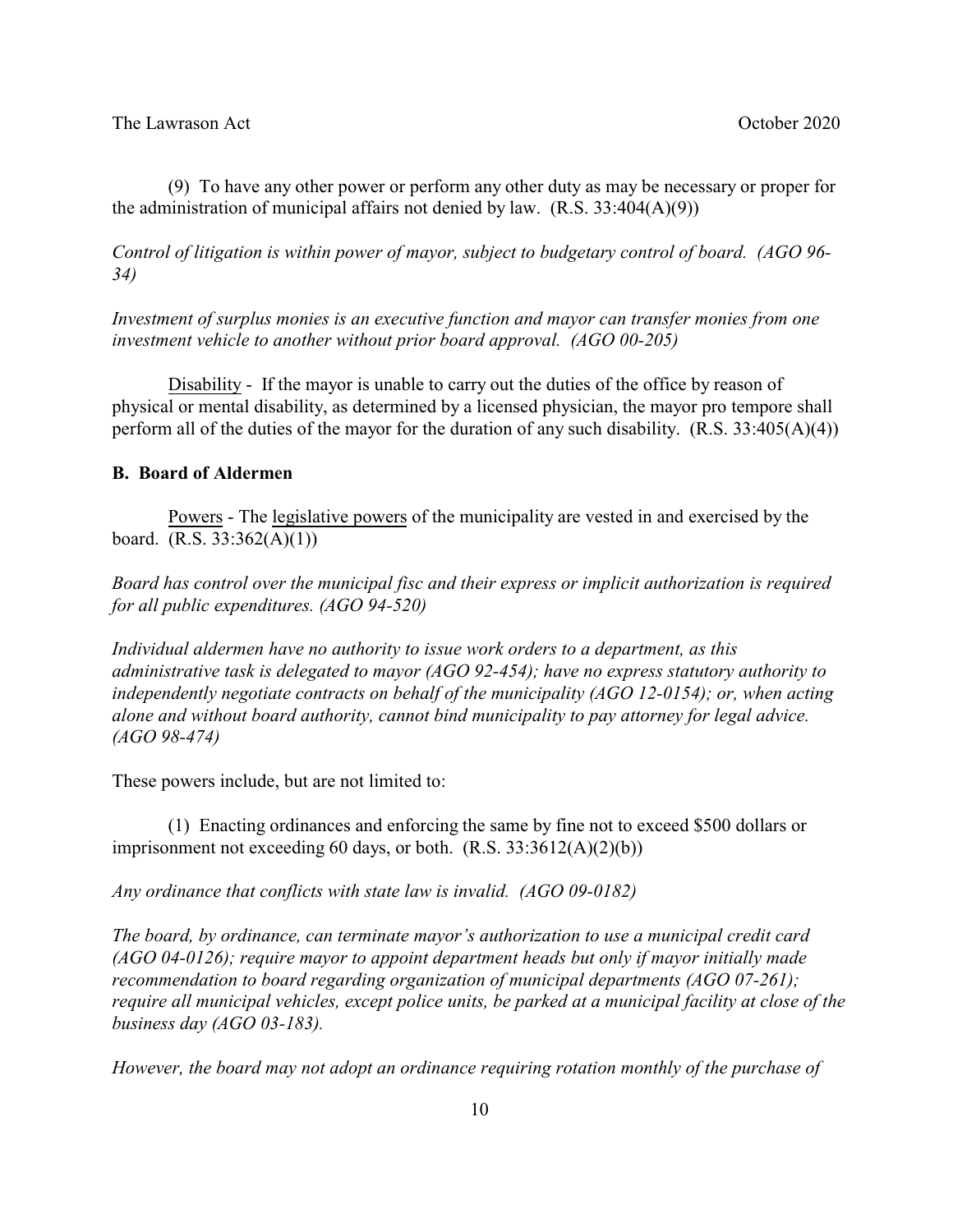(9) To have any other power or perform any other duty as may be necessary or proper for the administration of municipal affairs not denied by law. (R.S. 33:404(A)(9))

*Control of litigation is within power of mayor, subject to budgetary control of board. (AGO 96-34)*

*Investment of surplus monies is an executive function and mayor can transfer monies from one investment vehicle to another without prior board approval. (AGO 00-205)*

<u>Disability</u> - If the mayor is unable to carry out the duties of the office by reason of physical or mental disability, as determined by a licensed physician, the mayor pro tempore shall perform all of the duties of the mayor for the duration of any such disability. (R.S. 33:405(A)(4))

**B. Board of Aldermen**

<u>Powers</u> - The <u>legislative powers</u> of the municipality are vested in and exercised by the board. (R.S. 33:362(A)(1))

*Board has control over the municipal fisc and their express or implicit authorization is required for all public expenditures. (AGO 94-520)*

*Individual aldermen have no authority to issue work orders to a department, as this administrative task is delegated to mayor (AGO 92-454); have no express statutory authority to independently negotiate contracts on behalf of the municipality (AGO 12-0154); or, when acting alone and without board authority, cannot bind municipality to pay attorney for legal advice. (AGO 98-474)*

These powers include, but are not limited to:

(1) Enacting ordinances and enforcing the same by fine not to exceed $500 dollars or imprisonment not exceeding 60 days, or both. (R.S. 33:3612(A)(2)(b))

*Any ordinance that conflicts with state law is invalid. (AGO 09-0182)*

*The board, by ordinance, can terminate mayor's authorization to use a municipal credit card (AGO 04-0126); require mayor to appoint department heads but only if mayor initially made recommendation to board regarding organization of municipal departments (AGO 07-261); require all municipal vehicles, except police units, be parked at a municipal facility at close of the business day (AGO 03-183).*

*However, the board may not adopt an ordinance requiring rotation monthly of the purchase of*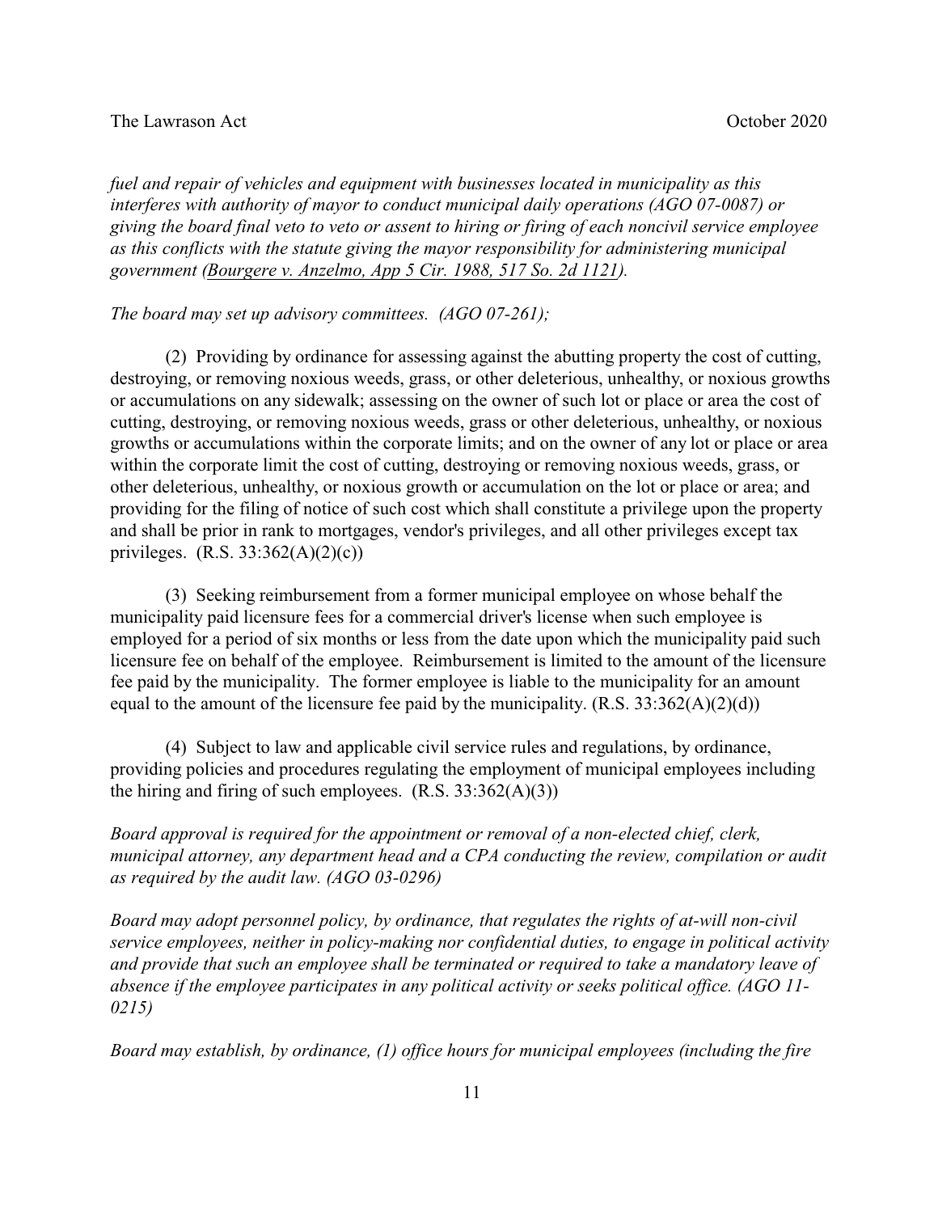*fuel and repair of vehicles and equipment with businesses located in municipality as this interferes with authority of mayor to conduct municipal daily operations (AGO 07-0087) or giving the board final veto to veto or assent to hiring or firing of each noncivil service employee as this conflicts with the statute giving the mayor responsibility for administering municipal government (Bourgere v. Anzelmo, App 5 Cir. 1988, 517 So. 2d 1121).*

*The board may set up advisory committees. (AGO 07-261);*

(2) Providing by ordinance for assessing against the abutting property the cost of cutting, destroying, or removing noxious weeds, grass, or other deleterious, unhealthy, or noxious growths or accumulations on any sidewalk; assessing on the owner of such lot or place or area the cost of cutting, destroying, or removing noxious weeds, grass or other deleterious, unhealthy, or noxious growths or accumulations within the corporate limits; and on the owner of any lot or place or area within the corporate limit the cost of cutting, destroying or removing noxious weeds, grass, or other deleterious, unhealthy, or noxious growth or accumulation on the lot or place or area; and providing for the filing of notice of such cost which shall constitute a privilege upon the property and shall be prior in rank to mortgages, vendor's privileges, and all other privileges except tax privileges. (R.S. 33:362(A)(2)(c))

(3) Seeking reimbursement from a former municipal employee on whose behalf the municipality paid licensure fees for a commercial driver's license when such employee is employed for a period of six months or less from the date upon which the municipality paid such licensure fee on behalf of the employee. Reimbursement is limited to the amount of the licensure fee paid by the municipality. The former employee is liable to the municipality for an amount equal to the amount of the licensure fee paid by the municipality. (R.S. 33:362(A)(2)(d))

(4) Subject to law and applicable civil service rules and regulations, by ordinance, providing policies and procedures regulating the employment of municipal employees including the hiring and firing of such employees. (R.S. 33:362(A)(3))

*Board approval is required for the appointment or removal of a non-elected chief, clerk, municipal attorney, any department head and a CPA conducting the review, compilation or audit as required by the audit law. (AGO 03-0296)*

*Board may adopt personnel policy, by ordinance, that regulates the rights of at-will non-civil service employees, neither in policy-making nor confidential duties, to engage in political activity and provide that such an employee shall be terminated or required to take a mandatory leave of absence if the employee participates in any political activity or seeks political office. (AGO 11-0215)*

*Board may establish, by ordinance, (1) office hours for municipal employees (including the fire*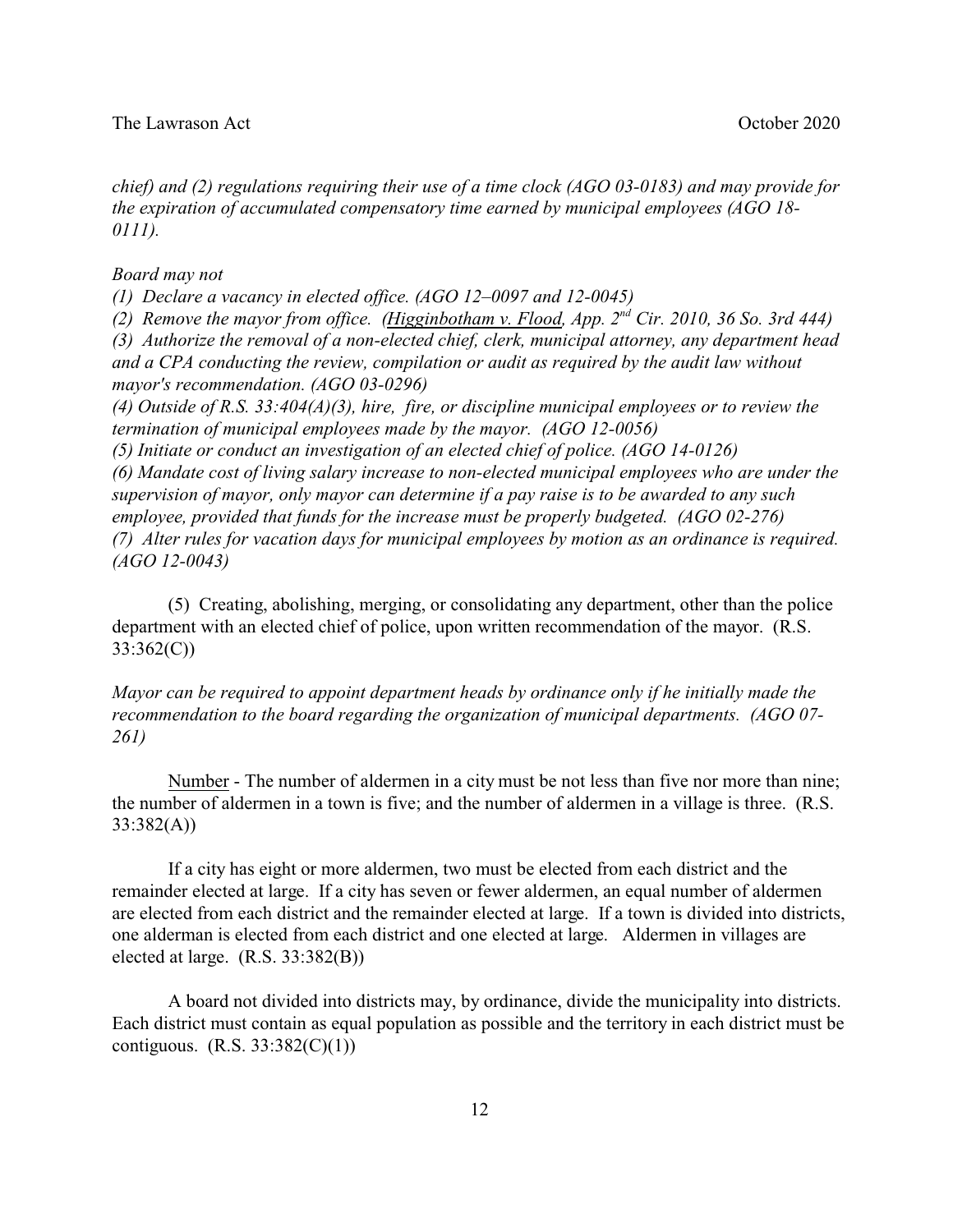*chief) and (2) regulations requiring their use of a time clock (AGO 03-0183) and may provide for the expiration of accumulated compensatory time earned by municipal employees (AGO 18-0111).*

*Board may not*

*(1) Declare a vacancy in elected office. (AGO 12–0097 and 12-0045)*

*(2) Remove the mayor from office. (Higginbotham v. Flood, App. 2nd Cir. 2010, 36 So. 3rd 444)*

*(3) Authorize the removal of a non-elected chief, clerk, municipal attorney, any department head and a CPA conducting the review, compilation or audit as required by the audit law without mayor's recommendation. (AGO 03-0296)*

*(4) Outside of R.S. 33:404(A)(3), hire, fire, or discipline municipal employees or to review the termination of municipal employees made by the mayor. (AGO 12-0056)*

*(5) Initiate or conduct an investigation of an elected chief of police. (AGO 14-0126)*

*(6) Mandate cost of living salary increase to non-elected municipal employees who are under the supervision of mayor, only mayor can determine if a pay raise is to be awarded to any such employee, provided that funds for the increase must be properly budgeted. (AGO 02-276)*

*(7) Alter rules for vacation days for municipal employees by motion as an ordinance is required. (AGO 12-0043)*

(5) Creating, abolishing, merging, or consolidating any department, other than the police department with an elected chief of police, upon written recommendation of the mayor. (R.S. 33:362(C))

*Mayor can be required to appoint department heads by ordinance only if he initially made the recommendation to the board regarding the organization of municipal departments. (AGO 07-261)*

Number - The number of aldermen in a city must be not less than five nor more than nine; the number of aldermen in a town is five; and the number of aldermen in a village is three. (R.S. 33:382(A))

If a city has eight or more aldermen, two must be elected from each district and the remainder elected at large. If a city has seven or fewer aldermen, an equal number of aldermen are elected from each district and the remainder elected at large. If a town is divided into districts, one alderman is elected from each district and one elected at large. Aldermen in villages are elected at large. (R.S. 33:382(B))

A board not divided into districts may, by ordinance, divide the municipality into districts. Each district must contain as equal population as possible and the territory in each district must be contiguous. (R.S. 33:382(C)(1))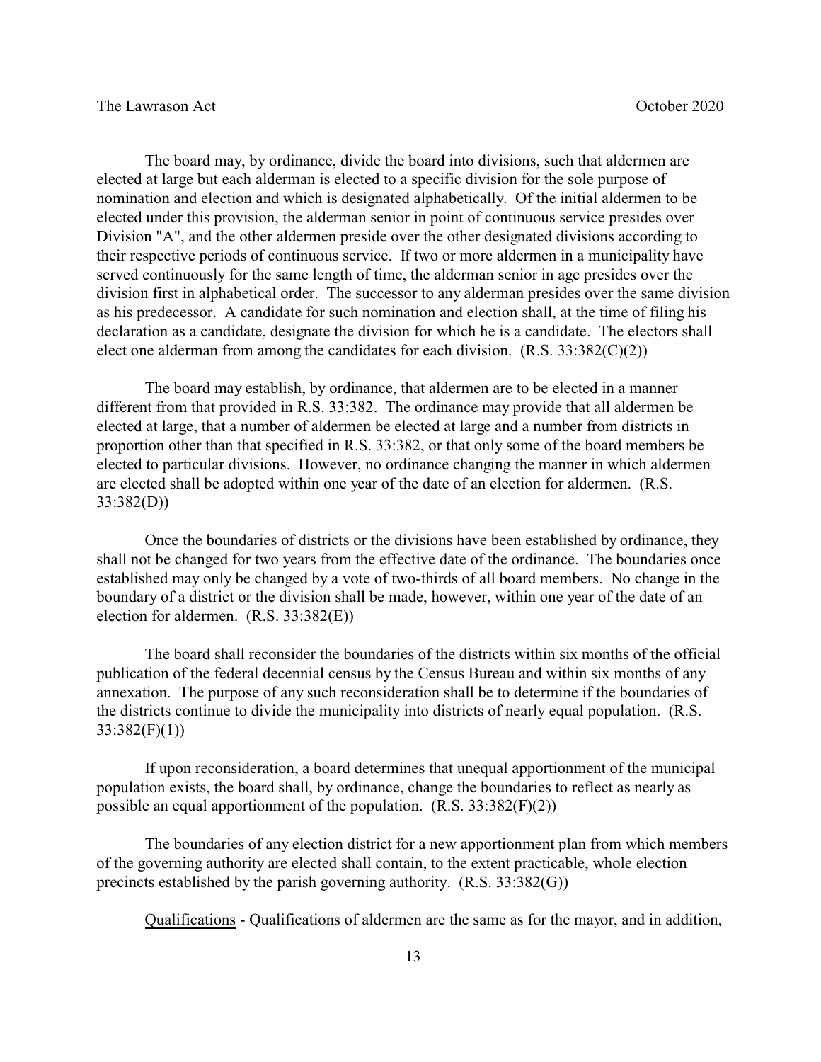The board may, by ordinance, divide the board into divisions, such that aldermen are elected at large but each alderman is elected to a specific division for the sole purpose of nomination and election and which is designated alphabetically. Of the initial aldermen to be elected under this provision, the alderman senior in point of continuous service presides over Division "A", and the other aldermen preside over the other designated divisions according to their respective periods of continuous service. If two or more aldermen in a municipality have served continuously for the same length of time, the alderman senior in age presides over the division first in alphabetical order. The successor to any alderman presides over the same division as his predecessor. A candidate for such nomination and election shall, at the time of filing his declaration as a candidate, designate the division for which he is a candidate. The electors shall elect one alderman from among the candidates for each division. (R.S. 33:382(C)(2))

The board may establish, by ordinance, that aldermen are to be elected in a manner different from that provided in R.S. 33:382. The ordinance may provide that all aldermen be elected at large, that a number of aldermen be elected at large and a number from districts in proportion other than that specified in R.S. 33:382, or that only some of the board members be elected to particular divisions. However, no ordinance changing the manner in which aldermen are elected shall be adopted within one year of the date of an election for aldermen. (R.S. 33:382(D))

Once the boundaries of districts or the divisions have been established by ordinance, they shall not be changed for two years from the effective date of the ordinance. The boundaries once established may only be changed by a vote of two-thirds of all board members. No change in the boundary of a district or the division shall be made, however, within one year of the date of an election for aldermen. (R.S. 33:382(E))

The board shall reconsider the boundaries of the districts within six months of the official publication of the federal decennial census by the Census Bureau and within six months of any annexation. The purpose of any such reconsideration shall be to determine if the boundaries of the districts continue to divide the municipality into districts of nearly equal population. (R.S. 33:382(F)(1))

If upon reconsideration, a board determines that unequal apportionment of the municipal population exists, the board shall, by ordinance, change the boundaries to reflect as nearly as possible an equal apportionment of the population. (R.S. 33:382(F)(2))

The boundaries of any election district for a new apportionment plan from which members of the governing authority are elected shall contain, to the extent practicable, whole election precincts established by the parish governing authority. (R.S. 33:382(G))

<u>Qualifications</u> - Qualifications of aldermen are the same as for the mayor, and in addition,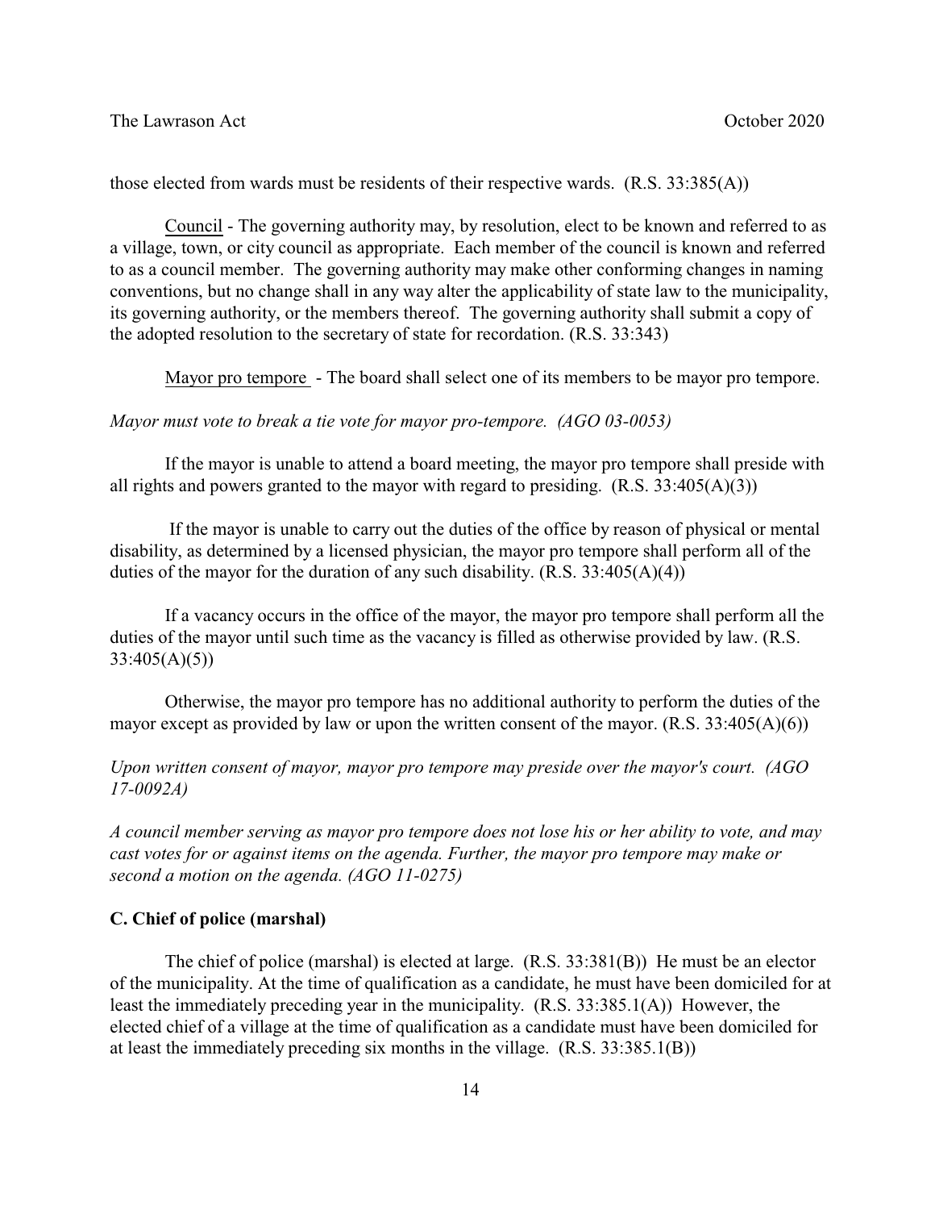those elected from wards must be residents of their respective wards. (R.S. 33:385(A))

Council - The governing authority may, by resolution, elect to be known and referred to as a village, town, or city council as appropriate. Each member of the council is known and referred to as a council member. The governing authority may make other conforming changes in naming conventions, but no change shall in any way alter the applicability of state law to the municipality, its governing authority, or the members thereof. The governing authority shall submit a copy of the adopted resolution to the secretary of state for recordation. (R.S. 33:343)

Mayor pro tempore - The board shall select one of its members to be mayor pro tempore.

*Mayor must vote to break a tie vote for mayor pro-tempore. (AGO 03-0053)*

If the mayor is unable to attend a board meeting, the mayor pro tempore shall preside with all rights and powers granted to the mayor with regard to presiding. (R.S. 33:405(A)(3))

If the mayor is unable to carry out the duties of the office by reason of physical or mental disability, as determined by a licensed physician, the mayor pro tempore shall perform all of the duties of the mayor for the duration of any such disability. (R.S. 33:405(A)(4))

If a vacancy occurs in the office of the mayor, the mayor pro tempore shall perform all the duties of the mayor until such time as the vacancy is filled as otherwise provided by law. (R.S. 33:405(A)(5))

Otherwise, the mayor pro tempore has no additional authority to perform the duties of the mayor except as provided by law or upon the written consent of the mayor. (R.S. 33:405(A)(6))

*Upon written consent of mayor, mayor pro tempore may preside over the mayor's court. (AGO 17-0092A)*

*A council member serving as mayor pro tempore does not lose his or her ability to vote, and may cast votes for or against items on the agenda. Further, the mayor pro tempore may make or second a motion on the agenda. (AGO 11-0275)*

### C. Chief of police (marshal)

The chief of police (marshal) is elected at large. (R.S. 33:381(B)) He must be an elector of the municipality. At the time of qualification as a candidate, he must have been domiciled for at least the immediately preceding year in the municipality. (R.S. 33:385.1(A)) However, the elected chief of a village at the time of qualification as a candidate must have been domiciled for at least the immediately preceding six months in the village. (R.S. 33:385.1(B))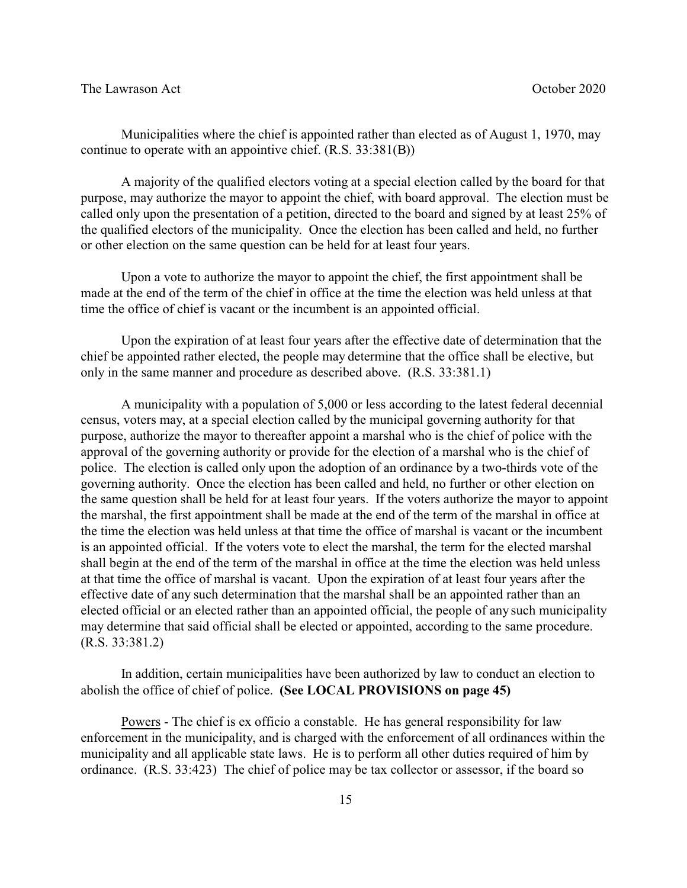Municipalities where the chief is appointed rather than elected as of August 1, 1970, may continue to operate with an appointive chief. (R.S. 33:381(B))

A majority of the qualified electors voting at a special election called by the board for that purpose, may authorize the mayor to appoint the chief, with board approval. The election must be called only upon the presentation of a petition, directed to the board and signed by at least 25% of the qualified electors of the municipality. Once the election has been called and held, no further or other election on the same question can be held for at least four years.

Upon a vote to authorize the mayor to appoint the chief, the first appointment shall be made at the end of the term of the chief in office at the time the election was held unless at that time the office of chief is vacant or the incumbent is an appointed official.

Upon the expiration of at least four years after the effective date of determination that the chief be appointed rather elected, the people may determine that the office shall be elective, but only in the same manner and procedure as described above. (R.S. 33:381.1)

A municipality with a population of 5,000 or less according to the latest federal decennial census, voters may, at a special election called by the municipal governing authority for that purpose, authorize the mayor to thereafter appoint a marshal who is the chief of police with the approval of the governing authority or provide for the election of a marshal who is the chief of police. The election is called only upon the adoption of an ordinance by a two-thirds vote of the governing authority. Once the election has been called and held, no further or other election on the same question shall be held for at least four years. If the voters authorize the mayor to appoint the marshal, the first appointment shall be made at the end of the term of the marshal in office at the time the election was held unless at that time the office of marshal is vacant or the incumbent is an appointed official. If the voters vote to elect the marshal, the term for the elected marshal shall begin at the end of the term of the marshal in office at the time the election was held unless at that time the office of marshal is vacant. Upon the expiration of at least four years after the effective date of any such determination that the marshal shall be an appointed rather than an elected official or an elected rather than an appointed official, the people of any such municipality may determine that said official shall be elected or appointed, according to the same procedure. (R.S. 33:381.2)

In addition, certain municipalities have been authorized by law to conduct an election to abolish the office of chief of police. **(See LOCAL PROVISIONS on page 45)**

Powers - The chief is ex officio a constable. He has general responsibility for law enforcement in the municipality, and is charged with the enforcement of all ordinances within the municipality and all applicable state laws. He is to perform all other duties required of him by ordinance. (R.S. 33:423) The chief of police may be tax collector or assessor, if the board so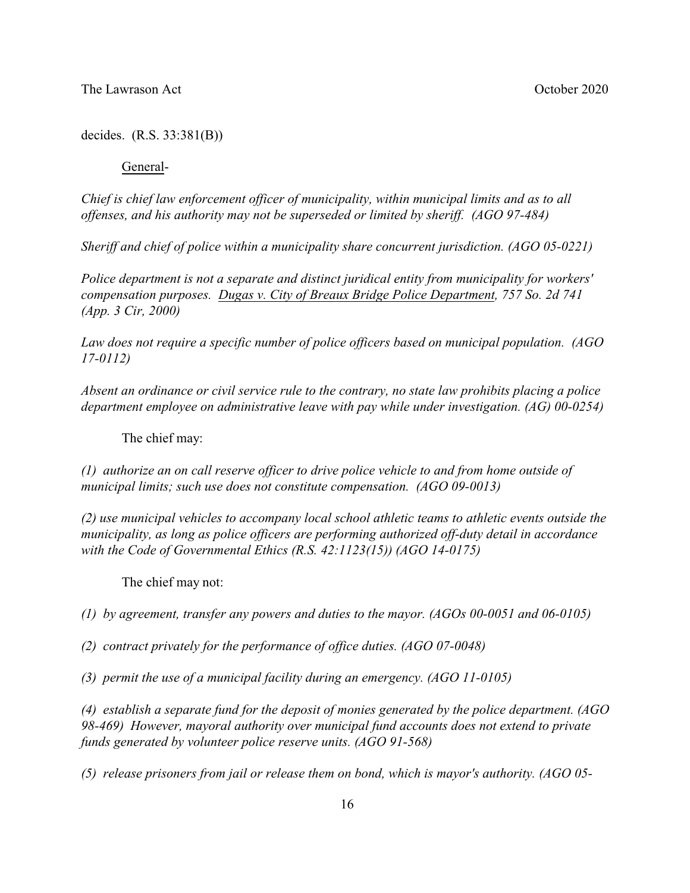decides. (R.S. 33:381(B))

General-

*Chief is chief law enforcement officer of municipality, within municipal limits and as to all offenses, and his authority may not be superseded or limited by sheriff. (AGO 97-484)*

*Sheriff and chief of police within a municipality share concurrent jurisdiction. (AGO 05-0221)*

*Police department is not a separate and distinct juridical entity from municipality for workers' compensation purposes. Dugas v. City of Breaux Bridge Police Department, 757 So. 2d 741 (App. 3 Cir, 2000)*

*Law does not require a specific number of police officers based on municipal population. (AGO 17-0112)*

*Absent an ordinance or civil service rule to the contrary, no state law prohibits placing a police department employee on administrative leave with pay while under investigation. (AG) 00-0254)*

The chief may:

*(1) authorize an on call reserve officer to drive police vehicle to and from home outside of municipal limits; such use does not constitute compensation. (AGO 09-0013)*

*(2) use municipal vehicles to accompany local school athletic teams to athletic events outside the municipality, as long as police officers are performing authorized off-duty detail in accordance with the Code of Governmental Ethics (R.S. 42:1123(15)) (AGO 14-0175)*

The chief may not:

*(1) by agreement, transfer any powers and duties to the mayor. (AGOs 00-0051 and 06-0105)*

*(2) contract privately for the performance of office duties. (AGO 07-0048)*

*(3) permit the use of a municipal facility during an emergency. (AGO 11-0105)*

*(4) establish a separate fund for the deposit of monies generated by the police department. (AGO 98-469) However, mayoral authority over municipal fund accounts does not extend to private funds generated by volunteer police reserve units. (AGO 91-568)*

*(5) release prisoners from jail or release them on bond, which is mayor's authority. (AGO 05-*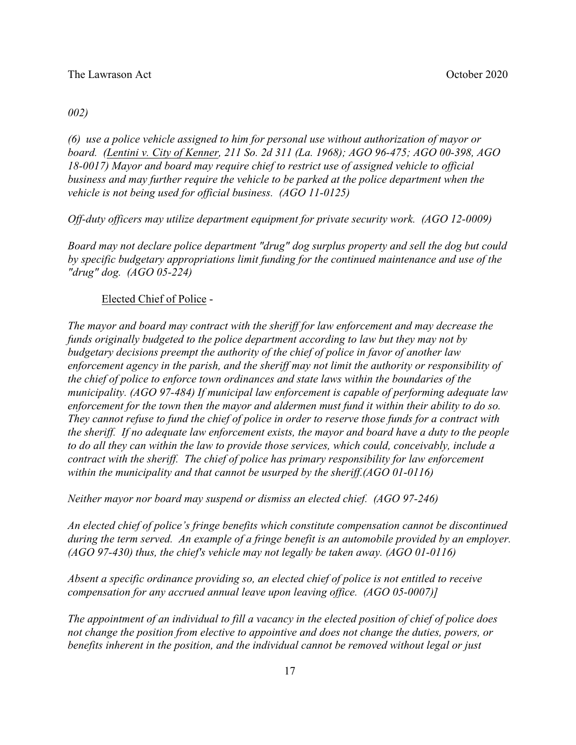*002)*

*(6) use a police vehicle assigned to him for personal use without authorization of mayor or board. (Lentini v. City of Kenner, 211 So. 2d 311 (La. 1968); AGO 96-475; AGO 00-398, AGO 18-0017) Mayor and board may require chief to restrict use of assigned vehicle to official business and may further require the vehicle to be parked at the police department when the vehicle is not being used for official business. (AGO 11-0125)*

*Off-duty officers may utilize department equipment for private security work. (AGO 12-0009)*

*Board may not declare police department "drug" dog surplus property and sell the dog but could by specific budgetary appropriations limit funding for the continued maintenance and use of the "drug" dog. (AGO 05-224)*

Elected Chief of Police -

*The mayor and board may contract with the sheriff for law enforcement and may decrease the funds originally budgeted to the police department according to law but they may not by budgetary decisions preempt the authority of the chief of police in favor of another law enforcement agency in the parish, and the sheriff may not limit the authority or responsibility of the chief of police to enforce town ordinances and state laws within the boundaries of the municipality. (AGO 97-484) If municipal law enforcement is capable of performing adequate law enforcement for the town then the mayor and aldermen must fund it within their ability to do so. They cannot refuse to fund the chief of police in order to reserve those funds for a contract with the sheriff. If no adequate law enforcement exists, the mayor and board have a duty to the people to do all they can within the law to provide those services, which could, conceivably, include a contract with the sheriff. The chief of police has primary responsibility for law enforcement within the municipality and that cannot be usurped by the sheriff.(AGO 01-0116)*

*Neither mayor nor board may suspend or dismiss an elected chief. (AGO 97-246)*

*An elected chief of police's fringe benefits which constitute compensation cannot be discontinued during the term served. An example of a fringe benefit is an automobile provided by an employer. (AGO 97-430) thus, the chief's vehicle may not legally be taken away. (AGO 01-0116)*

*Absent a specific ordinance providing so, an elected chief of police is not entitled to receive compensation for any accrued annual leave upon leaving office. (AGO 05-0007)]*

*The appointment of an individual to fill a vacancy in the elected position of chief of police does not change the position from elective to appointive and does not change the duties, powers, or benefits inherent in the position, and the individual cannot be removed without legal or just*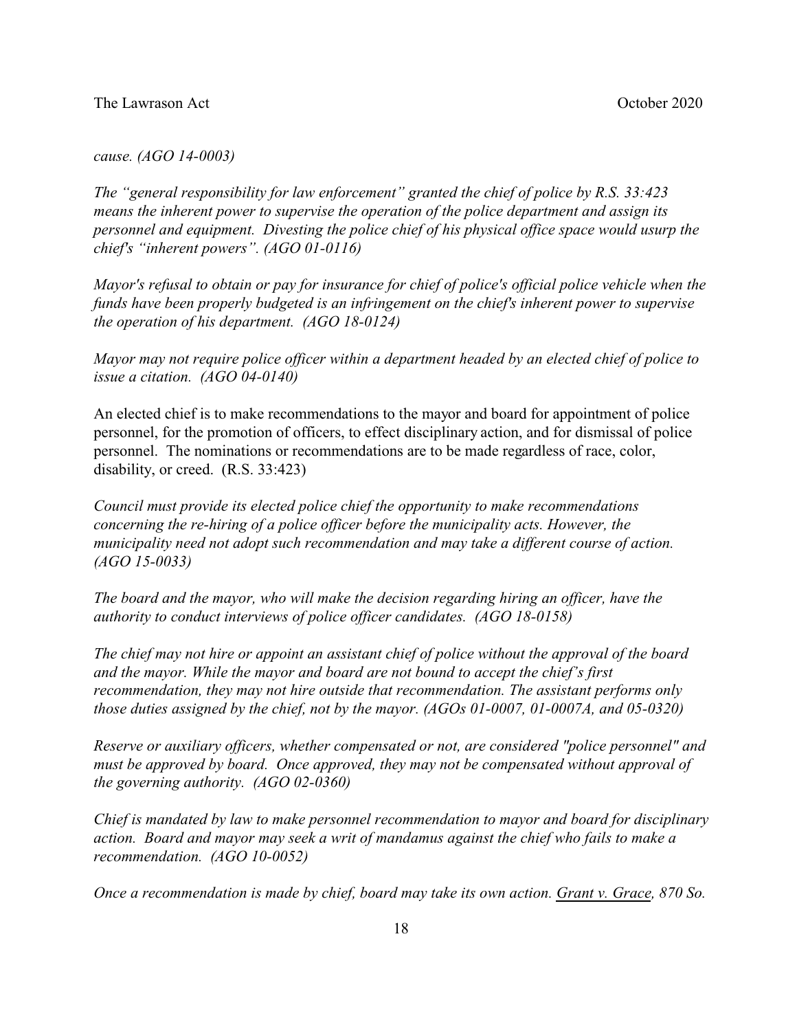*cause. (AGO 14-0003)*

*The "general responsibility for law enforcement" granted the chief of police by R.S. 33:423 means the inherent power to supervise the operation of the police department and assign its personnel and equipment. Divesting the police chief of his physical office space would usurp the chief's "inherent powers". (AGO 01-0116)*

*Mayor's refusal to obtain or pay for insurance for chief of police's official police vehicle when the funds have been properly budgeted is an infringement on the chief's inherent power to supervise the operation of his department. (AGO 18-0124)*

*Mayor may not require police officer within a department headed by an elected chief of police to issue a citation. (AGO 04-0140)*

An elected chief is to make recommendations to the mayor and board for appointment of police personnel, for the promotion of officers, to effect disciplinary action, and for dismissal of police personnel. The nominations or recommendations are to be made regardless of race, color, disability, or creed. (R.S. 33:423)

*Council must provide its elected police chief the opportunity to make recommendations concerning the re-hiring of a police officer before the municipality acts. However, the municipality need not adopt such recommendation and may take a different course of action. (AGO 15-0033)*

*The board and the mayor, who will make the decision regarding hiring an officer, have the authority to conduct interviews of police officer candidates. (AGO 18-0158)*

*The chief may not hire or appoint an assistant chief of police without the approval of the board and the mayor. While the mayor and board are not bound to accept the chief's first recommendation, they may not hire outside that recommendation. The assistant performs only those duties assigned by the chief, not by the mayor. (AGOs 01-0007, 01-0007A, and 05-0320)*

*Reserve or auxiliary officers, whether compensated or not, are considered "police personnel" and must be approved by board. Once approved, they may not be compensated without approval of the governing authority. (AGO 02-0360)*

*Chief is mandated by law to make personnel recommendation to mayor and board for disciplinary action. Board and mayor may seek a writ of mandamus against the chief who fails to make a recommendation. (AGO 10-0052)*

*Once a recommendation is made by chief, board may take its own action. <u>Grant v. Grace</u>, 870 So.*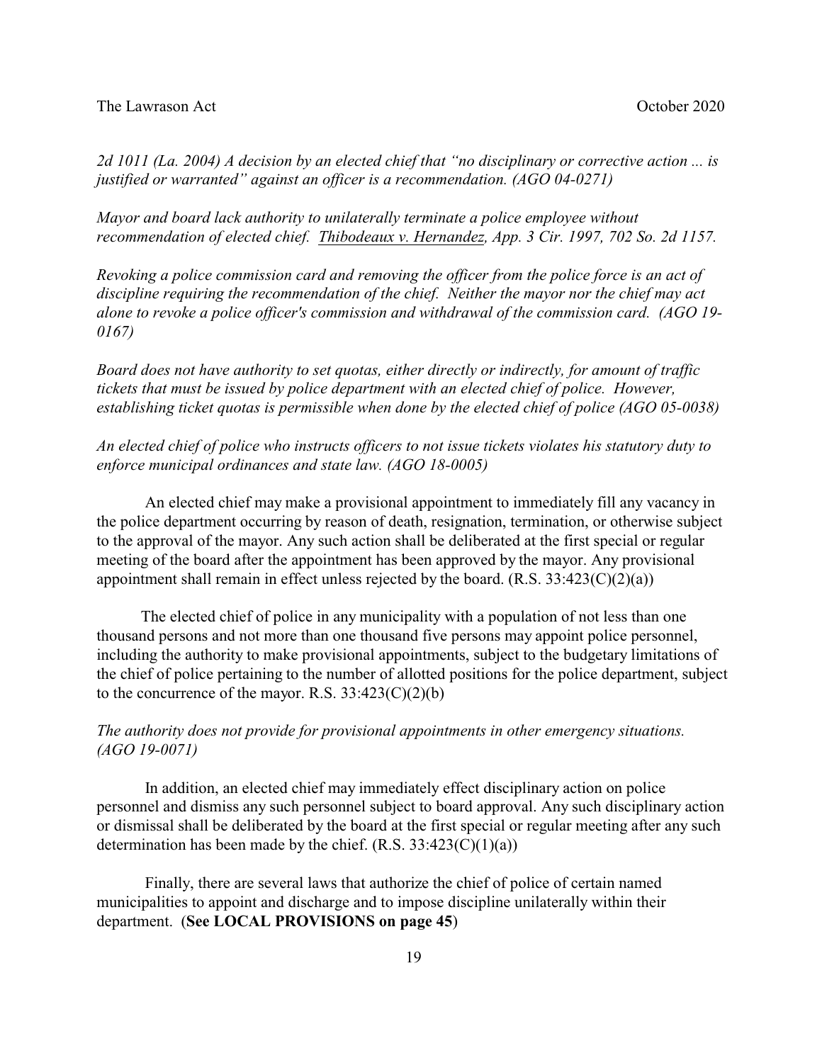*2d 1011 (La. 2004) A decision by an elected chief that "no disciplinary or corrective action ... is justified or warranted" against an officer is a recommendation. (AGO 04-0271)*

*Mayor and board lack authority to unilaterally terminate a police employee without recommendation of elected chief. Thibodeaux v. Hernandez, App. 3 Cir. 1997, 702 So. 2d 1157.*

*Revoking a police commission card and removing the officer from the police force is an act of discipline requiring the recommendation of the chief. Neither the mayor nor the chief may act alone to revoke a police officer's commission and withdrawal of the commission card. (AGO 19-0167)*

*Board does not have authority to set quotas, either directly or indirectly, for amount of traffic tickets that must be issued by police department with an elected chief of police. However, establishing ticket quotas is permissible when done by the elected chief of police (AGO 05-0038)*

*An elected chief of police who instructs officers to not issue tickets violates his statutory duty to enforce municipal ordinances and state law. (AGO 18-0005)*

An elected chief may make a provisional appointment to immediately fill any vacancy in the police department occurring by reason of death, resignation, termination, or otherwise subject to the approval of the mayor. Any such action shall be deliberated at the first special or regular meeting of the board after the appointment has been approved by the mayor. Any provisional appointment shall remain in effect unless rejected by the board. (R.S. 33:423(C)(2)(a))

The elected chief of police in any municipality with a population of not less than one thousand persons and not more than one thousand five persons may appoint police personnel, including the authority to make provisional appointments, subject to the budgetary limitations of the chief of police pertaining to the number of allotted positions for the police department, subject to the concurrence of the mayor. R.S. 33:423(C)(2)(b)

*The authority does not provide for provisional appointments in other emergency situations. (AGO 19-0071)*

In addition, an elected chief may immediately effect disciplinary action on police personnel and dismiss any such personnel subject to board approval. Any such disciplinary action or dismissal shall be deliberated by the board at the first special or regular meeting after any such determination has been made by the chief. (R.S. 33:423(C)(1)(a))

Finally, there are several laws that authorize the chief of police of certain named municipalities to appoint and discharge and to impose discipline unilaterally within their department. (**See LOCAL PROVISIONS on page 45**)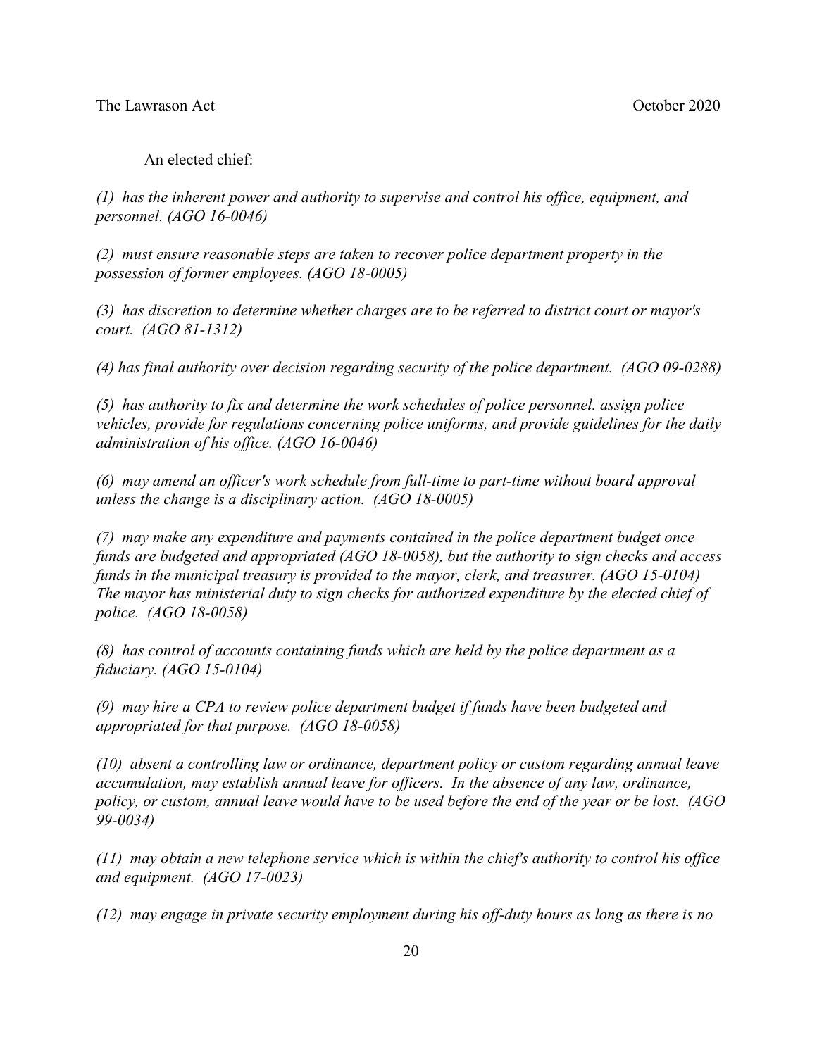An elected chief:

*(1) has the inherent power and authority to supervise and control his office, equipment, and personnel. (AGO 16-0046)*

*(2) must ensure reasonable steps are taken to recover police department property in the possession of former employees. (AGO 18-0005)*

*(3) has discretion to determine whether charges are to be referred to district court or mayor's court. (AGO 81-1312)*

*(4) has final authority over decision regarding security of the police department. (AGO 09-0288)*

*(5) has authority to fix and determine the work schedules of police personnel. assign police vehicles, provide for regulations concerning police uniforms, and provide guidelines for the daily administration of his office. (AGO 16-0046)*

*(6) may amend an officer's work schedule from full-time to part-time without board approval unless the change is a disciplinary action. (AGO 18-0005)*

*(7) may make any expenditure and payments contained in the police department budget once funds are budgeted and appropriated (AGO 18-0058), but the authority to sign checks and access funds in the municipal treasury is provided to the mayor, clerk, and treasurer. (AGO 15-0104) The mayor has ministerial duty to sign checks for authorized expenditure by the elected chief of police. (AGO 18-0058)*

*(8) has control of accounts containing funds which are held by the police department as a fiduciary. (AGO 15-0104)*

*(9) may hire a CPA to review police department budget if funds have been budgeted and appropriated for that purpose. (AGO 18-0058)*

*(10) absent a controlling law or ordinance, department policy or custom regarding annual leave accumulation, may establish annual leave for officers. In the absence of any law, ordinance, policy, or custom, annual leave would have to be used before the end of the year or be lost. (AGO 99-0034)*

*(11) may obtain a new telephone service which is within the chief's authority to control his office and equipment. (AGO 17-0023)*

*(12) may engage in private security employment during his off-duty hours as long as there is no*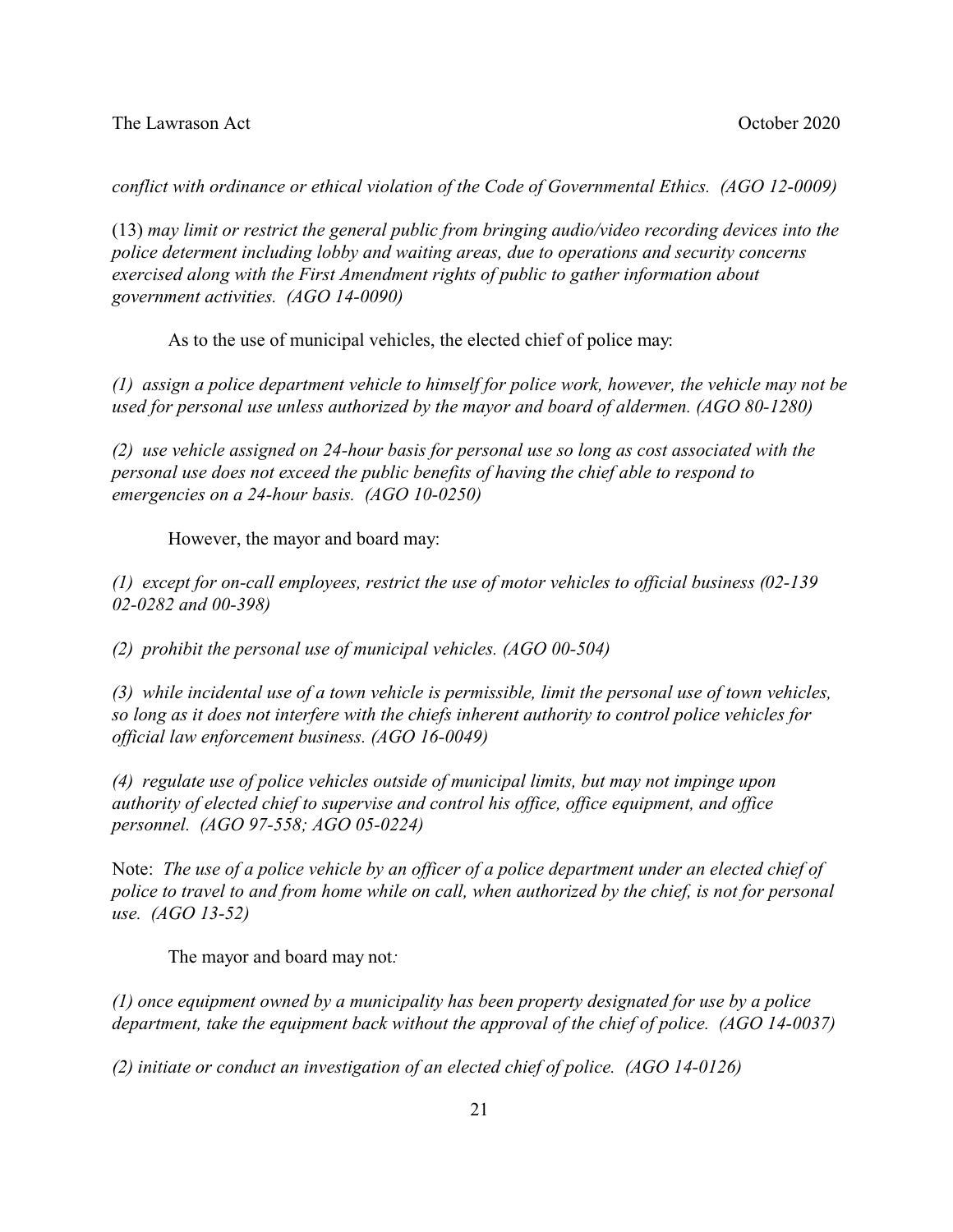*conflict with ordinance or ethical violation of the Code of Governmental Ethics. (AGO 12-0009)*

(13) *may limit or restrict the general public from bringing audio/video recording devices into the police determent including lobby and waiting areas, due to operations and security concerns exercised along with the First Amendment rights of public to gather information about government activities. (AGO 14-0090)*

As to the use of municipal vehicles, the elected chief of police may:

*(1) assign a police department vehicle to himself for police work, however, the vehicle may not be used for personal use unless authorized by the mayor and board of aldermen. (AGO 80-1280)*

*(2) use vehicle assigned on 24-hour basis for personal use so long as cost associated with the personal use does not exceed the public benefits of having the chief able to respond to emergencies on a 24-hour basis. (AGO 10-0250)*

However, the mayor and board may:

*(1) except for on-call employees, restrict the use of motor vehicles to official business (02-139 02-0282 and 00-398)*

*(2) prohibit the personal use of municipal vehicles. (AGO 00-504)*

*(3) while incidental use of a town vehicle is permissible, limit the personal use of town vehicles, so long as it does not interfere with the chiefs inherent authority to control police vehicles for official law enforcement business. (AGO 16-0049)*

*(4) regulate use of police vehicles outside of municipal limits, but may not impinge upon authority of elected chief to supervise and control his office, office equipment, and office personnel. (AGO 97-558; AGO 05-0224)*

Note: *The use of a police vehicle by an officer of a police department under an elected chief of police to travel to and from home while on call, when authorized by the chief, is not for personal use. (AGO 13-52)*

The mayor and board may not*:*

*(1) once equipment owned by a municipality has been property designated for use by a police department, take the equipment back without the approval of the chief of police. (AGO 14-0037)*

*(2) initiate or conduct an investigation of an elected chief of police. (AGO 14-0126)*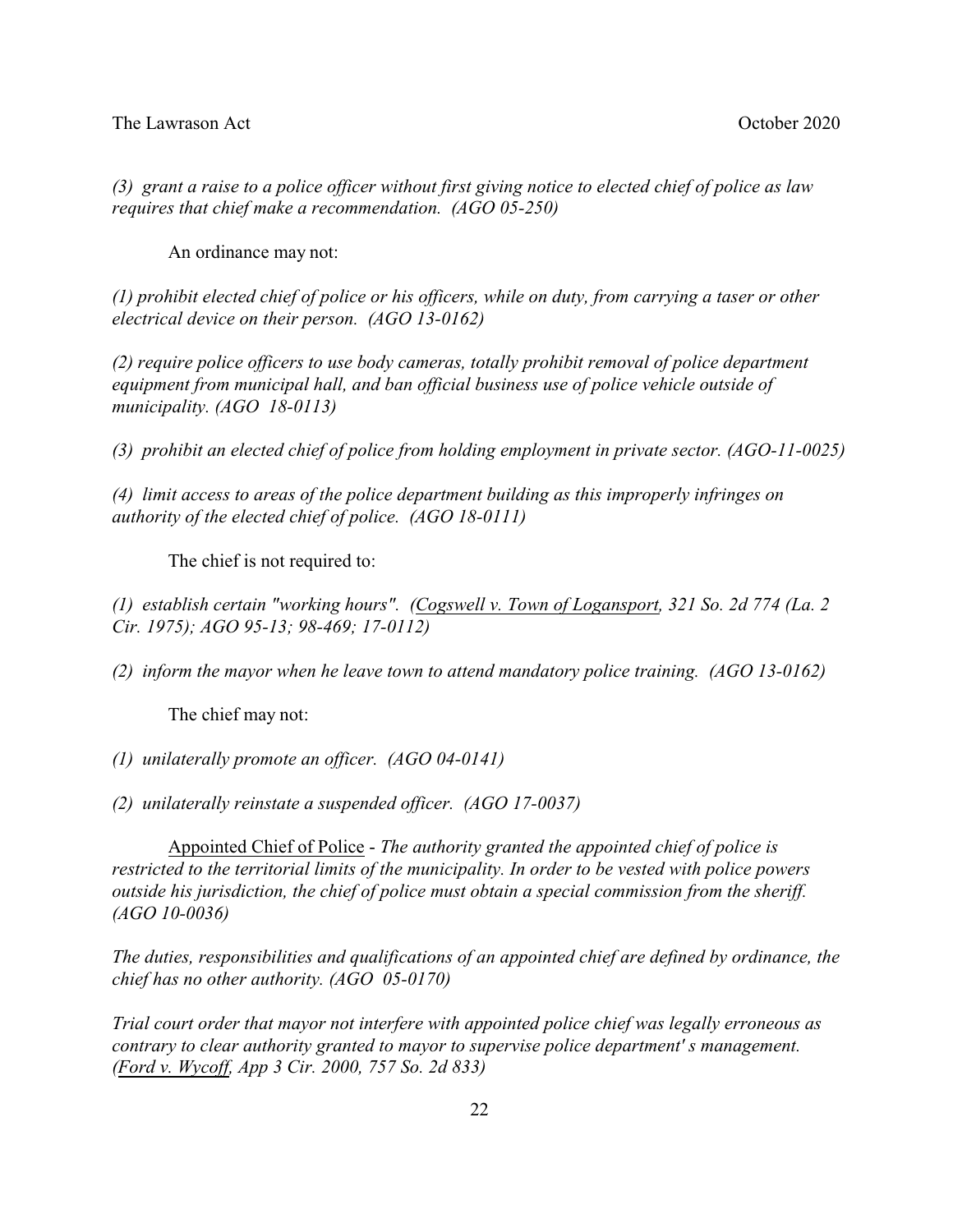*(3) grant a raise to a police officer without first giving notice to elected chief of police as law requires that chief make a recommendation. (AGO 05-250)*

An ordinance may not:

*(1) prohibit elected chief of police or his officers, while on duty, from carrying a taser or other electrical device on their person. (AGO 13-0162)*

*(2) require police officers to use body cameras, totally prohibit removal of police department equipment from municipal hall, and ban official business use of police vehicle outside of municipality. (AGO 18-0113)*

*(3) prohibit an elected chief of police from holding employment in private sector. (AGO-11-0025)*

*(4) limit access to areas of the police department building as this improperly infringes on authority of the elected chief of police. (AGO 18-0111)*

The chief is not required to:

*(1) establish certain "working hours". (Cogswell v. Town of Logansport, 321 So. 2d 774 (La. 2 Cir. 1975); AGO 95-13; 98-469; 17-0112)*

*(2) inform the mayor when he leave town to attend mandatory police training. (AGO 13-0162)*

The chief may not:

*(1) unilaterally promote an officer. (AGO 04-0141)*

*(2) unilaterally reinstate a suspended officer. (AGO 17-0037)*

Appointed Chief of Police - *The authority granted the appointed chief of police is restricted to the territorial limits of the municipality. In order to be vested with police powers outside his jurisdiction, the chief of police must obtain a special commission from the sheriff. (AGO 10-0036)*

*The duties, responsibilities and qualifications of an appointed chief are defined by ordinance, the chief has no other authority. (AGO 05-0170)*

*Trial court order that mayor not interfere with appointed police chief was legally erroneous as contrary to clear authority granted to mayor to supervise police department' s management. (Ford v. Wycoff, App 3 Cir. 2000, 757 So. 2d 833)*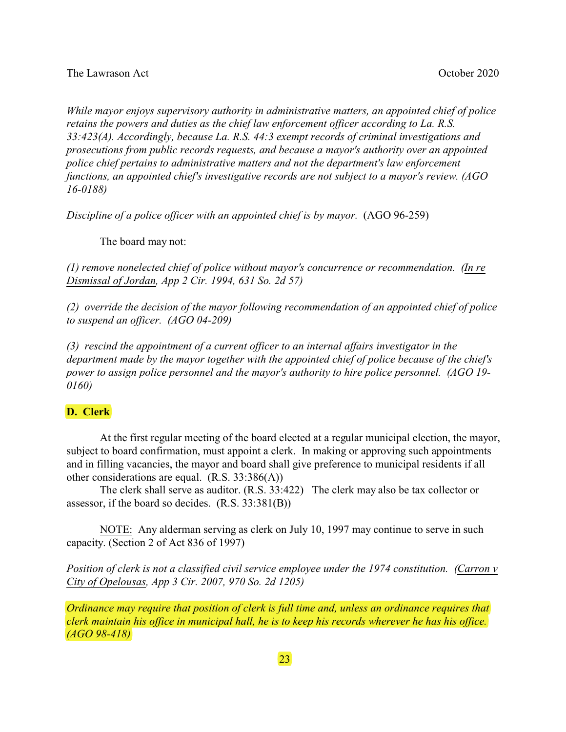*While mayor enjoys supervisory authority in administrative matters, an appointed chief of police retains the powers and duties as the chief law enforcement officer according to La. R.S. 33:423(A). Accordingly, because La. R.S. 44:3 exempt records of criminal investigations and prosecutions from public records requests, and because a mayor's authority over an appointed police chief pertains to administrative matters and not the department's law enforcement functions, an appointed chief's investigative records are not subject to a mayor's review. (AGO 16-0188)*

*Discipline of a police officer with an appointed chief is by mayor.* (AGO 96-259)

The board may not:

*(1) remove nonelected chief of police without mayor's concurrence or recommendation. (In re Dismissal of Jordan, App 2 Cir. 1994, 631 So. 2d 57)*

*(2) override the decision of the mayor following recommendation of an appointed chief of police to suspend an officer. (AGO 04-209)*

*(3) rescind the appointment of a current officer to an internal affairs investigator in the department made by the mayor together with the appointed chief of police because of the chief's power to assign police personnel and the mayor's authority to hire police personnel. (AGO 19-0160)*

### D. Clerk

At the first regular meeting of the board elected at a regular municipal election, the mayor, subject to board confirmation, must appoint a clerk. In making or approving such appointments and in filling vacancies, the mayor and board shall give preference to municipal residents if all other considerations are equal. (R.S. 33:386(A))

The clerk shall serve as auditor. (R.S. 33:422) The clerk may also be tax collector or assessor, if the board so decides. (R.S. 33:381(B))

NOTE: Any alderman serving as clerk on July 10, 1997 may continue to serve in such capacity. (Section 2 of Act 836 of 1997)

*Position of clerk is not a classified civil service employee under the 1974 constitution. (Carron v City of Opelousas, App 3 Cir. 2007, 970 So. 2d 1205)*

*Ordinance may require that position of clerk is full time and, unless an ordinance requires that clerk maintain his office in municipal hall, he is to keep his records wherever he has his office. (AGO 98-418)*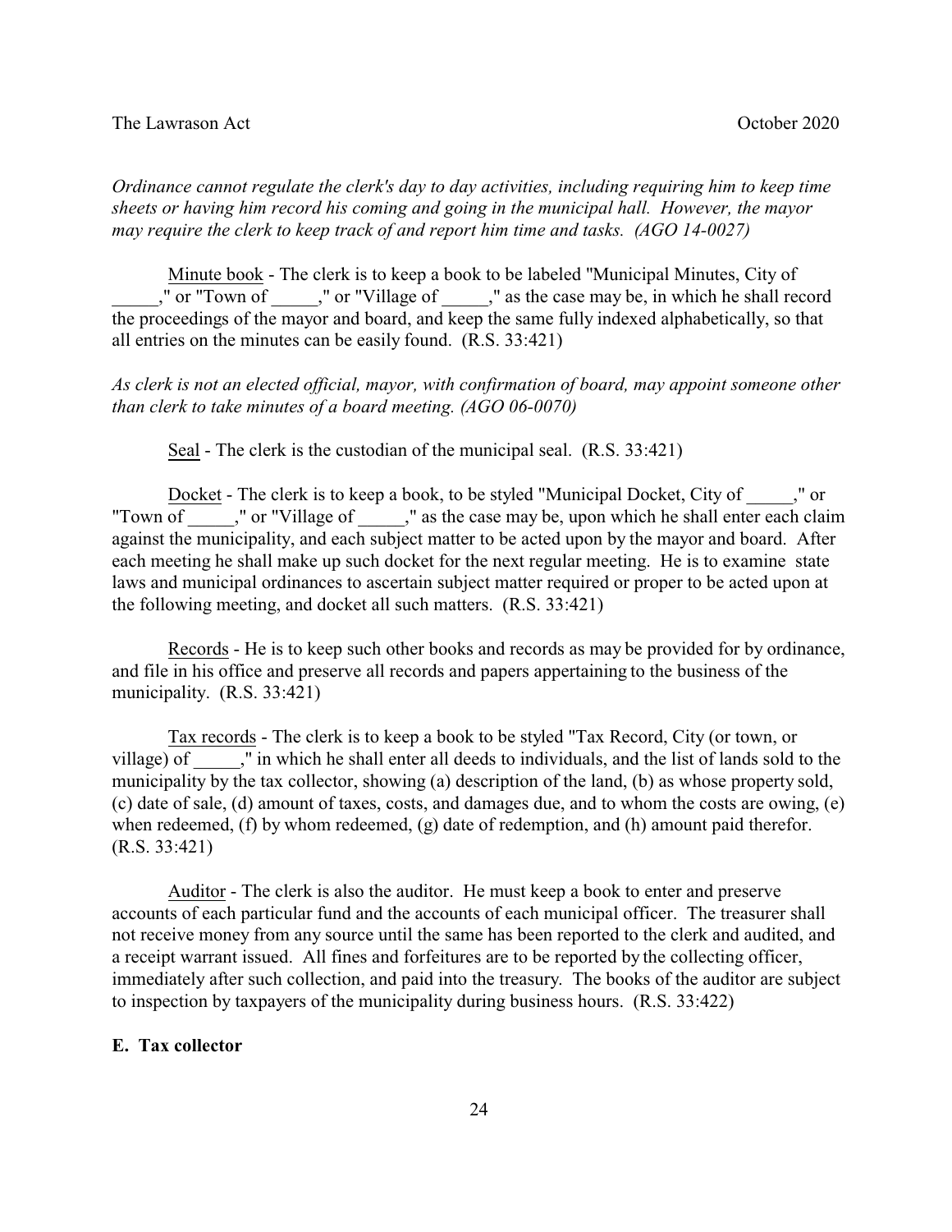*Ordinance cannot regulate the clerk's day to day activities, including requiring him to keep time sheets or having him record his coming and going in the municipal hall. However, the mayor may require the clerk to keep track of and report him time and tasks. (AGO 14-0027)*

Minute book - The clerk is to keep a book to be labeled "Municipal Minutes, City of _____," or "Town of _____," or "Village of _____," as the case may be, in which he shall record the proceedings of the mayor and board, and keep the same fully indexed alphabetically, so that all entries on the minutes can be easily found. (R.S. 33:421)

*As clerk is not an elected official, mayor, with confirmation of board, may appoint someone other than clerk to take minutes of a board meeting. (AGO 06-0070)*

Seal - The clerk is the custodian of the municipal seal. (R.S. 33:421)

Docket - The clerk is to keep a book, to be styled "Municipal Docket, City of _____," or "Town of _____," or "Village of _____," as the case may be, upon which he shall enter each claim against the municipality, and each subject matter to be acted upon by the mayor and board. After each meeting he shall make up such docket for the next regular meeting. He is to examine state laws and municipal ordinances to ascertain subject matter required or proper to be acted upon at the following meeting, and docket all such matters. (R.S. 33:421)

Records - He is to keep such other books and records as may be provided for by ordinance, and file in his office and preserve all records and papers appertaining to the business of the municipality. (R.S. 33:421)

Tax records - The clerk is to keep a book to be styled "Tax Record, City (or town, or village) of _____," in which he shall enter all deeds to individuals, and the list of lands sold to the municipality by the tax collector, showing (a) description of the land, (b) as whose property sold, (c) date of sale, (d) amount of taxes, costs, and damages due, and to whom the costs are owing, (e) when redeemed, (f) by whom redeemed, (g) date of redemption, and (h) amount paid therefor. (R.S. 33:421)

Auditor - The clerk is also the auditor. He must keep a book to enter and preserve accounts of each particular fund and the accounts of each municipal officer. The treasurer shall not receive money from any source until the same has been reported to the clerk and audited, and a receipt warrant issued. All fines and forfeitures are to be reported by the collecting officer, immediately after such collection, and paid into the treasury. The books of the auditor are subject to inspection by taxpayers of the municipality during business hours. (R.S. 33:422)

**E. Tax collector**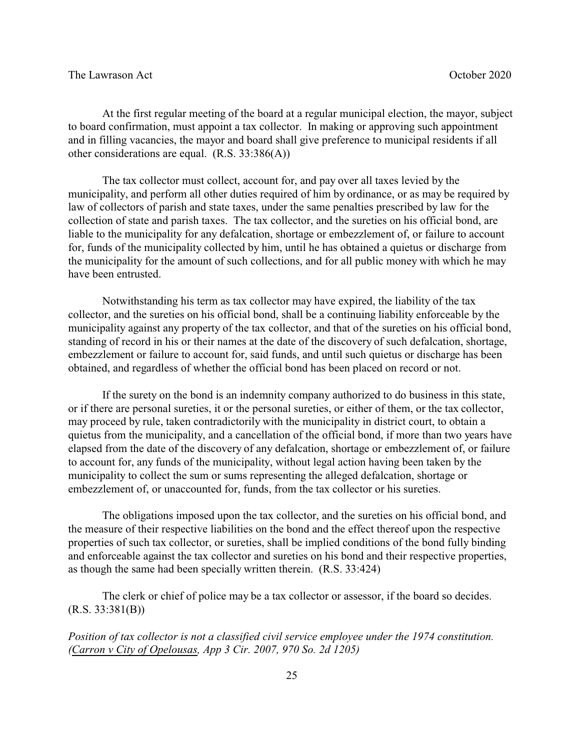At the first regular meeting of the board at a regular municipal election, the mayor, subject to board confirmation, must appoint a tax collector. In making or approving such appointment and in filling vacancies, the mayor and board shall give preference to municipal residents if all other considerations are equal. (R.S. 33:386(A))

The tax collector must collect, account for, and pay over all taxes levied by the municipality, and perform all other duties required of him by ordinance, or as may be required by law of collectors of parish and state taxes, under the same penalties prescribed by law for the collection of state and parish taxes. The tax collector, and the sureties on his official bond, are liable to the municipality for any defalcation, shortage or embezzlement of, or failure to account for, funds of the municipality collected by him, until he has obtained a quietus or discharge from the municipality for the amount of such collections, and for all public money with which he may have been entrusted.

Notwithstanding his term as tax collector may have expired, the liability of the tax collector, and the sureties on his official bond, shall be a continuing liability enforceable by the municipality against any property of the tax collector, and that of the sureties on his official bond, standing of record in his or their names at the date of the discovery of such defalcation, shortage, embezzlement or failure to account for, said funds, and until such quietus or discharge has been obtained, and regardless of whether the official bond has been placed on record or not.

If the surety on the bond is an indemnity company authorized to do business in this state, or if there are personal sureties, it or the personal sureties, or either of them, or the tax collector, may proceed by rule, taken contradictorily with the municipality in district court, to obtain a quietus from the municipality, and a cancellation of the official bond, if more than two years have elapsed from the date of the discovery of any defalcation, shortage or embezzlement of, or failure to account for, any funds of the municipality, without legal action having been taken by the municipality to collect the sum or sums representing the alleged defalcation, shortage or embezzlement of, or unaccounted for, funds, from the tax collector or his sureties.

The obligations imposed upon the tax collector, and the sureties on his official bond, and the measure of their respective liabilities on the bond and the effect thereof upon the respective properties of such tax collector, or sureties, shall be implied conditions of the bond fully binding and enforceable against the tax collector and sureties on his bond and their respective properties, as though the same had been specially written therein. (R.S. 33:424)

The clerk or chief of police may be a tax collector or assessor, if the board so decides. (R.S. 33:381(B))

*Position of tax collector is not a classified civil service employee under the 1974 constitution. (Carron v City of Opelousas, App 3 Cir. 2007, 970 So. 2d 1205)*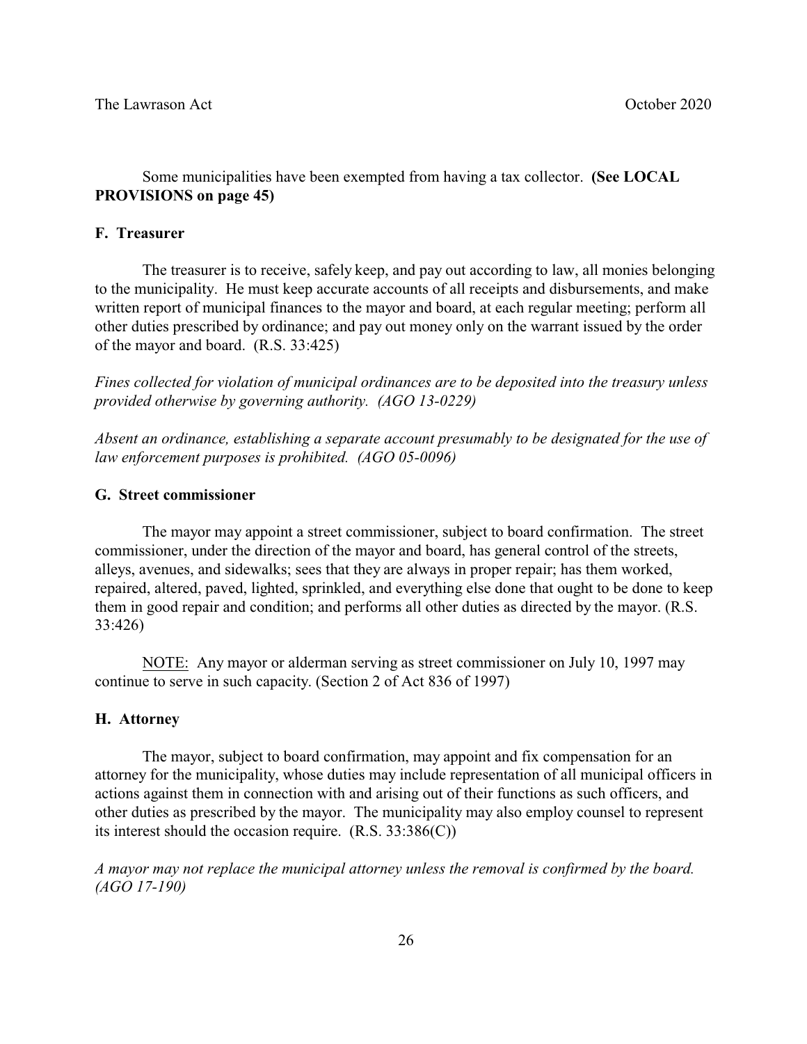Some municipalities have been exempted from having a tax collector. **(See LOCAL PROVISIONS on page 45)**

### F. Treasurer

The treasurer is to receive, safely keep, and pay out according to law, all monies belonging to the municipality. He must keep accurate accounts of all receipts and disbursements, and make written report of municipal finances to the mayor and board, at each regular meeting; perform all other duties prescribed by ordinance; and pay out money only on the warrant issued by the order of the mayor and board. (R.S. 33:425)

*Fines collected for violation of municipal ordinances are to be deposited into the treasury unless provided otherwise by governing authority. (AGO 13-0229)*

*Absent an ordinance, establishing a separate account presumably to be designated for the use of law enforcement purposes is prohibited. (AGO 05-0096)*

### G. Street commissioner

The mayor may appoint a street commissioner, subject to board confirmation. The street commissioner, under the direction of the mayor and board, has general control of the streets, alleys, avenues, and sidewalks; sees that they are always in proper repair; has them worked, repaired, altered, paved, lighted, sprinkled, and everything else done that ought to be done to keep them in good repair and condition; and performs all other duties as directed by the mayor. (R.S. 33:426)

NOTE: Any mayor or alderman serving as street commissioner on July 10, 1997 may continue to serve in such capacity. (Section 2 of Act 836 of 1997)

### H. Attorney

The mayor, subject to board confirmation, may appoint and fix compensation for an attorney for the municipality, whose duties may include representation of all municipal officers in actions against them in connection with and arising out of their functions as such officers, and other duties as prescribed by the mayor. The municipality may also employ counsel to represent its interest should the occasion require. (R.S. 33:386(C))

*A mayor may not replace the municipal attorney unless the removal is confirmed by the board. (AGO 17-190)*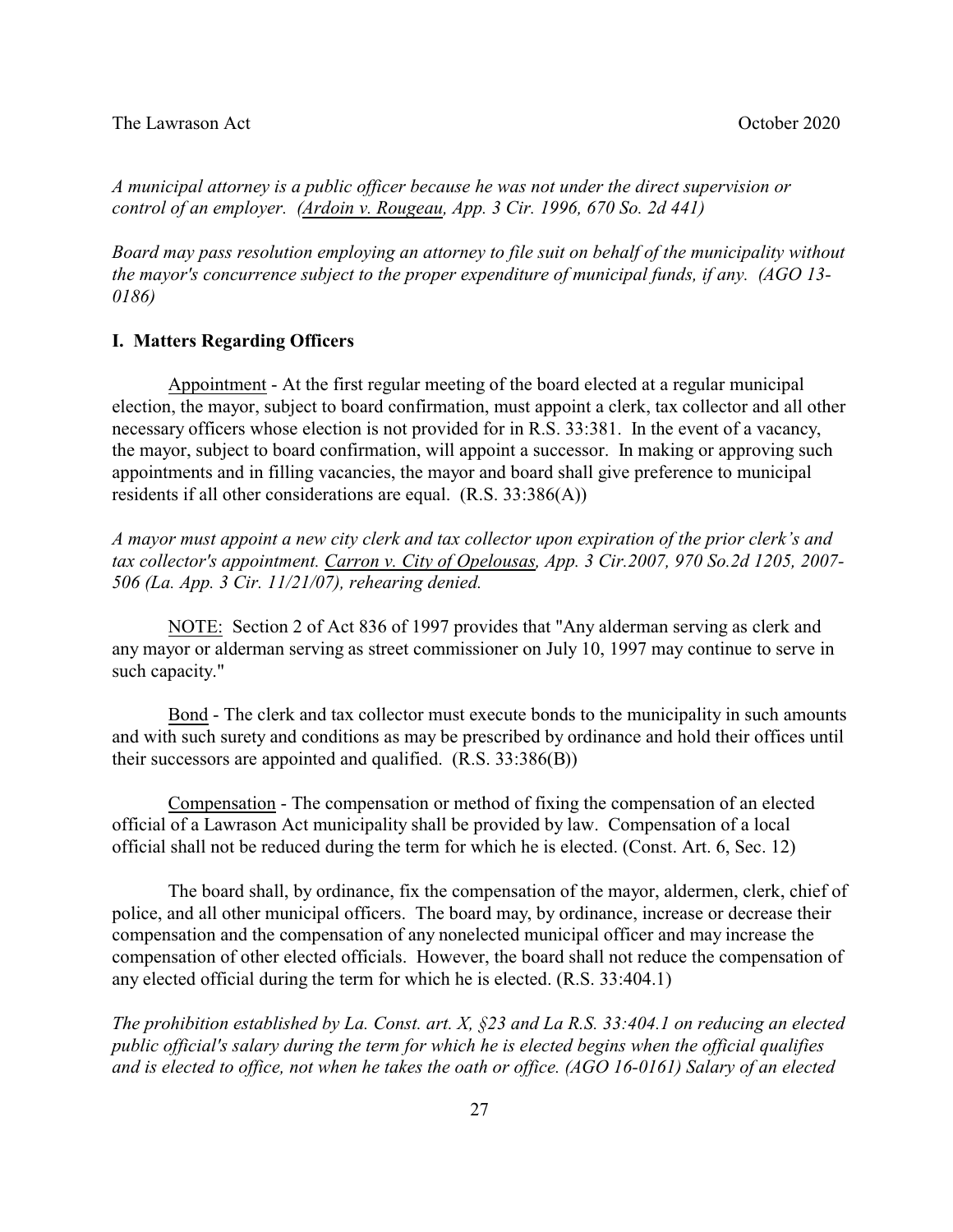*A municipal attorney is a public officer because he was not under the direct supervision or control of an employer. (Ardoin v. Rougeau, App. 3 Cir. 1996, 670 So. 2d 441)*

*Board may pass resolution employing an attorney to file suit on behalf of the municipality without the mayor's concurrence subject to the proper expenditure of municipal funds, if any. (AGO 13-0186)*

**I. Matters Regarding Officers**

Appointment - At the first regular meeting of the board elected at a regular municipal election, the mayor, subject to board confirmation, must appoint a clerk, tax collector and all other necessary officers whose election is not provided for in R.S. 33:381. In the event of a vacancy, the mayor, subject to board confirmation, will appoint a successor. In making or approving such appointments and in filling vacancies, the mayor and board shall give preference to municipal residents if all other considerations are equal. (R.S. 33:386(A))

*A mayor must appoint a new city clerk and tax collector upon expiration of the prior clerk's and tax collector's appointment. Carron v. City of Opelousas, App. 3 Cir.2007, 970 So.2d 1205, 2007-506 (La. App. 3 Cir. 11/21/07), rehearing denied.*

NOTE: Section 2 of Act 836 of 1997 provides that "Any alderman serving as clerk and any mayor or alderman serving as street commissioner on July 10, 1997 may continue to serve in such capacity."

Bond - The clerk and tax collector must execute bonds to the municipality in such amounts and with such surety and conditions as may be prescribed by ordinance and hold their offices until their successors are appointed and qualified. (R.S. 33:386(B))

Compensation - The compensation or method of fixing the compensation of an elected official of a Lawrason Act municipality shall be provided by law. Compensation of a local official shall not be reduced during the term for which he is elected. (Const. Art. 6, Sec. 12)

The board shall, by ordinance, fix the compensation of the mayor, aldermen, clerk, chief of police, and all other municipal officers. The board may, by ordinance, increase or decrease their compensation and the compensation of any nonelected municipal officer and may increase the compensation of other elected officials. However, the board shall not reduce the compensation of any elected official during the term for which he is elected. (R.S. 33:404.1)

*The prohibition established by La. Const. art. X, §23 and La R.S. 33:404.1 on reducing an elected public official's salary during the term for which he is elected begins when the official qualifies and is elected to office, not when he takes the oath or office. (AGO 16-0161) Salary of an elected*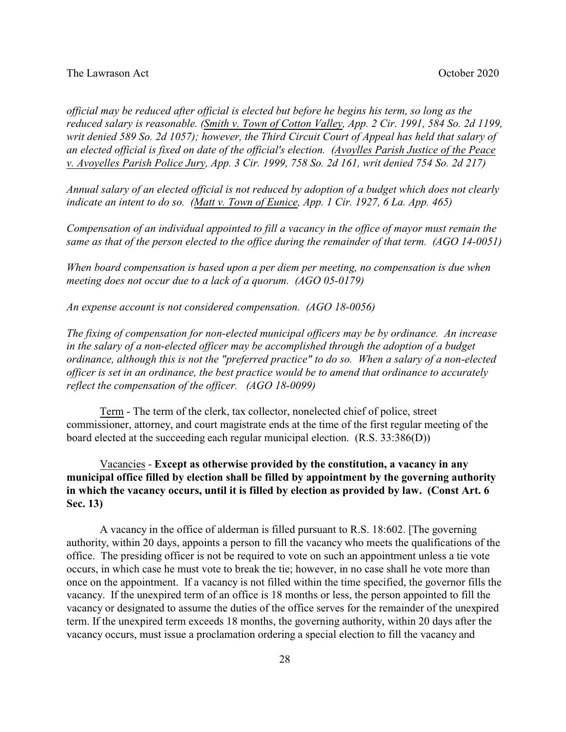*official may be reduced after official is elected but before he begins his term, so long as the reduced salary is reasonable. (Smith v. Town of Cotton Valley, App. 2 Cir. 1991, 584 So. 2d 1199, writ denied 589 So. 2d 1057); however, the Third Circuit Court of Appeal has held that salary of an elected official is fixed on date of the official's election. (Avoylles Parish Justice of the Peace v. Avoyelles Parish Police Jury, App. 3 Cir. 1999, 758 So. 2d 161, writ denied 754 So. 2d 217)*

*Annual salary of an elected official is not reduced by adoption of a budget which does not clearly indicate an intent to do so. (Matt v. Town of Eunice, App. 1 Cir. 1927, 6 La. App. 465)*

*Compensation of an individual appointed to fill a vacancy in the office of mayor must remain the same as that of the person elected to the office during the remainder of that term. (AGO 14-0051)*

*When board compensation is based upon a per diem per meeting, no compensation is due when meeting does not occur due to a lack of a quorum. (AGO 05-0179)*

*An expense account is not considered compensation. (AGO 18-0056)*

*The fixing of compensation for non-elected municipal officers may be by ordinance. An increase in the salary of a non-elected officer may be accomplished through the adoption of a budget ordinance, although this is not the "preferred practice" to do so. When a salary of a non-elected officer is set in an ordinance, the best practice would be to amend that ordinance to accurately reflect the compensation of the officer. (AGO 18-0099)*

Term - The term of the clerk, tax collector, nonelected chief of police, street commissioner, attorney, and court magistrate ends at the time of the first regular meeting of the board elected at the succeeding each regular municipal election. (R.S. 33:386(D))

Vacancies - **Except as otherwise provided by the constitution, a vacancy in any municipal office filled by election shall be filled by appointment by the governing authority in which the vacancy occurs, until it is filled by election as provided by law. (Const Art. 6 Sec. 13)**

A vacancy in the office of alderman is filled pursuant to R.S. 18:602. [The governing authority, within 20 days, appoints a person to fill the vacancy who meets the qualifications of the office. The presiding officer is not be required to vote on such an appointment unless a tie vote occurs, in which case he must vote to break the tie; however, in no case shall he vote more than once on the appointment. If a vacancy is not filled within the time specified, the governor fills the vacancy. If the unexpired term of an office is 18 months or less, the person appointed to fill the vacancy or designated to assume the duties of the office serves for the remainder of the unexpired term. If the unexpired term exceeds 18 months, the governing authority, within 20 days after the vacancy occurs, must issue a proclamation ordering a special election to fill the vacancy and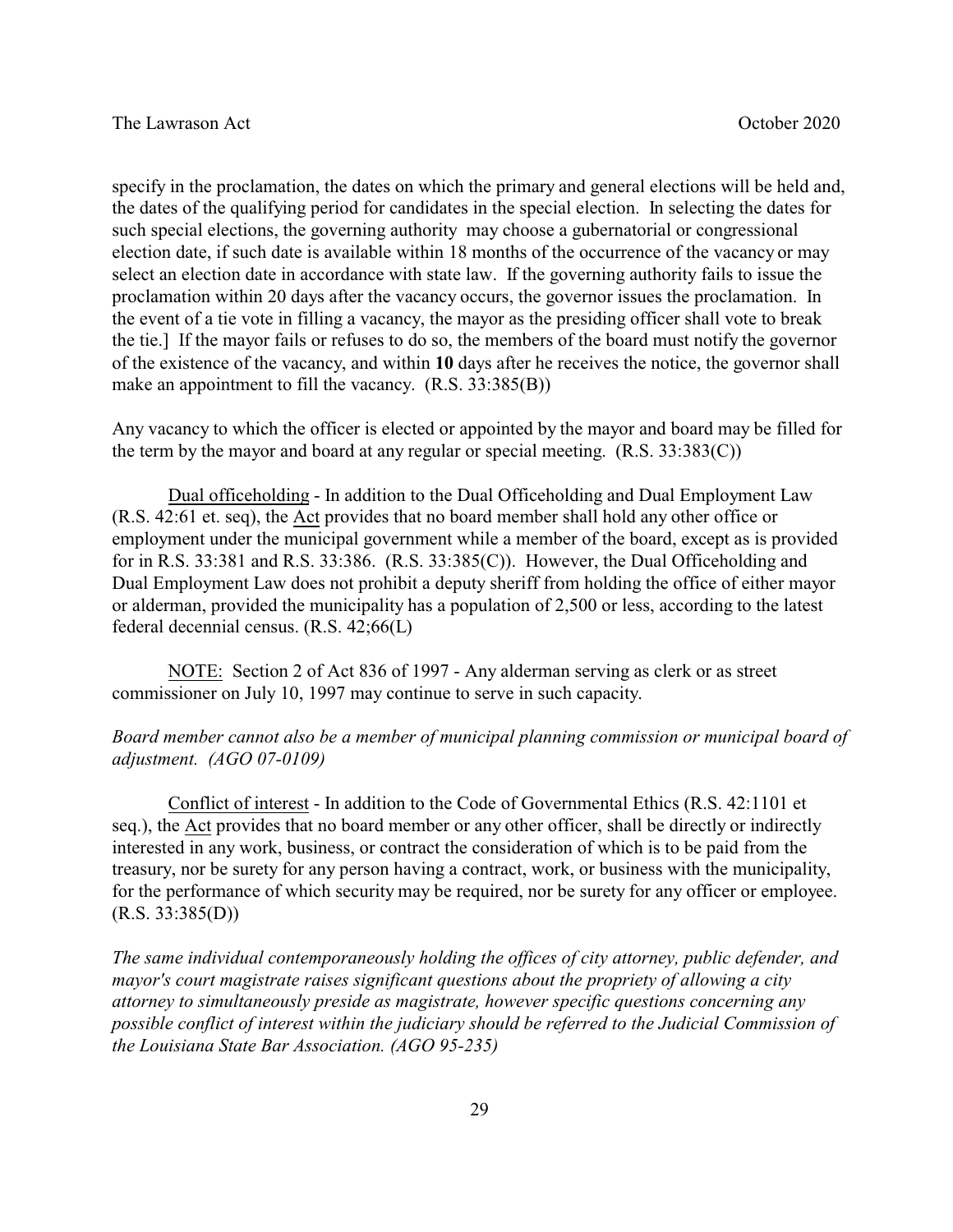specify in the proclamation, the dates on which the primary and general elections will be held and, the dates of the qualifying period for candidates in the special election. In selecting the dates for such special elections, the governing authority may choose a gubernatorial or congressional election date, if such date is available within 18 months of the occurrence of the vacancy or may select an election date in accordance with state law. If the governing authority fails to issue the proclamation within 20 days after the vacancy occurs, the governor issues the proclamation. In the event of a tie vote in filling a vacancy, the mayor as the presiding officer shall vote to break the tie.] If the mayor fails or refuses to do so, the members of the board must notify the governor of the existence of the vacancy, and within **10** days after he receives the notice, the governor shall make an appointment to fill the vacancy. (R.S. 33:385(B))

Any vacancy to which the officer is elected or appointed by the mayor and board may be filled for the term by the mayor and board at any regular or special meeting. (R.S. 33:383(C))

Dual officeholding - In addition to the Dual Officeholding and Dual Employment Law (R.S. 42:61 et. seq), the Act provides that no board member shall hold any other office or employment under the municipal government while a member of the board, except as is provided for in R.S. 33:381 and R.S. 33:386. (R.S. 33:385(C)). However, the Dual Officeholding and Dual Employment Law does not prohibit a deputy sheriff from holding the office of either mayor or alderman, provided the municipality has a population of 2,500 or less, according to the latest federal decennial census. (R.S. 42;66(L)

NOTE: Section 2 of Act 836 of 1997 - Any alderman serving as clerk or as street commissioner on July 10, 1997 may continue to serve in such capacity.

*Board member cannot also be a member of municipal planning commission or municipal board of adjustment. (AGO 07-0109)*

Conflict of interest - In addition to the Code of Governmental Ethics (R.S. 42:1101 et seq.), the Act provides that no board member or any other officer, shall be directly or indirectly interested in any work, business, or contract the consideration of which is to be paid from the treasury, nor be surety for any person having a contract, work, or business with the municipality, for the performance of which security may be required, nor be surety for any officer or employee. (R.S. 33:385(D))

*The same individual contemporaneously holding the offices of city attorney, public defender, and mayor's court magistrate raises significant questions about the propriety of allowing a city attorney to simultaneously preside as magistrate, however specific questions concerning any possible conflict of interest within the judiciary should be referred to the Judicial Commission of the Louisiana State Bar Association. (AGO 95-235)*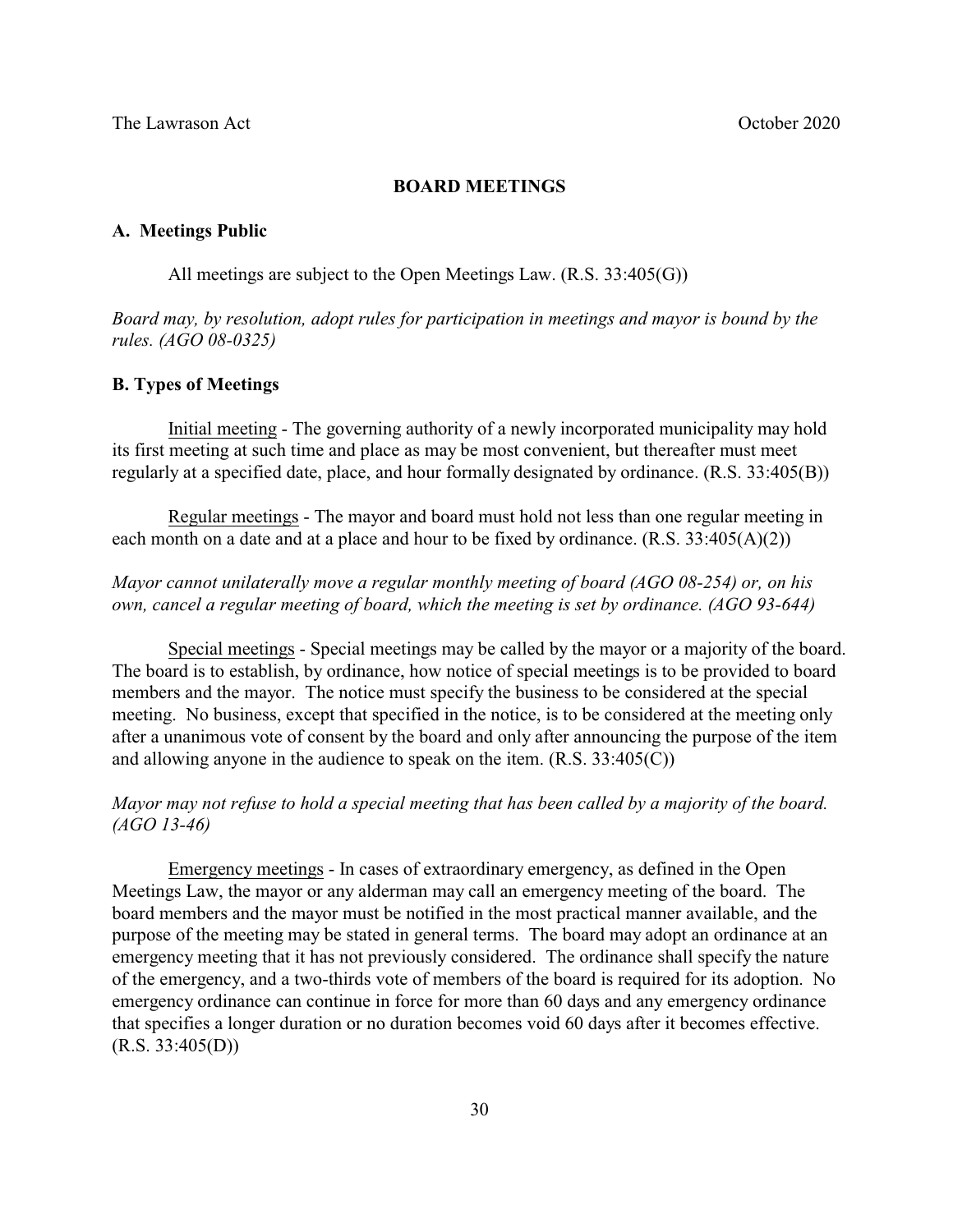## BOARD MEETINGS

### A. Meetings Public

All meetings are subject to the Open Meetings Law. (R.S. 33:405(G))

*Board may, by resolution, adopt rules for participation in meetings and mayor is bound by the rules. (AGO 08-0325)*

### B. Types of Meetings

Initial meeting - The governing authority of a newly incorporated municipality may hold its first meeting at such time and place as may be most convenient, but thereafter must meet regularly at a specified date, place, and hour formally designated by ordinance. (R.S. 33:405(B))

Regular meetings - The mayor and board must hold not less than one regular meeting in each month on a date and at a place and hour to be fixed by ordinance. (R.S. 33:405(A)(2))

*Mayor cannot unilaterally move a regular monthly meeting of board (AGO 08-254) or, on his own, cancel a regular meeting of board, which the meeting is set by ordinance. (AGO 93-644)*

Special meetings - Special meetings may be called by the mayor or a majority of the board. The board is to establish, by ordinance, how notice of special meetings is to be provided to board members and the mayor. The notice must specify the business to be considered at the special meeting. No business, except that specified in the notice, is to be considered at the meeting only after a unanimous vote of consent by the board and only after announcing the purpose of the item and allowing anyone in the audience to speak on the item. (R.S. 33:405(C))

*Mayor may not refuse to hold a special meeting that has been called by a majority of the board. (AGO 13-46)*

Emergency meetings - In cases of extraordinary emergency, as defined in the Open Meetings Law, the mayor or any alderman may call an emergency meeting of the board. The board members and the mayor must be notified in the most practical manner available, and the purpose of the meeting may be stated in general terms. The board may adopt an ordinance at an emergency meeting that it has not previously considered. The ordinance shall specify the nature of the emergency, and a two-thirds vote of members of the board is required for its adoption. No emergency ordinance can continue in force for more than 60 days and any emergency ordinance that specifies a longer duration or no duration becomes void 60 days after it becomes effective. (R.S. 33:405(D))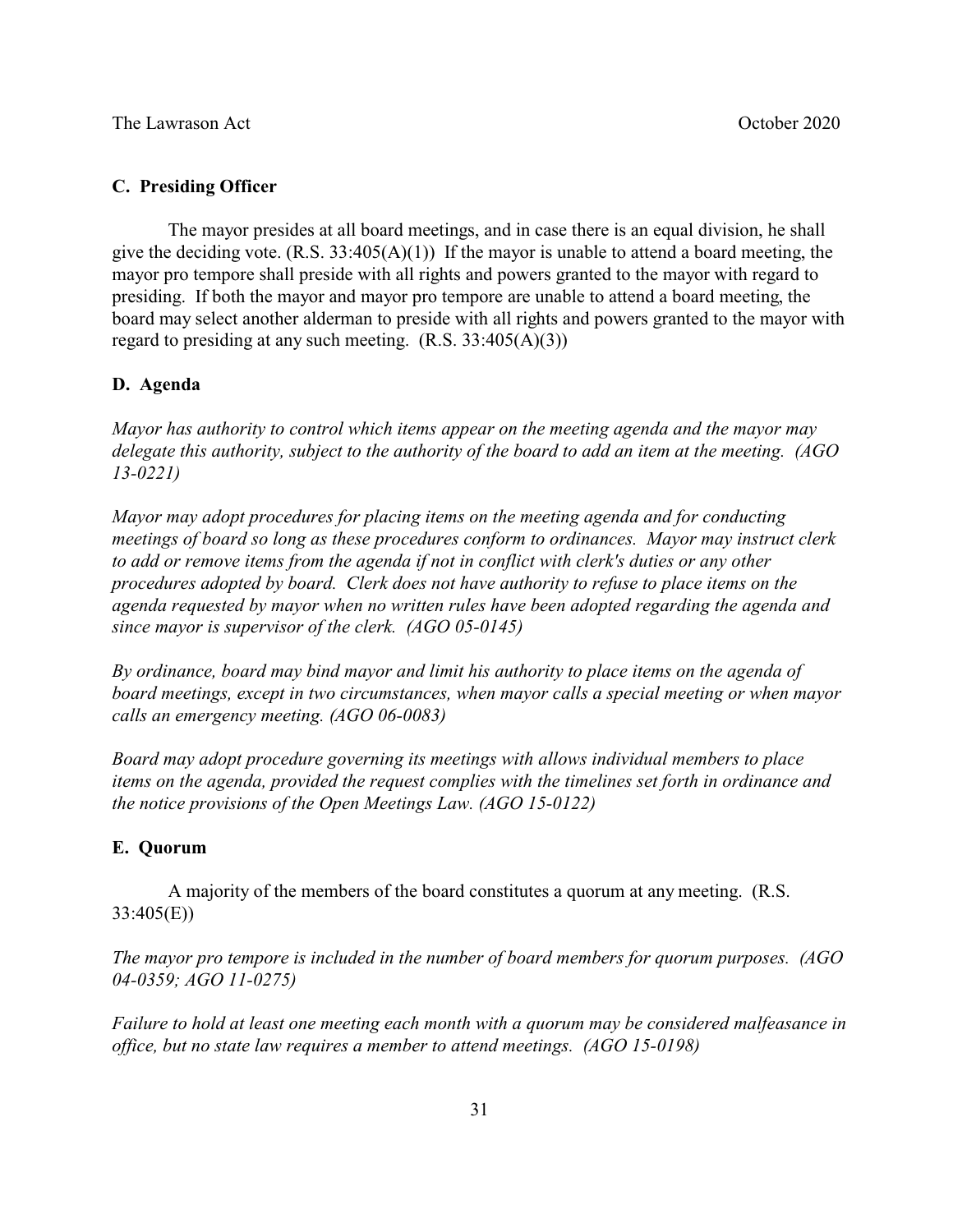### C. Presiding Officer

The mayor presides at all board meetings, and in case there is an equal division, he shall give the deciding vote. (R.S. 33:405(A)(1)) If the mayor is unable to attend a board meeting, the mayor pro tempore shall preside with all rights and powers granted to the mayor with regard to presiding. If both the mayor and mayor pro tempore are unable to attend a board meeting, the board may select another alderman to preside with all rights and powers granted to the mayor with regard to presiding at any such meeting. (R.S. 33:405(A)(3))

### D. Agenda

*Mayor has authority to control which items appear on the meeting agenda and the mayor may delegate this authority, subject to the authority of the board to add an item at the meeting. (AGO 13-0221)*

*Mayor may adopt procedures for placing items on the meeting agenda and for conducting meetings of board so long as these procedures conform to ordinances. Mayor may instruct clerk to add or remove items from the agenda if not in conflict with clerk's duties or any other procedures adopted by board. Clerk does not have authority to refuse to place items on the agenda requested by mayor when no written rules have been adopted regarding the agenda and since mayor is supervisor of the clerk. (AGO 05-0145)*

*By ordinance, board may bind mayor and limit his authority to place items on the agenda of board meetings, except in two circumstances, when mayor calls a special meeting or when mayor calls an emergency meeting. (AGO 06-0083)*

*Board may adopt procedure governing its meetings with allows individual members to place items on the agenda, provided the request complies with the timelines set forth in ordinance and the notice provisions of the Open Meetings Law. (AGO 15-0122)*

### E. Quorum

A majority of the members of the board constitutes a quorum at any meeting. (R.S. 33:405(E))

*The mayor pro tempore is included in the number of board members for quorum purposes. (AGO 04-0359; AGO 11-0275)*

*Failure to hold at least one meeting each month with a quorum may be considered malfeasance in office, but no state law requires a member to attend meetings. (AGO 15-0198)*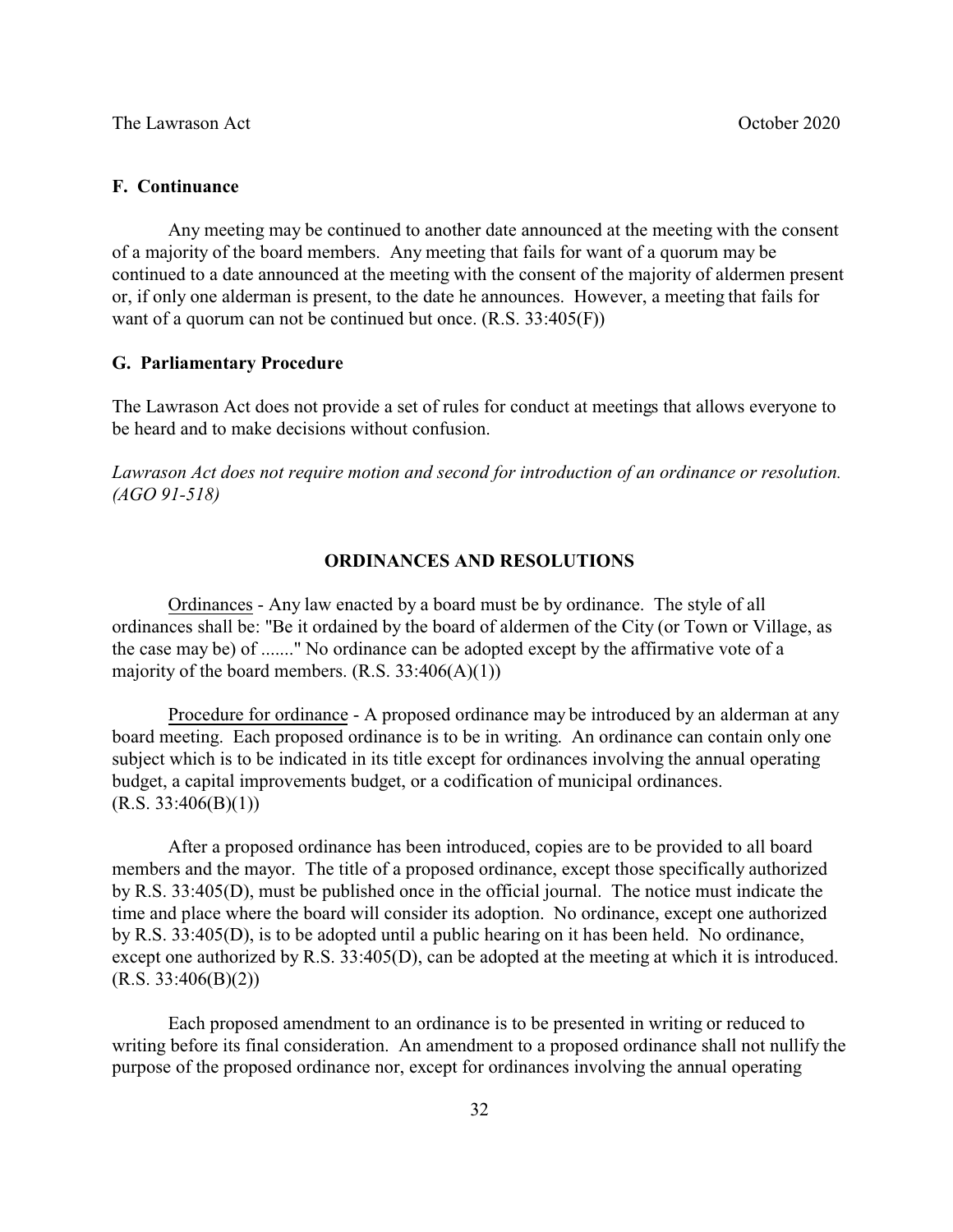### F. Continuance

Any meeting may be continued to another date announced at the meeting with the consent of a majority of the board members. Any meeting that fails for want of a quorum may be continued to a date announced at the meeting with the consent of the majority of aldermen present or, if only one alderman is present, to the date he announces. However, a meeting that fails for want of a quorum can not be continued but once. (R.S. 33:405(F))

### G. Parliamentary Procedure

The Lawrason Act does not provide a set of rules for conduct at meetings that allows everyone to be heard and to make decisions without confusion.

*Lawrason Act does not require motion and second for introduction of an ordinance or resolution. (AGO 91-518)*

## ORDINANCES AND RESOLUTIONS

Ordinances - Any law enacted by a board must be by ordinance. The style of all ordinances shall be: "Be it ordained by the board of aldermen of the City (or Town or Village, as the case may be) of ......." No ordinance can be adopted except by the affirmative vote of a majority of the board members. (R.S. 33:406(A)(1))

Procedure for ordinance - A proposed ordinance may be introduced by an alderman at any board meeting. Each proposed ordinance is to be in writing. An ordinance can contain only one subject which is to be indicated in its title except for ordinances involving the annual operating budget, a capital improvements budget, or a codification of municipal ordinances. (R.S. 33:406(B)(1))

After a proposed ordinance has been introduced, copies are to be provided to all board members and the mayor. The title of a proposed ordinance, except those specifically authorized by R.S. 33:405(D), must be published once in the official journal. The notice must indicate the time and place where the board will consider its adoption. No ordinance, except one authorized by R.S. 33:405(D), is to be adopted until a public hearing on it has been held. No ordinance, except one authorized by R.S. 33:405(D), can be adopted at the meeting at which it is introduced. (R.S. 33:406(B)(2))

Each proposed amendment to an ordinance is to be presented in writing or reduced to writing before its final consideration. An amendment to a proposed ordinance shall not nullify the purpose of the proposed ordinance nor, except for ordinances involving the annual operating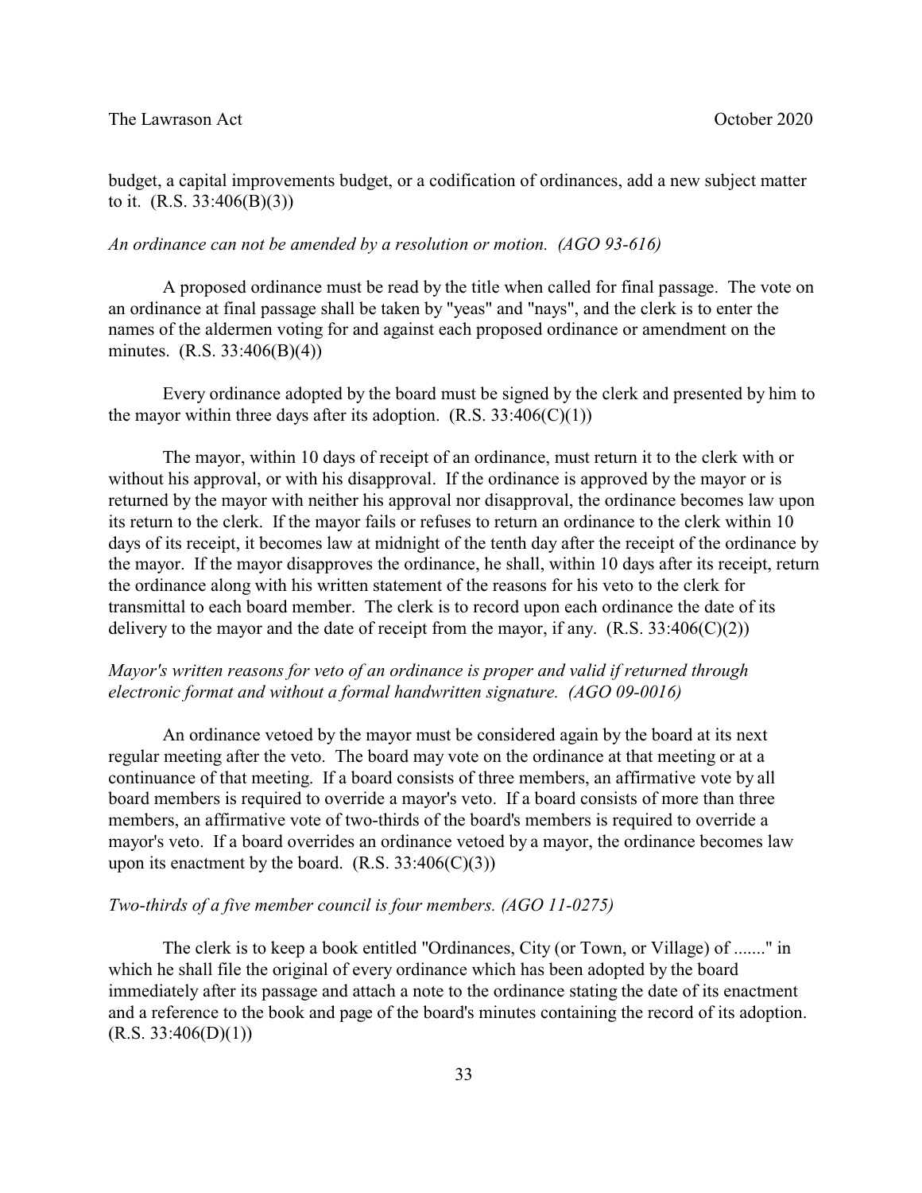budget, a capital improvements budget, or a codification of ordinances, add a new subject matter to it. (R.S. 33:406(B)(3))

*An ordinance can not be amended by a resolution or motion. (AGO 93-616)*

A proposed ordinance must be read by the title when called for final passage. The vote on an ordinance at final passage shall be taken by "yeas" and "nays", and the clerk is to enter the names of the aldermen voting for and against each proposed ordinance or amendment on the minutes. (R.S. 33:406(B)(4))

Every ordinance adopted by the board must be signed by the clerk and presented by him to the mayor within three days after its adoption. (R.S. 33:406(C)(1))

The mayor, within 10 days of receipt of an ordinance, must return it to the clerk with or without his approval, or with his disapproval. If the ordinance is approved by the mayor or is returned by the mayor with neither his approval nor disapproval, the ordinance becomes law upon its return to the clerk. If the mayor fails or refuses to return an ordinance to the clerk within 10 days of its receipt, it becomes law at midnight of the tenth day after the receipt of the ordinance by the mayor. If the mayor disapproves the ordinance, he shall, within 10 days after its receipt, return the ordinance along with his written statement of the reasons for his veto to the clerk for transmittal to each board member. The clerk is to record upon each ordinance the date of its delivery to the mayor and the date of receipt from the mayor, if any. (R.S. 33:406(C)(2))

*Mayor's written reasons for veto of an ordinance is proper and valid if returned through electronic format and without a formal handwritten signature. (AGO 09-0016)*

An ordinance vetoed by the mayor must be considered again by the board at its next regular meeting after the veto. The board may vote on the ordinance at that meeting or at a continuance of that meeting. If a board consists of three members, an affirmative vote by all board members is required to override a mayor's veto. If a board consists of more than three members, an affirmative vote of two-thirds of the board's members is required to override a mayor's veto. If a board overrides an ordinance vetoed by a mayor, the ordinance becomes law upon its enactment by the board. (R.S. 33:406(C)(3))

*Two-thirds of a five member council is four members. (AGO 11-0275)*

The clerk is to keep a book entitled "Ordinances, City (or Town, or Village) of ......." in which he shall file the original of every ordinance which has been adopted by the board immediately after its passage and attach a note to the ordinance stating the date of its enactment and a reference to the book and page of the board's minutes containing the record of its adoption. (R.S. 33:406(D)(1))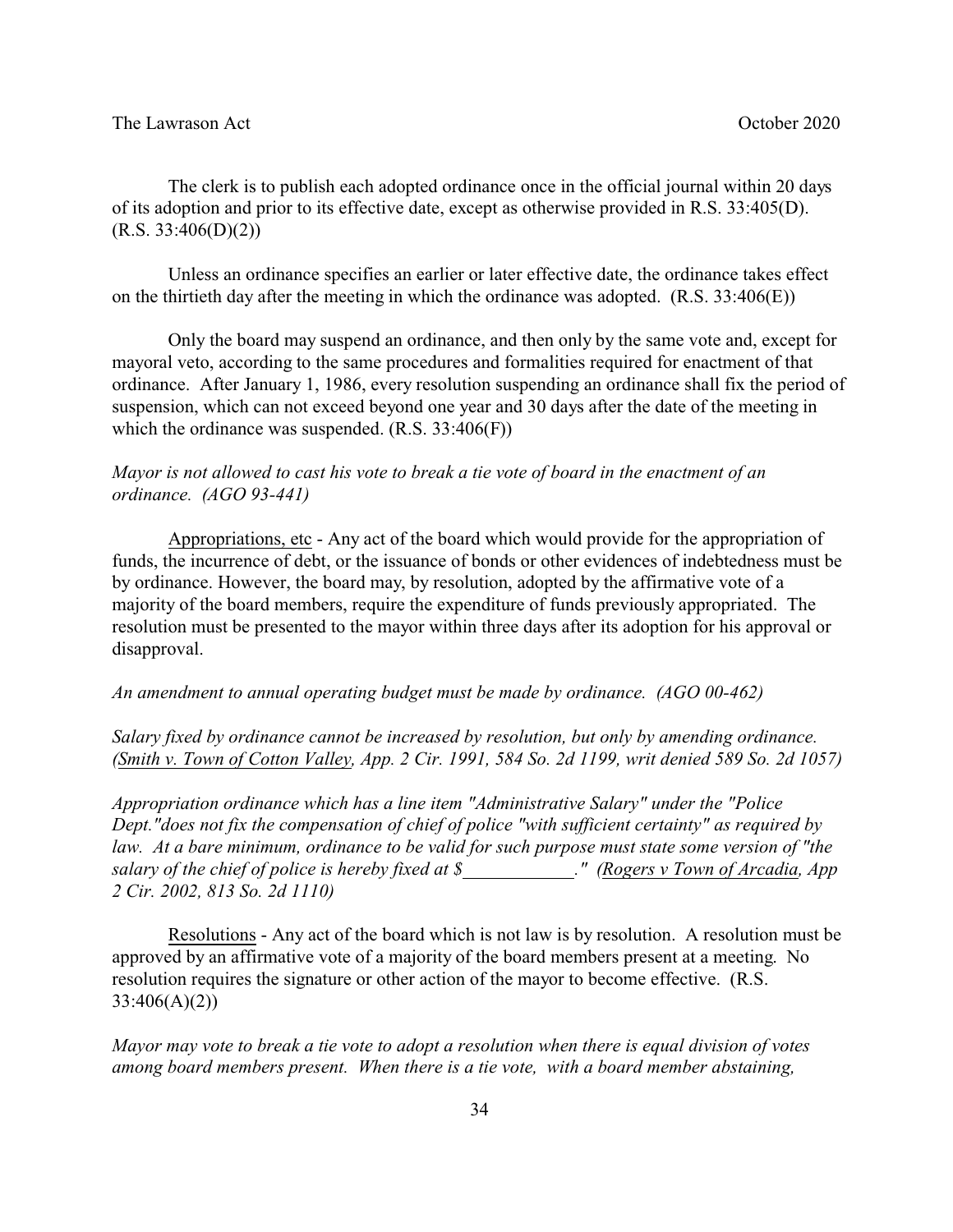The clerk is to publish each adopted ordinance once in the official journal within 20 days of its adoption and prior to its effective date, except as otherwise provided in R.S. 33:405(D). (R.S. 33:406(D)(2))

Unless an ordinance specifies an earlier or later effective date, the ordinance takes effect on the thirtieth day after the meeting in which the ordinance was adopted. (R.S. 33:406(E))

Only the board may suspend an ordinance, and then only by the same vote and, except for mayoral veto, according to the same procedures and formalities required for enactment of that ordinance. After January 1, 1986, every resolution suspending an ordinance shall fix the period of suspension, which can not exceed beyond one year and 30 days after the date of the meeting in which the ordinance was suspended. (R.S. 33:406(F))

*Mayor is not allowed to cast his vote to break a tie vote of board in the enactment of an ordinance. (AGO 93-441)*

<u>Appropriations, etc</u> - Any act of the board which would provide for the appropriation of funds, the incurrence of debt, or the issuance of bonds or other evidences of indebtedness must be by ordinance. However, the board may, by resolution, adopted by the affirmative vote of a majority of the board members, require the expenditure of funds previously appropriated. The resolution must be presented to the mayor within three days after its adoption for his approval or disapproval.

*An amendment to annual operating budget must be made by ordinance. (AGO 00-462)*

*Salary fixed by ordinance cannot be increased by resolution, but only by amending ordinance. (<u>Smith v. Town of Cotton Valley</u>, App. 2 Cir. 1991, 584 So. 2d 1199, writ denied 589 So. 2d 1057)*

*Appropriation ordinance which has a line item "Administrative Salary" under the "Police Dept."does not fix the compensation of chief of police "with sufficient certainty" as required by law. At a bare minimum, ordinance to be valid for such purpose must state some version of "the salary of the chief of police is hereby fixed at $____________." (<u>Rogers v Town of Arcadia</u>, App 2 Cir. 2002, 813 So. 2d 1110)*

<u>Resolutions</u> - Any act of the board which is not law is by resolution. A resolution must be approved by an affirmative vote of a majority of the board members present at a meeting. No resolution requires the signature or other action of the mayor to become effective. (R.S. 33:406(A)(2))

*Mayor may vote to break a tie vote to adopt a resolution when there is equal division of votes among board members present. When there is a tie vote, with a board member abstaining,*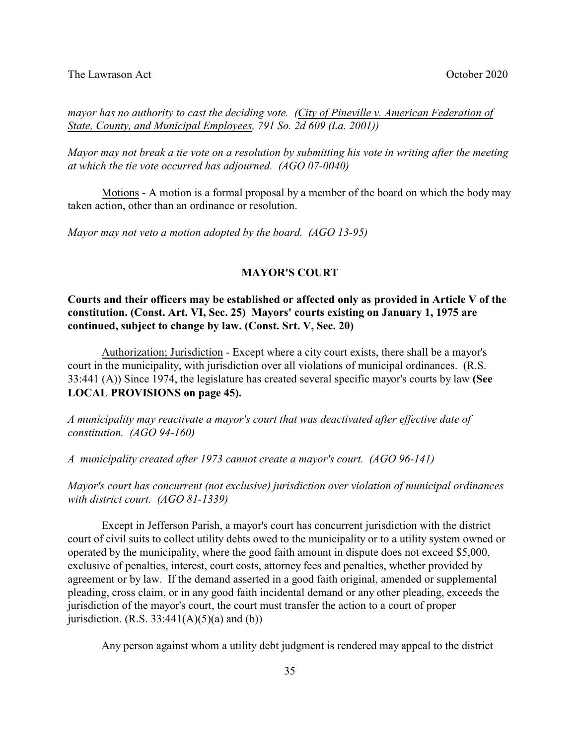*mayor has no authority to cast the deciding vote. (City of Pineville v. American Federation of State, County, and Municipal Employees, 791 So. 2d 609 (La. 2001))*

*Mayor may not break a tie vote on a resolution by submitting his vote in writing after the meeting at which the tie vote occurred has adjourned. (AGO 07-0040)*

Motions - A motion is a formal proposal by a member of the board on which the body may taken action, other than an ordinance or resolution.

*Mayor may not veto a motion adopted by the board. (AGO 13-95)*

## MAYOR'S COURT

**Courts and their officers may be established or affected only as provided in Article V of the constitution. (Const. Art. VI, Sec. 25) Mayors' courts existing on January 1, 1975 are continued, subject to change by law. (Const. Srt. V, Sec. 20)**

Authorization; Jurisdiction - Except where a city court exists, there shall be a mayor's court in the municipality, with jurisdiction over all violations of municipal ordinances. (R.S. 33:441 (A)) Since 1974, the legislature has created several specific mayor's courts by law **(See LOCAL PROVISIONS on page 45).**

*A municipality may reactivate a mayor's court that was deactivated after effective date of constitution. (AGO 94-160)*

*A municipality created after 1973 cannot create a mayor's court. (AGO 96-141)*

*Mayor's court has concurrent (not exclusive) jurisdiction over violation of municipal ordinances with district court. (AGO 81-1339)*

Except in Jefferson Parish, a mayor's court has concurrent jurisdiction with the district court of civil suits to collect utility debts owed to the municipality or to a utility system owned or operated by the municipality, where the good faith amount in dispute does not exceed $5,000, exclusive of penalties, interest, court costs, attorney fees and penalties, whether provided by agreement or by law. If the demand asserted in a good faith original, amended or supplemental pleading, cross claim, or in any good faith incidental demand or any other pleading, exceeds the jurisdiction of the mayor's court, the court must transfer the action to a court of proper jurisdiction. (R.S. 33:441(A)(5)(a) and (b))

Any person against whom a utility debt judgment is rendered may appeal to the district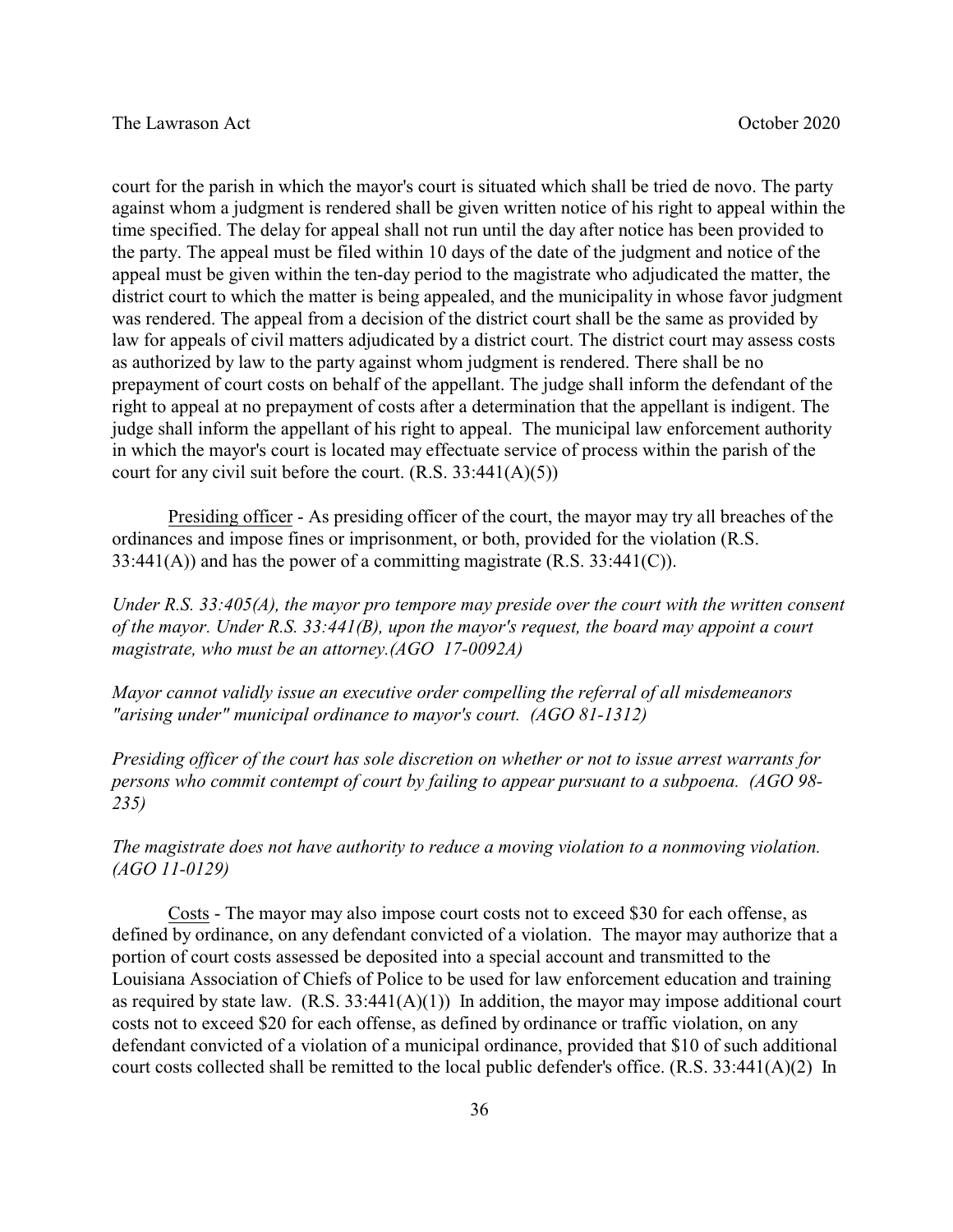court for the parish in which the mayor's court is situated which shall be tried de novo. The party against whom a judgment is rendered shall be given written notice of his right to appeal within the time specified. The delay for appeal shall not run until the day after notice has been provided to the party. The appeal must be filed within 10 days of the date of the judgment and notice of the appeal must be given within the ten-day period to the magistrate who adjudicated the matter, the district court to which the matter is being appealed, and the municipality in whose favor judgment was rendered. The appeal from a decision of the district court shall be the same as provided by law for appeals of civil matters adjudicated by a district court. The district court may assess costs as authorized by law to the party against whom judgment is rendered. There shall be no prepayment of court costs on behalf of the appellant. The judge shall inform the defendant of the right to appeal at no prepayment of costs after a determination that the appellant is indigent. The judge shall inform the appellant of his right to appeal. The municipal law enforcement authority in which the mayor's court is located may effectuate service of process within the parish of the court for any civil suit before the court. (R.S. 33:441(A)(5))

<u>Presiding officer</u> - As presiding officer of the court, the mayor may try all breaches of the ordinances and impose fines or imprisonment, or both, provided for the violation (R.S. 33:441(A)) and has the power of a committing magistrate (R.S. 33:441(C)).

*Under R.S. 33:405(A), the mayor pro tempore may preside over the court with the written consent of the mayor. Under R.S. 33:441(B), upon the mayor's request, the board may appoint a court magistrate, who must be an attorney.(AGO 17-0092A)*

*Mayor cannot validly issue an executive order compelling the referral of all misdemeanors "arising under" municipal ordinance to mayor's court. (AGO 81-1312)*

*Presiding officer of the court has sole discretion on whether or not to issue arrest warrants for persons who commit contempt of court by failing to appear pursuant to a subpoena. (AGO 98-235)*

*The magistrate does not have authority to reduce a moving violation to a nonmoving violation. (AGO 11-0129)*

<u>Costs</u> - The mayor may also impose court costs not to exceed $30 for each offense, as defined by ordinance, on any defendant convicted of a violation. The mayor may authorize that a portion of court costs assessed be deposited into a special account and transmitted to the Louisiana Association of Chiefs of Police to be used for law enforcement education and training as required by state law. (R.S. 33:441(A)(1)) In addition, the mayor may impose additional court costs not to exceed $20 for each offense, as defined by ordinance or traffic violation, on any defendant convicted of a violation of a municipal ordinance, provided that $10 of such additional court costs collected shall be remitted to the local public defender's office. (R.S. 33:441(A)(2) In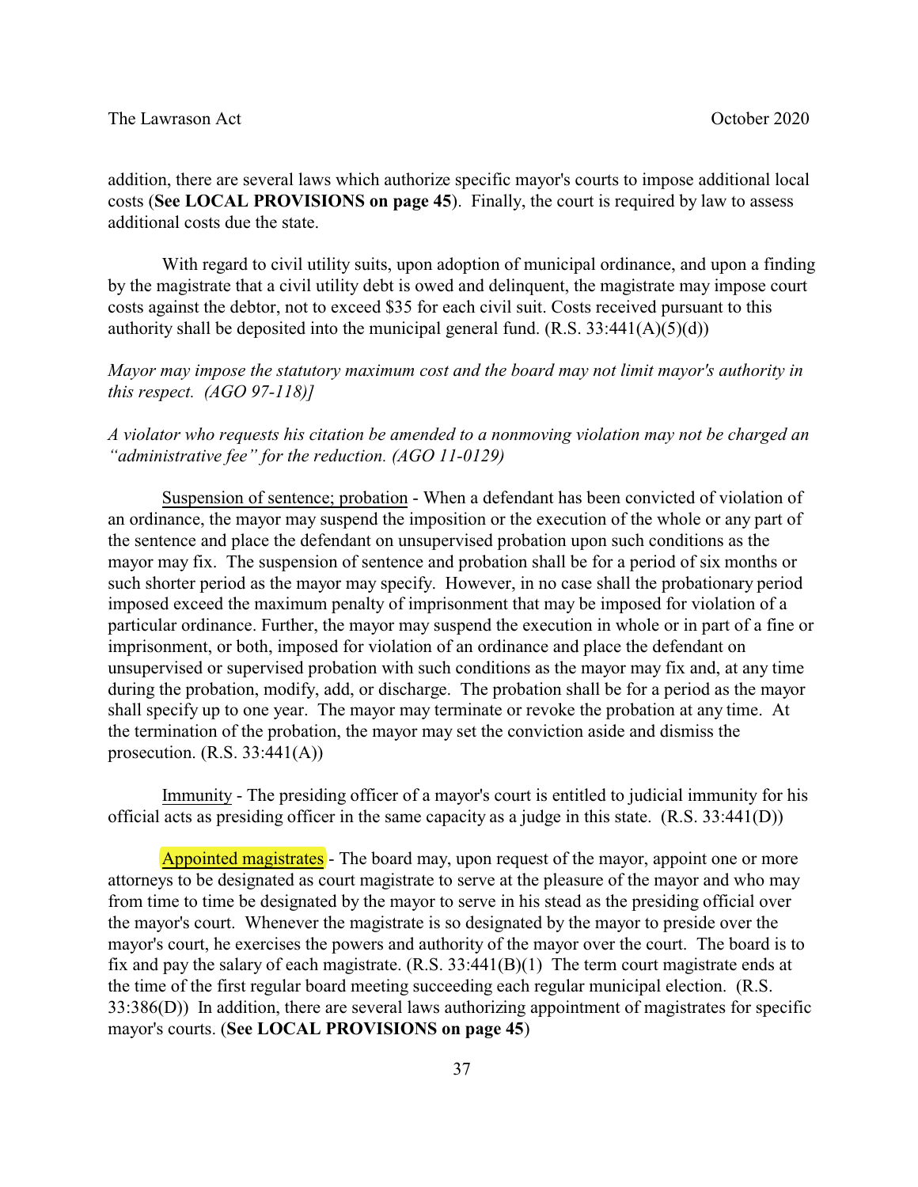addition, there are several laws which authorize specific mayor's courts to impose additional local costs (**See LOCAL PROVISIONS on page 45**). Finally, the court is required by law to assess additional costs due the state.

With regard to civil utility suits, upon adoption of municipal ordinance, and upon a finding by the magistrate that a civil utility debt is owed and delinquent, the magistrate may impose court costs against the debtor, not to exceed $35 for each civil suit. Costs received pursuant to this authority shall be deposited into the municipal general fund. (R.S. 33:441(A)(5)(d))

*Mayor may impose the statutory maximum cost and the board may not limit mayor's authority in this respect. (AGO 97-118)]*

*A violator who requests his citation be amended to a nonmoving violation may not be charged an "administrative fee" for the reduction. (AGO 11-0129)*

Suspension of sentence; probation - When a defendant has been convicted of violation of an ordinance, the mayor may suspend the imposition or the execution of the whole or any part of the sentence and place the defendant on unsupervised probation upon such conditions as the mayor may fix. The suspension of sentence and probation shall be for a period of six months or such shorter period as the mayor may specify. However, in no case shall the probationary period imposed exceed the maximum penalty of imprisonment that may be imposed for violation of a particular ordinance. Further, the mayor may suspend the execution in whole or in part of a fine or imprisonment, or both, imposed for violation of an ordinance and place the defendant on unsupervised or supervised probation with such conditions as the mayor may fix and, at any time during the probation, modify, add, or discharge. The probation shall be for a period as the mayor shall specify up to one year. The mayor may terminate or revoke the probation at any time. At the termination of the probation, the mayor may set the conviction aside and dismiss the prosecution. (R.S. 33:441(A))

Immunity - The presiding officer of a mayor's court is entitled to judicial immunity for his official acts as presiding officer in the same capacity as a judge in this state. (R.S. 33:441(D))

Appointed magistrates - The board may, upon request of the mayor, appoint one or more attorneys to be designated as court magistrate to serve at the pleasure of the mayor and who may from time to time be designated by the mayor to serve in his stead as the presiding official over the mayor's court. Whenever the magistrate is so designated by the mayor to preside over the mayor's court, he exercises the powers and authority of the mayor over the court. The board is to fix and pay the salary of each magistrate. (R.S. 33:441(B)(1) The term court magistrate ends at the time of the first regular board meeting succeeding each regular municipal election. (R.S. 33:386(D)) In addition, there are several laws authorizing appointment of magistrates for specific mayor's courts. (**See LOCAL PROVISIONS on page 45**)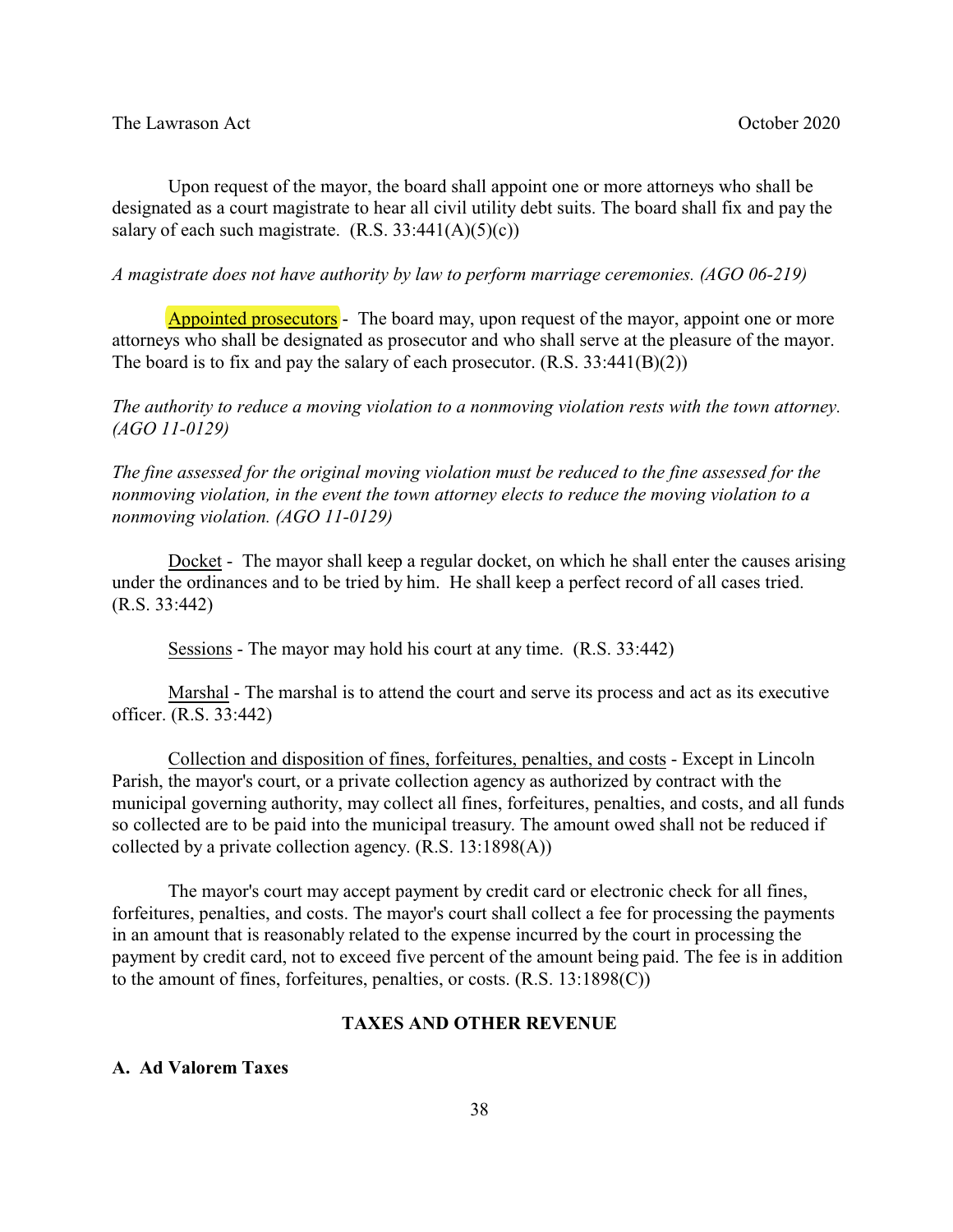Upon request of the mayor, the board shall appoint one or more attorneys who shall be designated as a court magistrate to hear all civil utility debt suits. The board shall fix and pay the salary of each such magistrate. (R.S. 33:441(A)(5)(c))

*A magistrate does not have authority by law to perform marriage ceremonies. (AGO 06-219)*

Appointed prosecutors - The board may, upon request of the mayor, appoint one or more attorneys who shall be designated as prosecutor and who shall serve at the pleasure of the mayor. The board is to fix and pay the salary of each prosecutor. (R.S. 33:441(B)(2))

*The authority to reduce a moving violation to a nonmoving violation rests with the town attorney. (AGO 11-0129)*

*The fine assessed for the original moving violation must be reduced to the fine assessed for the nonmoving violation, in the event the town attorney elects to reduce the moving violation to a nonmoving violation. (AGO 11-0129)*

Docket - The mayor shall keep a regular docket, on which he shall enter the causes arising under the ordinances and to be tried by him. He shall keep a perfect record of all cases tried. (R.S. 33:442)

Sessions - The mayor may hold his court at any time. (R.S. 33:442)

Marshal - The marshal is to attend the court and serve its process and act as its executive officer. (R.S. 33:442)

Collection and disposition of fines, forfeitures, penalties, and costs - Except in Lincoln Parish, the mayor's court, or a private collection agency as authorized by contract with the municipal governing authority, may collect all fines, forfeitures, penalties, and costs, and all funds so collected are to be paid into the municipal treasury. The amount owed shall not be reduced if collected by a private collection agency. (R.S. 13:1898(A))

The mayor's court may accept payment by credit card or electronic check for all fines, forfeitures, penalties, and costs. The mayor's court shall collect a fee for processing the payments in an amount that is reasonably related to the expense incurred by the court in processing the payment by credit card, not to exceed five percent of the amount being paid. The fee is in addition to the amount of fines, forfeitures, penalties, or costs. (R.S. 13:1898(C))

## TAXES AND OTHER REVENUE

### A. Ad Valorem Taxes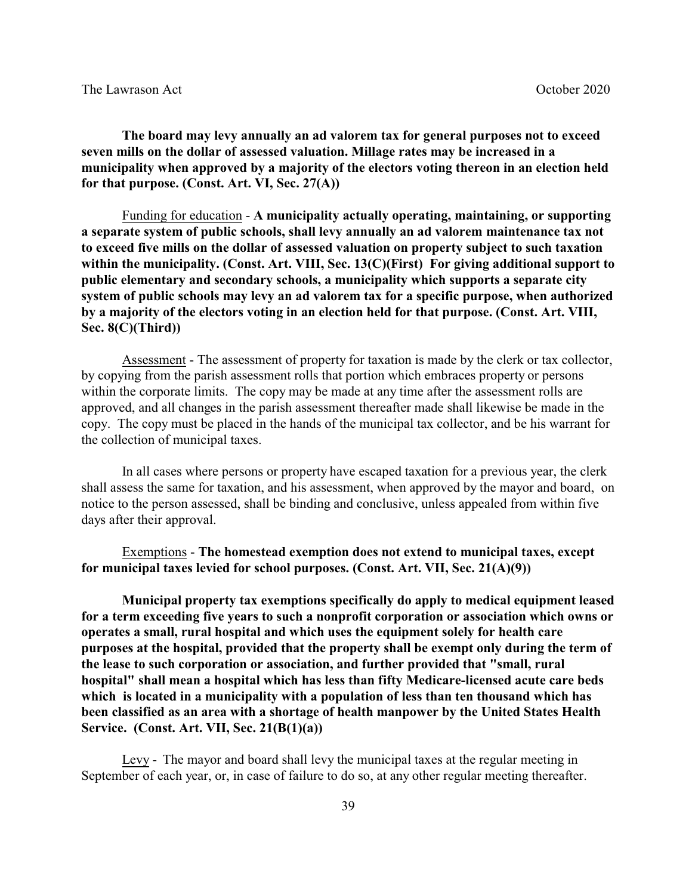**The board may levy annually an ad valorem tax for general purposes not to exceed seven mills on the dollar of assessed valuation. Millage rates may be increased in a municipality when approved by a majority of the electors voting thereon in an election held for that purpose. (Const. Art. VI, Sec. 27(A))**

Funding for education - **A municipality actually operating, maintaining, or supporting a separate system of public schools, shall levy annually an ad valorem maintenance tax not to exceed five mills on the dollar of assessed valuation on property subject to such taxation within the municipality. (Const. Art. VIII, Sec. 13(C)(First) For giving additional support to public elementary and secondary schools, a municipality which supports a separate city system of public schools may levy an ad valorem tax for a specific purpose, when authorized by a majority of the electors voting in an election held for that purpose. (Const. Art. VIII, Sec. 8(C)(Third))**

Assessment - The assessment of property for taxation is made by the clerk or tax collector, by copying from the parish assessment rolls that portion which embraces property or persons within the corporate limits. The copy may be made at any time after the assessment rolls are approved, and all changes in the parish assessment thereafter made shall likewise be made in the copy. The copy must be placed in the hands of the municipal tax collector, and be his warrant for the collection of municipal taxes.

In all cases where persons or property have escaped taxation for a previous year, the clerk shall assess the same for taxation, and his assessment, when approved by the mayor and board, on notice to the person assessed, shall be binding and conclusive, unless appealed from within five days after their approval.

Exemptions - **The homestead exemption does not extend to municipal taxes, except for municipal taxes levied for school purposes. (Const. Art. VII, Sec. 21(A)(9))**

**Municipal property tax exemptions specifically do apply to medical equipment leased for a term exceeding five years to such a nonprofit corporation or association which owns or operates a small, rural hospital and which uses the equipment solely for health care purposes at the hospital, provided that the property shall be exempt only during the term of the lease to such corporation or association, and further provided that "small, rural hospital" shall mean a hospital which has less than fifty Medicare-licensed acute care beds which is located in a municipality with a population of less than ten thousand which has been classified as an area with a shortage of health manpower by the United States Health Service. (Const. Art. VII, Sec. 21(B(1)(a))**

Levy - The mayor and board shall levy the municipal taxes at the regular meeting in September of each year, or, in case of failure to do so, at any other regular meeting thereafter.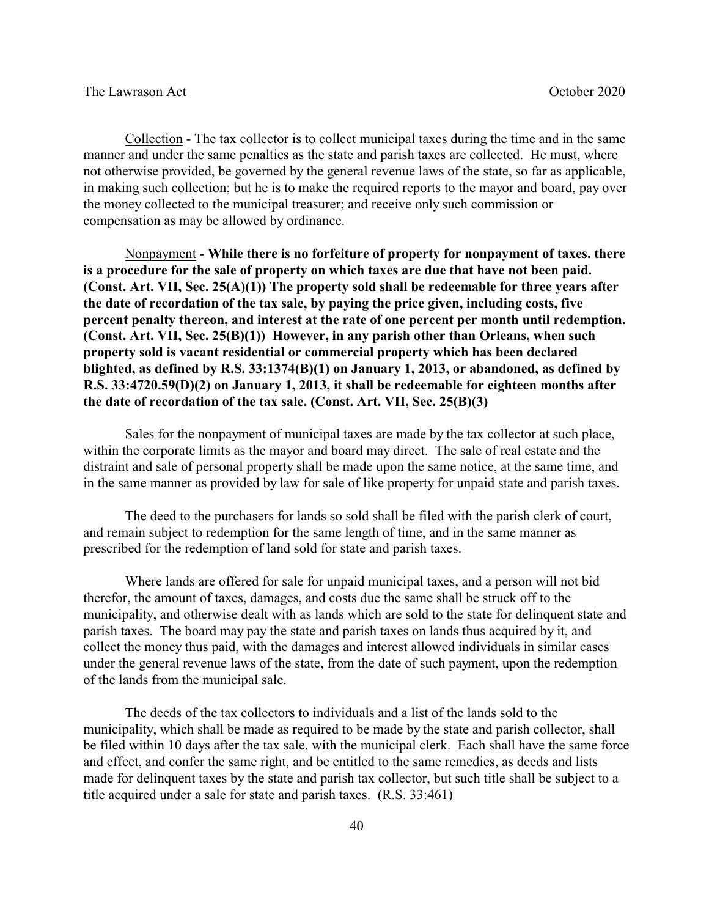Collection - The tax collector is to collect municipal taxes during the time and in the same manner and under the same penalties as the state and parish taxes are collected. He must, where not otherwise provided, be governed by the general revenue laws of the state, so far as applicable, in making such collection; but he is to make the required reports to the mayor and board, pay over the money collected to the municipal treasurer; and receive only such commission or compensation as may be allowed by ordinance.

Nonpayment - **While there is no forfeiture of property for nonpayment of taxes. there is a procedure for the sale of property on which taxes are due that have not been paid. (Const. Art. VII, Sec. 25(A)(1)) The property sold shall be redeemable for three years after the date of recordation of the tax sale, by paying the price given, including costs, five percent penalty thereon, and interest at the rate of one percent per month until redemption. (Const. Art. VII, Sec. 25(B)(1)) However, in any parish other than Orleans, when such property sold is vacant residential or commercial property which has been declared blighted, as defined by R.S. 33:1374(B)(1) on January 1, 2013, or abandoned, as defined by R.S. 33:4720.59(D)(2) on January 1, 2013, it shall be redeemable for eighteen months after the date of recordation of the tax sale. (Const. Art. VII, Sec. 25(B)(3)**

Sales for the nonpayment of municipal taxes are made by the tax collector at such place, within the corporate limits as the mayor and board may direct. The sale of real estate and the distraint and sale of personal property shall be made upon the same notice, at the same time, and in the same manner as provided by law for sale of like property for unpaid state and parish taxes.

The deed to the purchasers for lands so sold shall be filed with the parish clerk of court, and remain subject to redemption for the same length of time, and in the same manner as prescribed for the redemption of land sold for state and parish taxes.

Where lands are offered for sale for unpaid municipal taxes, and a person will not bid therefor, the amount of taxes, damages, and costs due the same shall be struck off to the municipality, and otherwise dealt with as lands which are sold to the state for delinquent state and parish taxes. The board may pay the state and parish taxes on lands thus acquired by it, and collect the money thus paid, with the damages and interest allowed individuals in similar cases under the general revenue laws of the state, from the date of such payment, upon the redemption of the lands from the municipal sale.

The deeds of the tax collectors to individuals and a list of the lands sold to the municipality, which shall be made as required to be made by the state and parish collector, shall be filed within 10 days after the tax sale, with the municipal clerk. Each shall have the same force and effect, and confer the same right, and be entitled to the same remedies, as deeds and lists made for delinquent taxes by the state and parish tax collector, but such title shall be subject to a title acquired under a sale for state and parish taxes. (R.S. 33:461)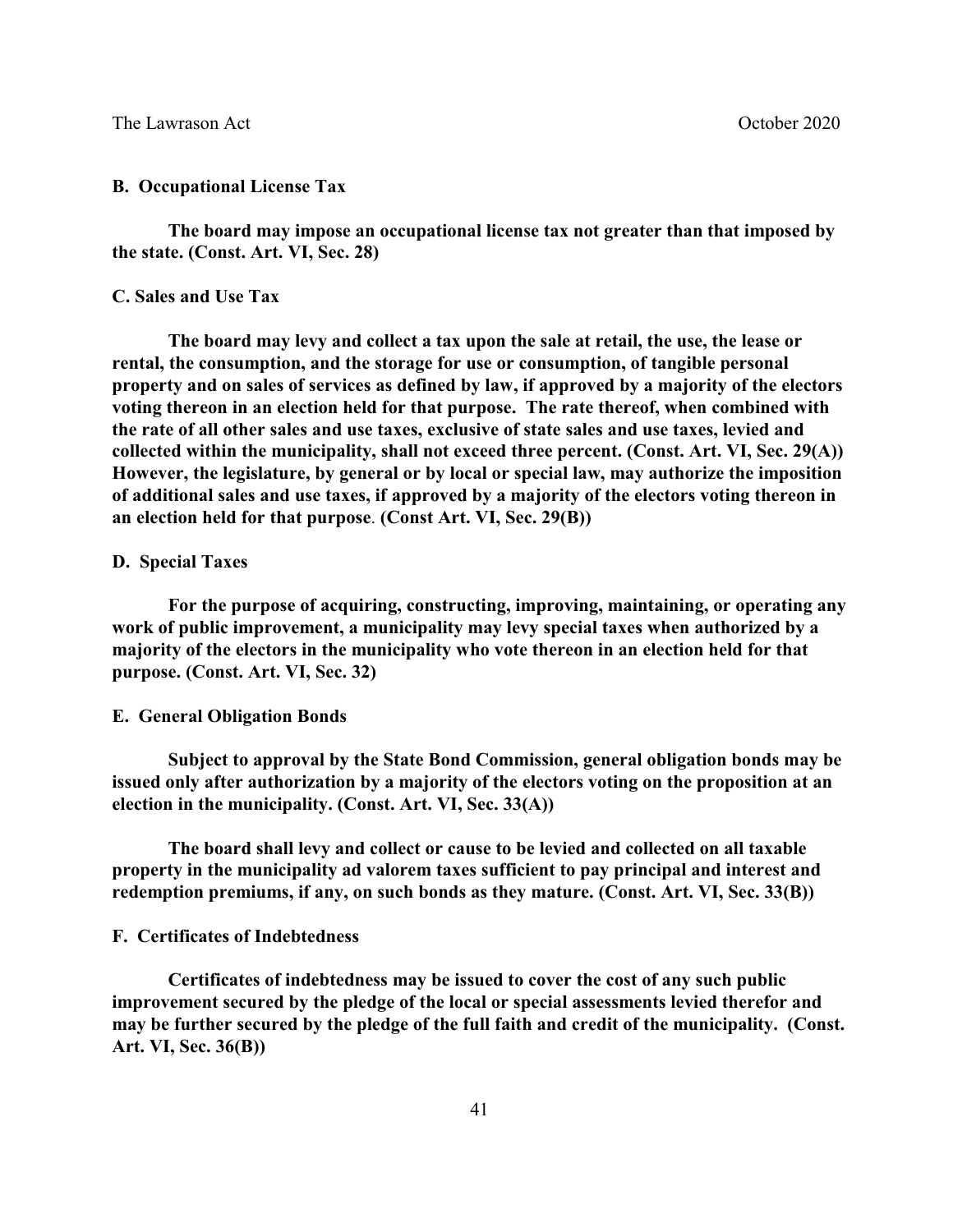### B. Occupational License Tax

**The board may impose an occupational license tax not greater than that imposed by the state. (Const. Art. VI, Sec. 28)**

### C. Sales and Use Tax

**The board may levy and collect a tax upon the sale at retail, the use, the lease or rental, the consumption, and the storage for use or consumption, of tangible personal property and on sales of services as defined by law, if approved by a majority of the electors voting thereon in an election held for that purpose. The rate thereof, when combined with the rate of all other sales and use taxes, exclusive of state sales and use taxes, levied and collected within the municipality, shall not exceed three percent. (Const. Art. VI, Sec. 29(A)) However, the legislature, by general or by local or special law, may authorize the imposition of additional sales and use taxes, if approved by a majority of the electors voting thereon in an election held for that purpose. (Const Art. VI, Sec. 29(B))**

### D. Special Taxes

**For the purpose of acquiring, constructing, improving, maintaining, or operating any work of public improvement, a municipality may levy special taxes when authorized by a majority of the electors in the municipality who vote thereon in an election held for that purpose. (Const. Art. VI, Sec. 32)**

### E. General Obligation Bonds

**Subject to approval by the State Bond Commission, general obligation bonds may be issued only after authorization by a majority of the electors voting on the proposition at an election in the municipality. (Const. Art. VI, Sec. 33(A))**

**The board shall levy and collect or cause to be levied and collected on all taxable property in the municipality ad valorem taxes sufficient to pay principal and interest and redemption premiums, if any, on such bonds as they mature. (Const. Art. VI, Sec. 33(B))**

### F. Certificates of Indebtedness

**Certificates of indebtedness may be issued to cover the cost of any such public improvement secured by the pledge of the local or special assessments levied therefor and may be further secured by the pledge of the full faith and credit of the municipality. (Const. Art. VI, Sec. 36(B))**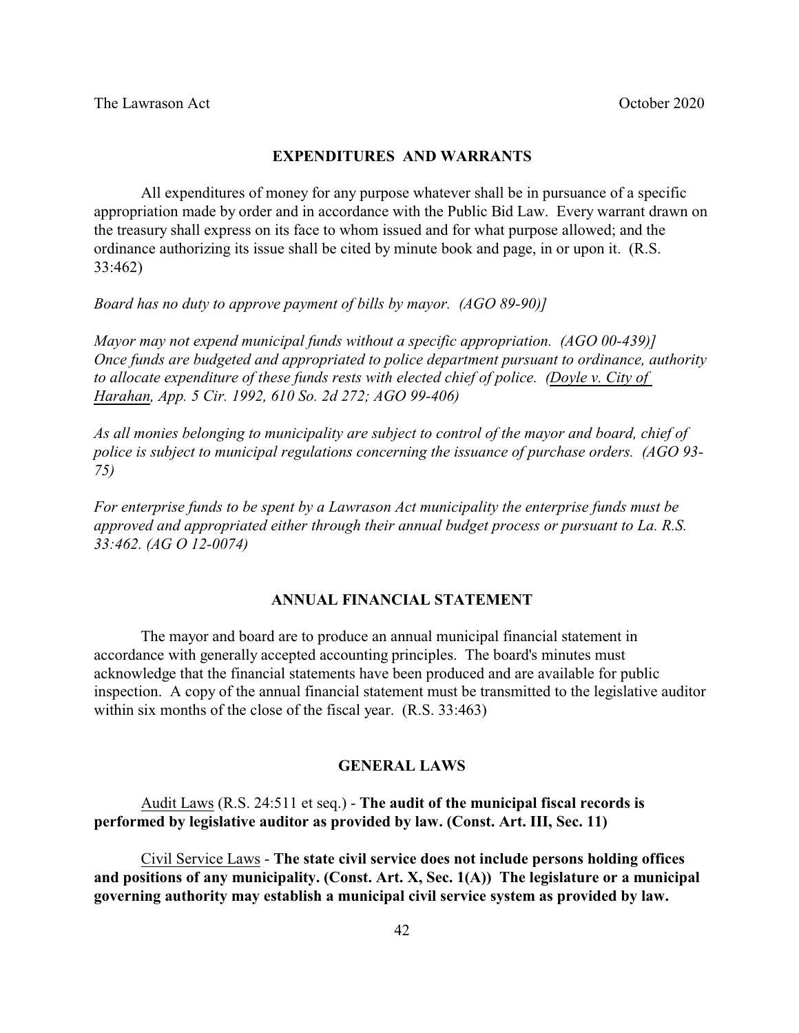## EXPENDITURES AND WARRANTS

All expenditures of money for any purpose whatever shall be in pursuance of a specific appropriation made by order and in accordance with the Public Bid Law. Every warrant drawn on the treasury shall express on its face to whom issued and for what purpose allowed; and the ordinance authorizing its issue shall be cited by minute book and page, in or upon it. (R.S. 33:462)

*Board has no duty to approve payment of bills by mayor. (AGO 89-90)]*

*Mayor may not expend municipal funds without a specific appropriation. (AGO 00-439)] Once funds are budgeted and appropriated to police department pursuant to ordinance, authority to allocate expenditure of these funds rests with elected chief of police. (Doyle v. City of Harahan, App. 5 Cir. 1992, 610 So. 2d 272; AGO 99-406)*

*As all monies belonging to municipality are subject to control of the mayor and board, chief of police is subject to municipal regulations concerning the issuance of purchase orders. (AGO 93-75)*

*For enterprise funds to be spent by a Lawrason Act municipality the enterprise funds must be approved and appropriated either through their annual budget process or pursuant to La. R.S. 33:462. (AG O 12-0074)*

## ANNUAL FINANCIAL STATEMENT

The mayor and board are to produce an annual municipal financial statement in accordance with generally accepted accounting principles. The board's minutes must acknowledge that the financial statements have been produced and are available for public inspection. A copy of the annual financial statement must be transmitted to the legislative auditor within six months of the close of the fiscal year. (R.S. 33:463)

## GENERAL LAWS

Audit Laws (R.S. 24:511 et seq.) - **The audit of the municipal fiscal records is performed by legislative auditor as provided by law. (Const. Art. III, Sec. 11)**

Civil Service Laws - **The state civil service does not include persons holding offices and positions of any municipality. (Const. Art. X, Sec. 1(A)) The legislature or a municipal governing authority may establish a municipal civil service system as provided by law.**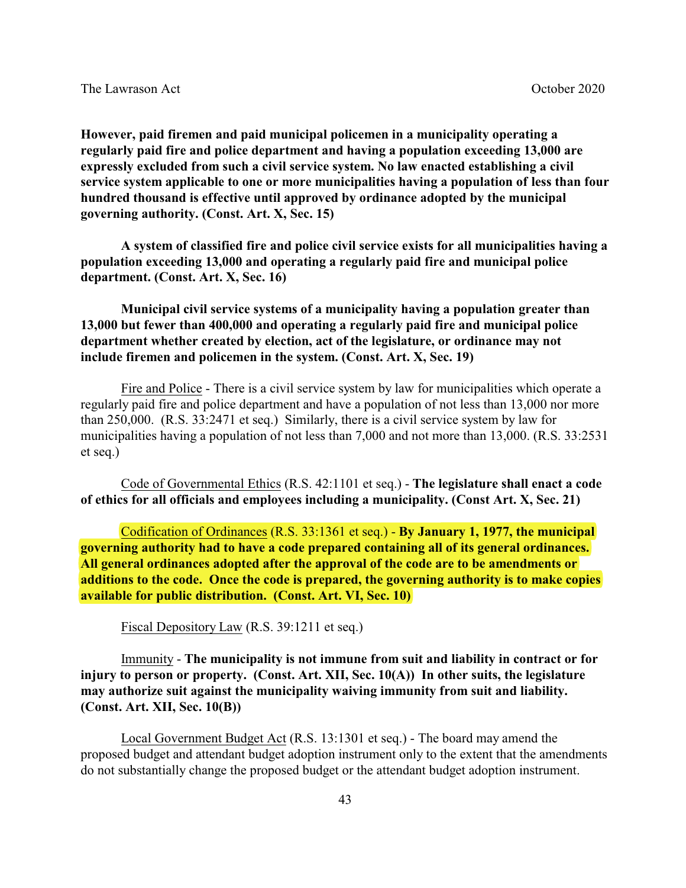**However, paid firemen and paid municipal policemen in a municipality operating a regularly paid fire and police department and having a population exceeding 13,000 are expressly excluded from such a civil service system. No law enacted establishing a civil service system applicable to one or more municipalities having a population of less than four hundred thousand is effective until approved by ordinance adopted by the municipal governing authority. (Const. Art. X, Sec. 15)**

**A system of classified fire and police civil service exists for all municipalities having a population exceeding 13,000 and operating a regularly paid fire and municipal police department. (Const. Art. X, Sec. 16)**

**Municipal civil service systems of a municipality having a population greater than 13,000 but fewer than 400,000 and operating a regularly paid fire and municipal police department whether created by election, act of the legislature, or ordinance may not include firemen and policemen in the system. (Const. Art. X, Sec. 19)**

<u>Fire and Police</u> - There is a civil service system by law for municipalities which operate a regularly paid fire and police department and have a population of not less than 13,000 nor more than 250,000. (R.S. 33:2471 et seq.) Similarly, there is a civil service system by law for municipalities having a population of not less than 7,000 and not more than 13,000. (R.S. 33:2531 et seq.)

<u>Code of Governmental Ethics</u> (R.S. 42:1101 et seq.) - **The legislature shall enact a code of ethics for all officials and employees including a municipality. (Const Art. X, Sec. 21)**

<u>Codification of Ordinances</u> (R.S. 33:1361 et seq.) - **By January 1, 1977, the municipal governing authority had to have a code prepared containing all of its general ordinances. All general ordinances adopted after the approval of the code are to be amendments or additions to the code. Once the code is prepared, the governing authority is to make copies available for public distribution. (Const. Art. VI, Sec. 10)**

<u>Fiscal Depository Law</u> (R.S. 39:1211 et seq.)

<u>Immunity</u> - **The municipality is not immune from suit and liability in contract or for injury to person or property. (Const. Art. XII, Sec. 10(A)) In other suits, the legislature may authorize suit against the municipality waiving immunity from suit and liability. (Const. Art. XII, Sec. 10(B))**

<u>Local Government Budget Act</u> (R.S. 13:1301 et seq.) - The board may amend the proposed budget and attendant budget adoption instrument only to the extent that the amendments do not substantially change the proposed budget or the attendant budget adoption instrument.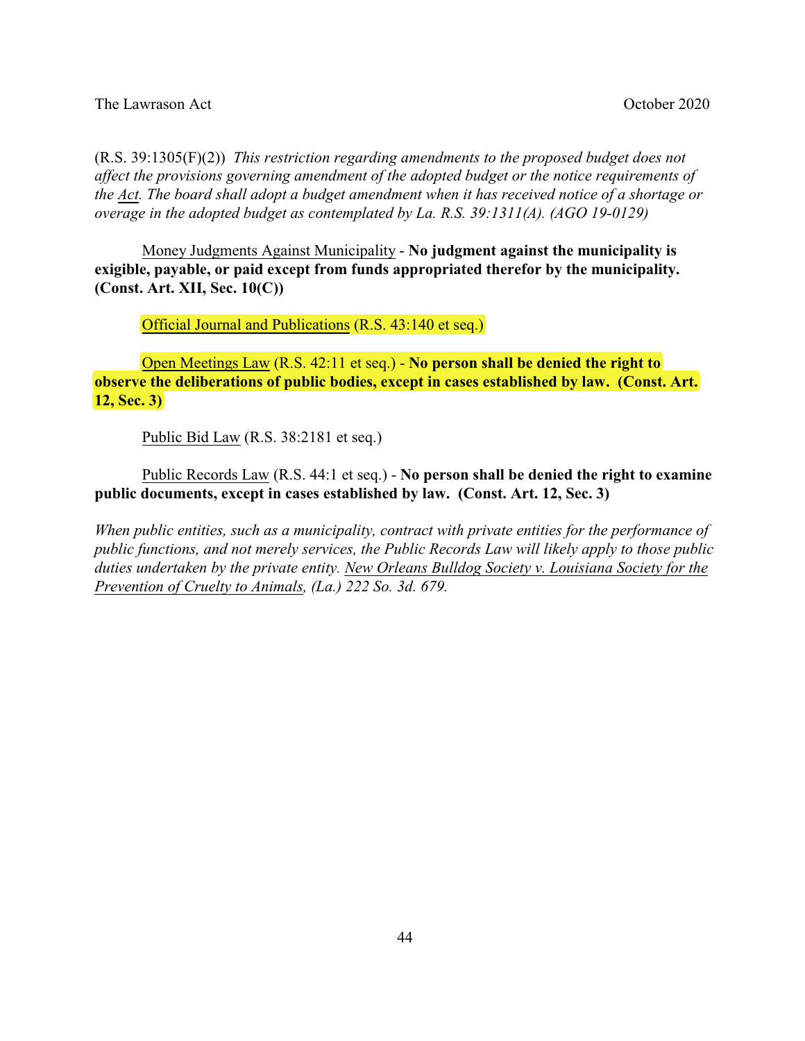(R.S. 39:1305(F)(2)) *This restriction regarding amendments to the proposed budget does not affect the provisions governing amendment of the adopted budget or the notice requirements of the Act. The board shall adopt a budget amendment when it has received notice of a shortage or overage in the adopted budget as contemplated by La. R.S. 39:1311(A). (AGO 19-0129)*

Money Judgments Against Municipality - **No judgment against the municipality is exigible, payable, or paid except from funds appropriated therefor by the municipality. (Const. Art. XII, Sec. 10(C))**

Official Journal and Publications (R.S. 43:140 et seq.)

Open Meetings Law (R.S. 42:11 et seq.) - **No person shall be denied the right to observe the deliberations of public bodies, except in cases established by law. (Const. Art. 12, Sec. 3)**

Public Bid Law (R.S. 38:2181 et seq.)

Public Records Law (R.S. 44:1 et seq.) - **No person shall be denied the right to examine public documents, except in cases established by law. (Const. Art. 12, Sec. 3)**

*When public entities, such as a municipality, contract with private entities for the performance of public functions, and not merely services, the Public Records Law will likely apply to those public duties undertaken by the private entity. New Orleans Bulldog Society v. Louisiana Society for the Prevention of Cruelty to Animals, (La.) 222 So. 3d. 679.*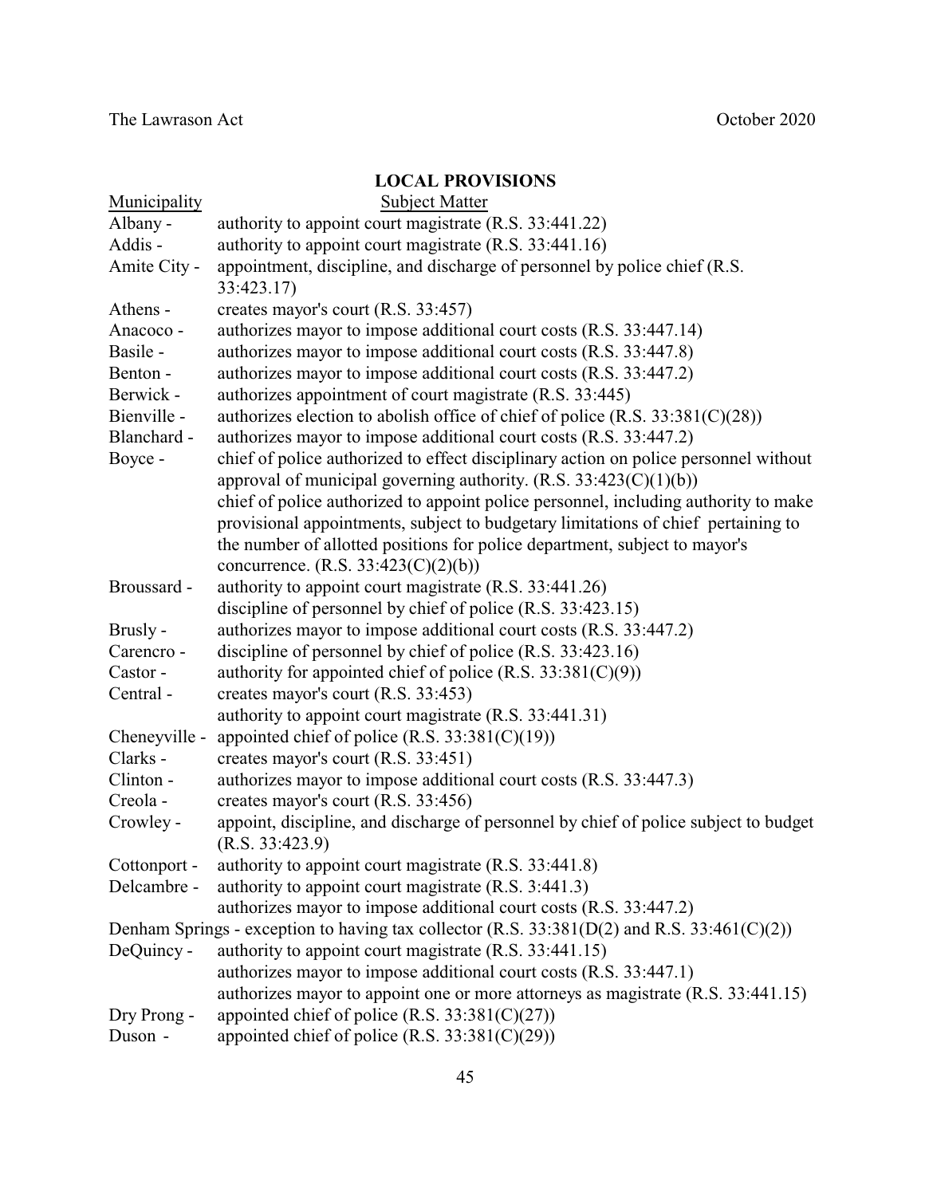## LOCAL PROVISIONS

| Municipality | Subject Matter |
|---|---|
| Albany - | authority to appoint court magistrate (R.S. 33:441.22) |
| Addis - | authority to appoint court magistrate (R.S. 33:441.16) |
| Amite City - | appointment, discipline, and discharge of personnel by police chief (R.S. 33:423.17) |
| Athens - | creates mayor's court (R.S. 33:457) |
| Anacoco - | authorizes mayor to impose additional court costs (R.S. 33:447.14) |
| Basile - | authorizes mayor to impose additional court costs (R.S. 33:447.8) |
| Benton - | authorizes mayor to impose additional court costs (R.S. 33:447.2) |
| Berwick - | authorizes appointment of court magistrate (R.S. 33:445) |
| Bienville - | authorizes election to abolish office of chief of police (R.S. 33:381(C)(28)) |
| Blanchard - | authorizes mayor to impose additional court costs (R.S. 33:447.2) |
| Boyce - | chief of police authorized to effect disciplinary action on police personnel without approval of municipal governing authority. (R.S. 33:423(C)(1)(b)) |
| | chief of police authorized to appoint police personnel, including authority to make provisional appointments, subject to budgetary limitations of chief pertaining to the number of allotted positions for police department, subject to mayor's concurrence. (R.S. 33:423(C)(2)(b)) |
| Broussard - | authority to appoint court magistrate (R.S. 33:441.26) |
| | discipline of personnel by chief of police (R.S. 33:423.15) |
| Brusly - | authorizes mayor to impose additional court costs (R.S. 33:447.2) |
| Carencro - | discipline of personnel by chief of police (R.S. 33:423.16) |
| Castor - | authority for appointed chief of police (R.S. 33:381(C)(9)) |
| Central - | creates mayor's court (R.S. 33:453) |
| | authority to appoint court magistrate (R.S. 33:441.31) |
| Cheneyville - | appointed chief of police (R.S. 33:381(C)(19)) |
| Clarks - | creates mayor's court (R.S. 33:451) |
| Clinton - | authorizes mayor to impose additional court costs (R.S. 33:447.3) |
| Creola - | creates mayor's court (R.S. 33:456) |
| Crowley - | appoint, discipline, and discharge of personnel by chief of police subject to budget (R.S. 33:423.9) |
| Cottonport - | authority to appoint court magistrate (R.S. 33:441.8) |
| Delcambre - | authority to appoint court magistrate (R.S. 3:441.3) |
| | authorizes mayor to impose additional court costs (R.S. 33:447.2) |
| Denham Springs - | exception to having tax collector (R.S. 33:381(D(2) and R.S. 33:461(C)(2)) |
| DeQuincy - | authority to appoint court magistrate (R.S. 33:441.15) |
| | authorizes mayor to impose additional court costs (R.S. 33:447.1) |
| | authorizes mayor to appoint one or more attorneys as magistrate (R.S. 33:441.15) |
| Dry Prong - | appointed chief of police (R.S. 33:381(C)(27)) |
| Duson - | appointed chief of police (R.S. 33:381(C)(29)) |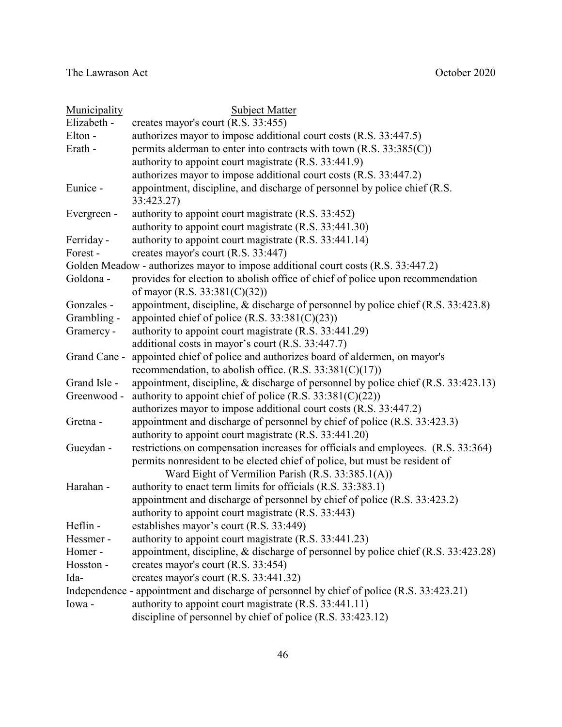| Municipality | Subject Matter |
|---|---|
| Elizabeth - | creates mayor's court (R.S. 33:455) |
| Elton - | authorizes mayor to impose additional court costs (R.S. 33:447.5) |
| Erath - | permits alderman to enter into contracts with town (R.S. 33:385(C)) |
| | authority to appoint court magistrate (R.S. 33:441.9) |
| | authorizes mayor to impose additional court costs (R.S. 33:447.2) |
| Eunice - | appointment, discipline, and discharge of personnel by police chief (R.S. 33:423.27) |
| Evergreen - | authority to appoint court magistrate (R.S. 33:452) |
| | authority to appoint court magistrate (R.S. 33:441.30) |
| Ferriday - | authority to appoint court magistrate (R.S. 33:441.14) |
| Forest - | creates mayor's court (R.S. 33:447) |
| Golden Meadow - | authorizes mayor to impose additional court costs (R.S. 33:447.2) |
| Goldona - | provides for election to abolish office of chief of police upon recommendation of mayor (R.S. 33:381(C)(32)) |
| Gonzales - | appointment, discipline, & discharge of personnel by police chief (R.S. 33:423.8) |
| Grambling - | appointed chief of police (R.S. 33:381(C)(23)) |
| Gramercy - | authority to appoint court magistrate (R.S. 33:441.29) |
| | additional costs in mayor's court (R.S. 33:447.7) |
| Grand Cane - | appointed chief of police and authorizes board of aldermen, on mayor's recommendation, to abolish office. (R.S. 33:381(C)(17)) |
| Grand Isle - | appointment, discipline, & discharge of personnel by police chief (R.S. 33:423.13) |
| Greenwood - | authority to appoint chief of police (R.S. 33:381(C)(22)) |
| | authorizes mayor to impose additional court costs (R.S. 33:447.2) |
| Gretna - | appointment and discharge of personnel by chief of police (R.S. 33:423.3) |
| | authority to appoint court magistrate (R.S. 33:441.20) |
| Gueydan - | restrictions on compensation increases for officials and employees. (R.S. 33:364) |
| | permits nonresident to be elected chief of police, but must be resident of Ward Eight of Vermilion Parish (R.S. 33:385.1(A)) |
| Harahan - | authority to enact term limits for officials (R.S. 33:383.1) |
| | appointment and discharge of personnel by chief of police (R.S. 33:423.2) |
| | authority to appoint court magistrate (R.S. 33:443) |
| Heflin - | establishes mayor's court (R.S. 33:449) |
| Hessmer - | authority to appoint court magistrate (R.S. 33:441.23) |
| Homer - | appointment, discipline, & discharge of personnel by police chief (R.S. 33:423.28) |
| Hosston - | creates mayor's court (R.S. 33:454) |
| Ida- | creates mayor's court (R.S. 33:441.32) |
| Independence - | appointment and discharge of personnel by chief of police (R.S. 33:423.21) |
| Iowa - | authority to appoint court magistrate (R.S. 33:441.11) |
| | discipline of personnel by chief of police (R.S. 33:423.12) |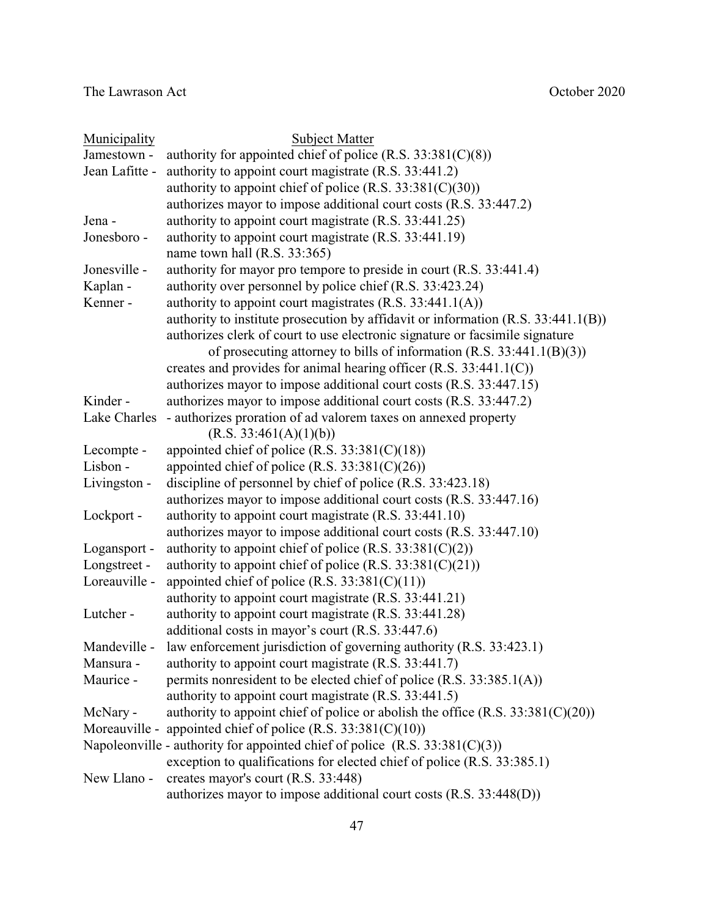| Municipality | Subject Matter |
|---|---|
| Jamestown - | authority for appointed chief of police (R.S. 33:381(C)(8)) |
| Jean Lafitte - | authority to appoint court magistrate (R.S. 33:441.2) |
| | authority to appoint chief of police (R.S. 33:381(C)(30)) |
| | authorizes mayor to impose additional court costs (R.S. 33:447.2) |
| Jena - | authority to appoint court magistrate (R.S. 33:441.25) |
| Jonesboro - | authority to appoint court magistrate (R.S. 33:441.19) |
| | name town hall (R.S. 33:365) |
| Jonesville - | authority for mayor pro tempore to preside in court (R.S. 33:441.4) |
| Kaplan - | authority over personnel by police chief (R.S. 33:423.24) |
| Kenner - | authority to appoint court magistrates (R.S. 33:441.1(A)) |
| | authority to institute prosecution by affidavit or information (R.S. 33:441.1(B)) |
| | authorizes clerk of court to use electronic signature or facsimile signature of prosecuting attorney to bills of information (R.S. 33:441.1(B)(3)) |
| | creates and provides for animal hearing officer (R.S. 33:441.1(C)) |
| | authorizes mayor to impose additional court costs (R.S. 33:447.15) |
| Kinder - | authorizes mayor to impose additional court costs (R.S. 33:447.2) |
| Lake Charles | - authorizes proration of ad valorem taxes on annexed property (R.S. 33:461(A)(1)(b)) |
| Lecompte - | appointed chief of police (R.S. 33:381(C)(18)) |
| Lisbon - | appointed chief of police (R.S. 33:381(C)(26)) |
| Livingston - | discipline of personnel by chief of police (R.S. 33:423.18) |
| | authorizes mayor to impose additional court costs (R.S. 33:447.16) |
| Lockport - | authority to appoint court magistrate (R.S. 33:441.10) |
| | authorizes mayor to impose additional court costs (R.S. 33:447.10) |
| Logansport - | authority to appoint chief of police (R.S. 33:381(C)(2)) |
| Longstreet - | authority to appoint chief of police (R.S. 33:381(C)(21)) |
| Loreauville - | appointed chief of police (R.S. 33:381(C)(11)) |
| | authority to appoint court magistrate (R.S. 33:441.21) |
| Lutcher - | authority to appoint court magistrate (R.S. 33:441.28) |
| | additional costs in mayor's court (R.S. 33:447.6) |
| Mandeville - | law enforcement jurisdiction of governing authority (R.S. 33:423.1) |
| Mansura - | authority to appoint court magistrate (R.S. 33:441.7) |
| Maurice - | permits nonresident to be elected chief of police (R.S. 33:385.1(A)) |
| | authority to appoint court magistrate (R.S. 33:441.5) |
| McNary - | authority to appoint chief of police or abolish the office (R.S. 33:381(C)(20)) |
| Moreauville - | appointed chief of police (R.S. 33:381(C)(10)) |
| Napoleonville | - authority for appointed chief of police (R.S. 33:381(C)(3)) |
| | exception to qualifications for elected chief of police (R.S. 33:385.1) |
| New Llano - | creates mayor's court (R.S. 33:448) |
| | authorizes mayor to impose additional court costs (R.S. 33:448(D)) |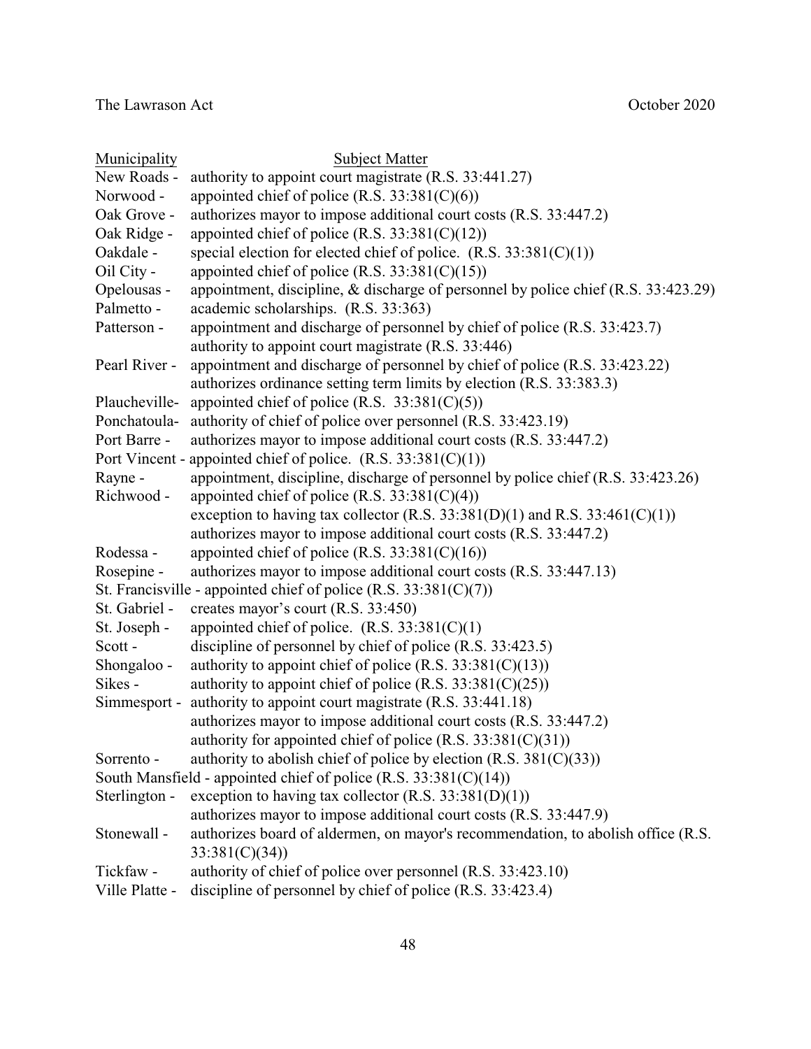| Municipality | Subject Matter |
|---|---|
| New Roads - | authority to appoint court magistrate (R.S. 33:441.27) |
| Norwood - | appointed chief of police (R.S. 33:381(C)(6)) |
| Oak Grove - | authorizes mayor to impose additional court costs (R.S. 33:447.2) |
| Oak Ridge - | appointed chief of police (R.S. 33:381(C)(12)) |
| Oakdale - | special election for elected chief of police. (R.S. 33:381(C)(1)) |
| Oil City - | appointed chief of police (R.S. 33:381(C)(15)) |
| Opelousas - | appointment, discipline, & discharge of personnel by police chief (R.S. 33:423.29) |
| Palmetto - | academic scholarships. (R.S. 33:363) |
| Patterson - | appointment and discharge of personnel by chief of police (R.S. 33:423.7) |
| | authority to appoint court magistrate (R.S. 33:446) |
| Pearl River - | appointment and discharge of personnel by chief of police (R.S. 33:423.22) |
| | authorizes ordinance setting term limits by election (R.S. 33:383.3) |
| Plaucheville- | appointed chief of police (R.S. 33:381(C)(5)) |
| Ponchatoula- | authority of chief of police over personnel (R.S. 33:423.19) |
| Port Barre - | authorizes mayor to impose additional court costs (R.S. 33:447.2) |
| Port Vincent - | appointed chief of police. (R.S. 33:381(C)(1)) |
| Rayne - | appointment, discipline, discharge of personnel by police chief (R.S. 33:423.26) |
| Richwood - | appointed chief of police (R.S. 33:381(C)(4)) |
| | exception to having tax collector (R.S. 33:381(D)(1) and R.S. 33:461(C)(1)) |
| | authorizes mayor to impose additional court costs (R.S. 33:447.2) |
| Rodessa - | appointed chief of police (R.S. 33:381(C)(16)) |
| Rosepine - | authorizes mayor to impose additional court costs (R.S. 33:447.13) |
| St. Francisville - | appointed chief of police (R.S. 33:381(C)(7)) |
| St. Gabriel - | creates mayor's court (R.S. 33:450) |
| St. Joseph - | appointed chief of police. (R.S. 33:381(C)(1) |
| Scott - | discipline of personnel by chief of police (R.S. 33:423.5) |
| Shongaloo - | authority to appoint chief of police (R.S. 33:381(C)(13)) |
| Sikes - | authority to appoint chief of police (R.S. 33:381(C)(25)) |
| Simmesport - | authority to appoint court magistrate (R.S. 33:441.18) |
| | authorizes mayor to impose additional court costs (R.S. 33:447.2) |
| | authority for appointed chief of police (R.S. 33:381(C)(31)) |
| Sorrento - | authority to abolish chief of police by election (R.S. 381(C)(33)) |
| South Mansfield - | appointed chief of police (R.S. 33:381(C)(14)) |
| Sterlington - | exception to having tax collector (R.S. 33:381(D)(1)) |
| | authorizes mayor to impose additional court costs (R.S. 33:447.9) |
| Stonewall - | authorizes board of aldermen, on mayor's recommendation, to abolish office (R.S. 33:381(C)(34)) |
| Tickfaw - | authority of chief of police over personnel (R.S. 33:423.10) |
| Ville Platte - | discipline of personnel by chief of police (R.S. 33:423.4) |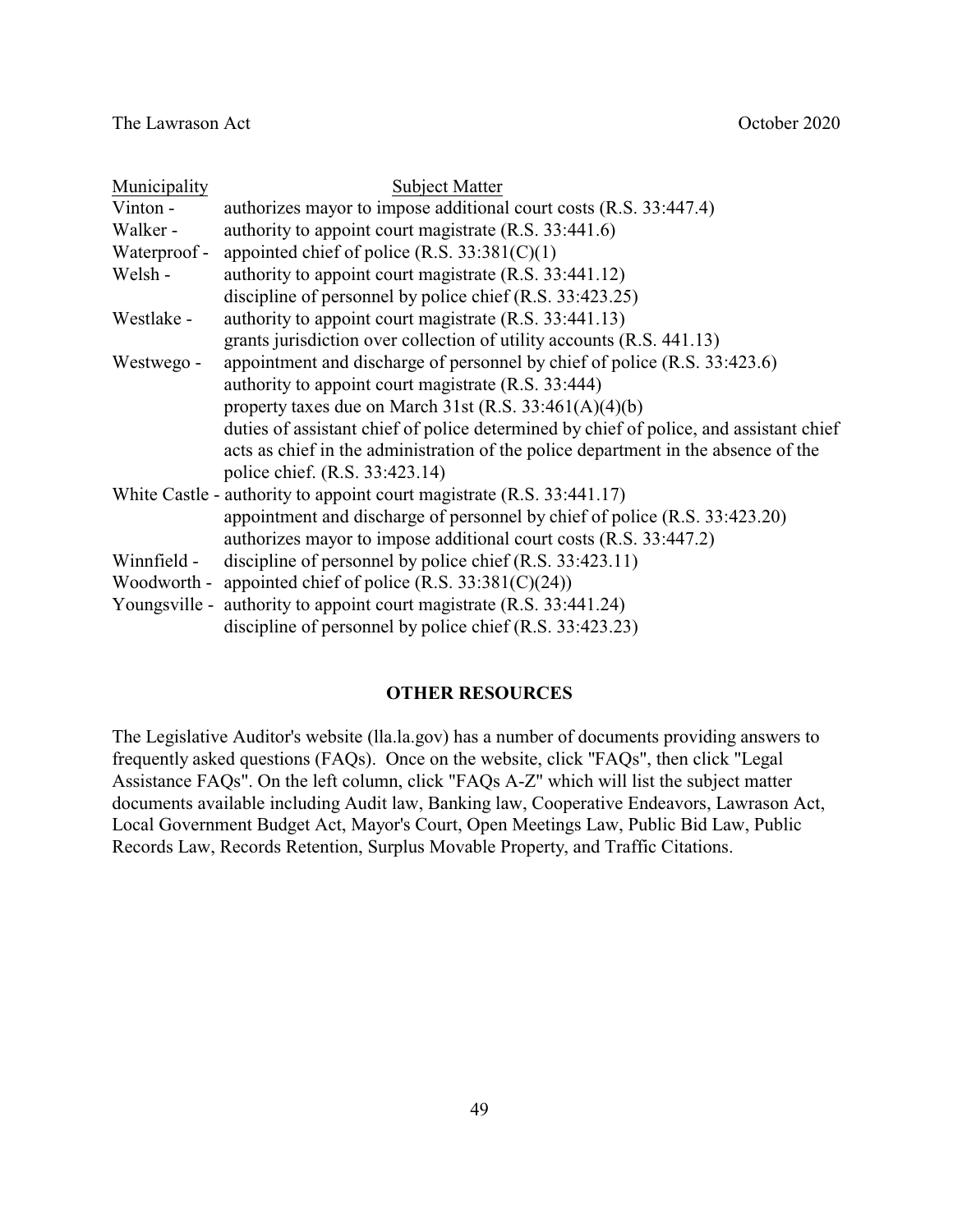| Municipality | Subject Matter |
|---|---|
| Vinton - | authorizes mayor to impose additional court costs (R.S. 33:447.4) |
| Walker - | authority to appoint court magistrate (R.S. 33:441.6) |
| Waterproof - | appointed chief of police (R.S. 33:381(C)(1) |
| Welsh - | authority to appoint court magistrate (R.S. 33:441.12) |
| | discipline of personnel by police chief (R.S. 33:423.25) |
| Westlake - | authority to appoint court magistrate (R.S. 33:441.13) |
| | grants jurisdiction over collection of utility accounts (R.S. 441.13) |
| Westwego - | appointment and discharge of personnel by chief of police (R.S. 33:423.6) |
| | authority to appoint court magistrate (R.S. 33:444) |
| | property taxes due on March 31st (R.S. 33:461(A)(4)(b) |
| | duties of assistant chief of police determined by chief of police, and assistant chief acts as chief in the administration of the police department in the absence of the police chief. (R.S. 33:423.14) |
| White Castle - | authority to appoint court magistrate (R.S. 33:441.17) |
| | appointment and discharge of personnel by chief of police (R.S. 33:423.20) |
| | authorizes mayor to impose additional court costs (R.S. 33:447.2) |
| Winnfield - | discipline of personnel by police chief (R.S. 33:423.11) |
| Woodworth - | appointed chief of police (R.S. 33:381(C)(24)) |
| Youngsville - | authority to appoint court magistrate (R.S. 33:441.24) |
| | discipline of personnel by police chief (R.S. 33:423.23) |

## OTHER RESOURCES

The Legislative Auditor's website (lla.la.gov) has a number of documents providing answers to frequently asked questions (FAQs). Once on the website, click "FAQs", then click "Legal Assistance FAQs". On the left column, click "FAQs A-Z" which will list the subject matter documents available including Audit law, Banking law, Cooperative Endeavors, Lawrason Act, Local Government Budget Act, Mayor's Court, Open Meetings Law, Public Bid Law, Public Records Law, Records Retention, Surplus Movable Property, and Traffic Citations.